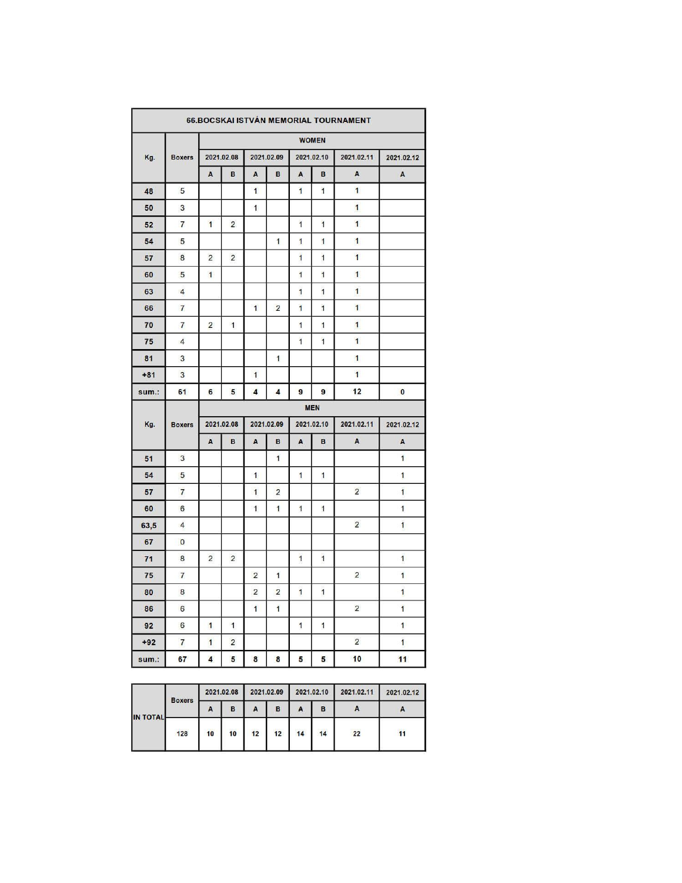# 66.BOCSKAI ISTVÁN MEMORIAL TOURNAMENT

| Kg. | Boxers | WOMEN | | | | | | | |
|---|---|---|---|---|---|---|---|---|---|
| | | 2021.02.08 | | 2021.02.09 | | 2021.02.10 | | 2021.02.11 | 2021.02.12 |
| | | A | B | A | B | A | B | A | A |
| **48** | 5 | | | 1 | | 1 | 1 | 1 | |
| **50** | 3 | | | 1 | | | | 1 | |
| **52** | 7 | 1 | 2 | | | 1 | 1 | 1 | |
| **54** | 5 | | | | 1 | 1 | 1 | 1 | |
| **57** | 8 | 2 | 2 | | | 1 | 1 | 1 | |
| **60** | 5 | 1 | | | | 1 | 1 | 1 | |
| **63** | 4 | | | | | 1 | 1 | 1 | |
| **66** | 7 | | | 1 | 2 | 1 | 1 | 1 | |
| **70** | 7 | 2 | 1 | | | 1 | 1 | 1 | |
| **75** | 4 | | | | | 1 | 1 | 1 | |
| **81** | 3 | | | | 1 | | | 1 | |
| **+81** | 3 | | | 1 | | | | 1 | |
| **sum.:** | **61** | **6** | **5** | **4** | **4** | **9** | **9** | **12** | **0** |

| Kg. | Boxers | MEN | | | | | | | |
|---|---|---|---|---|---|---|---|---|---|
| | | 2021.02.08 | | 2021.02.09 | | 2021.02.10 | | 2021.02.11 | 2021.02.12 |
| | | A | B | A | B | A | B | A | A |
| **51** | 3 | | | | 1 | | | | 1 |
| **54** | 5 | | | 1 | | 1 | 1 | | 1 |
| **57** | 7 | | | 1 | 2 | | | 2 | 1 |
| **60** | 6 | | | 1 | 1 | 1 | 1 | | 1 |
| **63,5** | 4 | | | | | | | 2 | 1 |
| **67** | 0 | | | | | | | | |
| **71** | 8 | 2 | 2 | | | 1 | 1 | | 1 |
| **75** | 7 | | | 2 | 1 | | | 2 | 1 |
| **80** | 8 | | | 2 | 2 | 1 | 1 | | 1 |
| **86** | 6 | | | 1 | 1 | | | 2 | 1 |
| **92** | 6 | 1 | 1 | | | 1 | 1 | | 1 |
| **+92** | 7 | 1 | 2 | | | | | 2 | 1 |
| **sum.:** | **67** | **4** | **5** | **8** | **8** | **5** | **5** | **10** | **11** |

| IN TOTAL | Boxers | 2021.02.08 | | 2021.02.09 | | 2021.02.10 | | 2021.02.11 | 2021.02.12 |
|---|---|---|---|---|---|---|---|---|---|
| | | A | B | A | B | A | B | A | A |
| | 128 | 10 | 10 | 12 | 12 | 14 | 14 | 22 | 11 |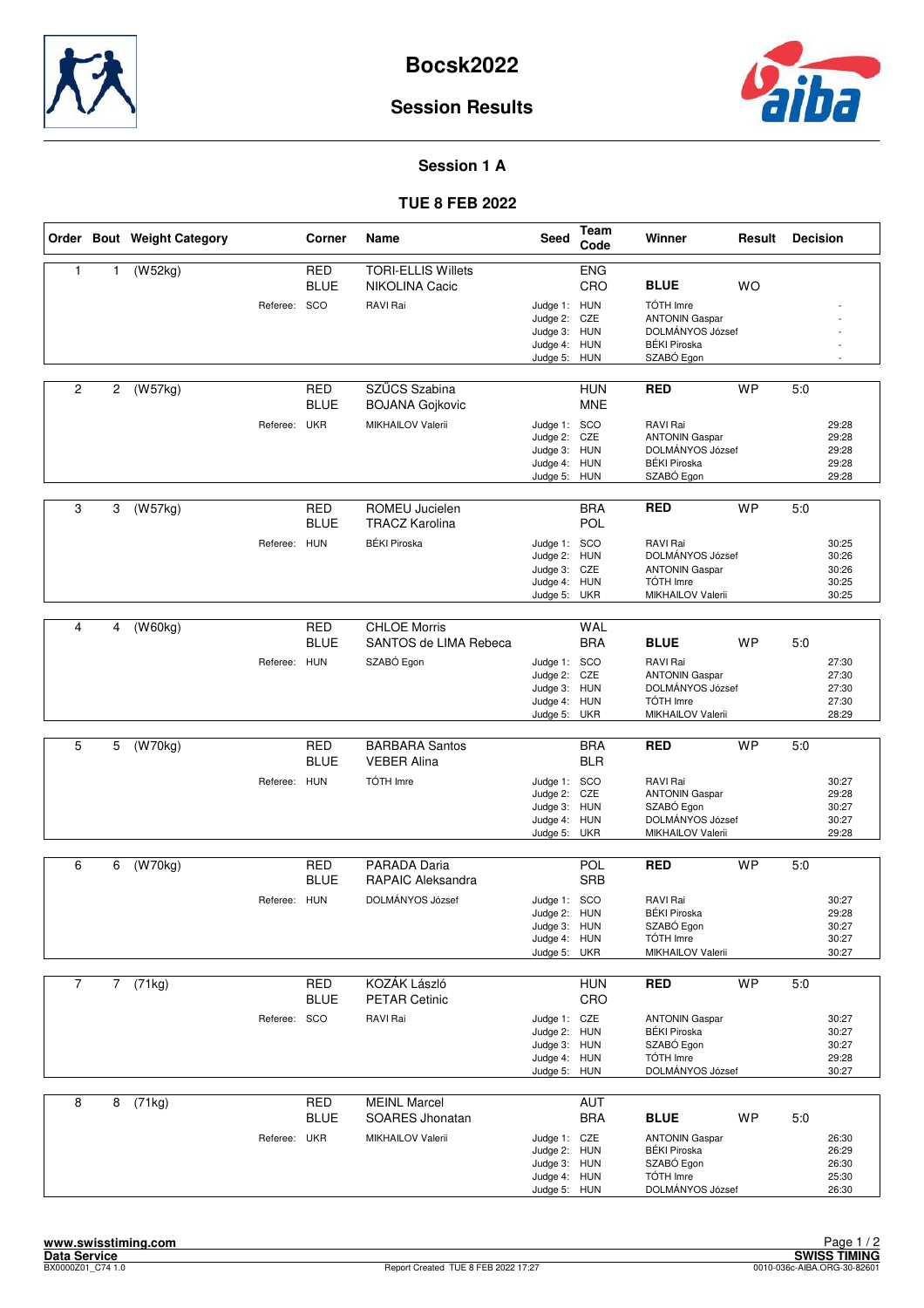# Bocsk2022

## Session Results

### Session 1 A

### TUE 8 FEB 2022

| Order | Bout | Weight Category | Corner | Name | Seed | Team Code | Winner | Result | Decision |
|---|---|---|---|---|---|---|---|---|---|
| 1 | 1 | (W52kg) | RED | TORI-ELLIS Willets | | ENG | | | |
| | | | BLUE | NIKOLINA Cacic | | CRO | **BLUE** | WO | |
| | | Referee: SCO | | RAVI Rai | Judge 1: | HUN | TÓTH Imre | | - |
| | | | | | Judge 2: | CZE | ANTONIN Gaspar | | - |
| | | | | | Judge 3: | HUN | DOLMÁNYOS József | | - |
| | | | | | Judge 4: | HUN | BÉKI Piroska | | - |
| | | | | | Judge 5: | HUN | SZABÓ Egon | | - |
| 2 | 2 | (W57kg) | RED | SZŰCS Szabina | | HUN | **RED** | WP | 5:0 |
| | | | BLUE | BOJANA Gojkovic | | MNE | | | |
| | | Referee: UKR | | MIKHAILOV Valerii | Judge 1: | SCO | RAVI Rai | | 29:28 |
| | | | | | Judge 2: | CZE | ANTONIN Gaspar | | 29:28 |
| | | | | | Judge 3: | HUN | DOLMÁNYOS József | | 29:28 |
| | | | | | Judge 4: | HUN | BÉKI Piroska | | 29:28 |
| | | | | | Judge 5: | HUN | SZABÓ Egon | | 29:28 |
| 3 | 3 | (W57kg) | RED | ROMEU Jucielen | | BRA | **RED** | WP | 5:0 |
| | | | BLUE | TRACZ Karolina | | POL | | | |
| | | Referee: HUN | | BÉKI Piroska | Judge 1: | SCO | RAVI Rai | | 30:25 |
| | | | | | Judge 2: | HUN | DOLMÁNYOS József | | 30:26 |
| | | | | | Judge 3: | CZE | ANTONIN Gaspar | | 30:26 |
| | | | | | Judge 4: | HUN | TÓTH Imre | | 30:25 |
| | | | | | Judge 5: | UKR | MIKHAILOV Valerii | | 30:25 |
| 4 | 4 | (W60kg) | RED | CHLOE Morris | | WAL | | | |
| | | | BLUE | SANTOS de LIMA Rebeca | | BRA | **BLUE** | WP | 5:0 |
| | | Referee: HUN | | SZABÓ Egon | Judge 1: | SCO | RAVI Rai | | 27:30 |
| | | | | | Judge 2: | CZE | ANTONIN Gaspar | | 27:30 |
| | | | | | Judge 3: | HUN | DOLMÁNYOS József | | 27:30 |
| | | | | | Judge 4: | HUN | TÓTH Imre | | 27:30 |
| | | | | | Judge 5: | UKR | MIKHAILOV Valerii | | 28:29 |
| 5 | 5 | (W70kg) | RED | BARBARA Santos | | BRA | **RED** | WP | 5:0 |
| | | | BLUE | VEBER Alina | | BLR | | | |
| | | Referee: HUN | | TÓTH Imre | Judge 1: | SCO | RAVI Rai | | 30:27 |
| | | | | | Judge 2: | CZE | ANTONIN Gaspar | | 29:28 |
| | | | | | Judge 3: | HUN | SZABÓ Egon | | 30:27 |
| | | | | | Judge 4: | HUN | DOLMÁNYOS József | | 30:27 |
| | | | | | Judge 5: | UKR | MIKHAILOV Valerii | | 29:28 |
| 6 | 6 | (W70kg) | RED | PARADA Daria | | POL | **RED** | WP | 5:0 |
| | | | BLUE | RAPAIC Aleksandra | | SRB | | | |
| | | Referee: HUN | | DOLMÁNYOS József | Judge 1: | SCO | RAVI Rai | | 30:27 |
| | | | | | Judge 2: | HUN | BÉKI Piroska | | 29:28 |
| | | | | | Judge 3: | HUN | SZABÓ Egon | | 30:27 |
| | | | | | Judge 4: | HUN | TÓTH Imre | | 30:27 |
| | | | | | Judge 5: | UKR | MIKHAILOV Valerii | | 30:27 |
| 7 | 7 | (71kg) | RED | KOZÁK László | | HUN | **RED** | WP | 5:0 |
| | | | BLUE | PETAR Cetinic | | CRO | | | |
| | | Referee: SCO | | RAVI Rai | Judge 1: | CZE | ANTONIN Gaspar | | 30:27 |
| | | | | | Judge 2: | HUN | BÉKI Piroska | | 30:27 |
| | | | | | Judge 3: | HUN | SZABÓ Egon | | 30:27 |
| | | | | | Judge 4: | HUN | TÓTH Imre | | 29:28 |
| | | | | | Judge 5: | HUN | DOLMÁNYOS József | | 30:27 |
| 8 | 8 | (71kg) | RED | MEINL Marcel | | AUT | | | |
| | | | BLUE | SOARES Jhonatan | | BRA | **BLUE** | WP | 5:0 |
| | | Referee: UKR | | MIKHAILOV Valerii | Judge 1: | CZE | ANTONIN Gaspar | | 26:30 |
| | | | | | Judge 2: | HUN | BÉKI Piroska | | 26:29 |
| | | | | | Judge 3: | HUN | SZABÓ Egon | | 26:30 |
| | | | | | Judge 4: | HUN | TÓTH Imre | | 25:30 |
| | | | | | Judge 5: | HUN | DOLMÁNYOS József | | 26:30 |

www.swisstiming.com
Data Service
BX0000Z01_C74 1.0

Report Created TUE 8 FEB 2022 17:27

SWISS TIMING
0010-036c-AIBA.ORG-30-82601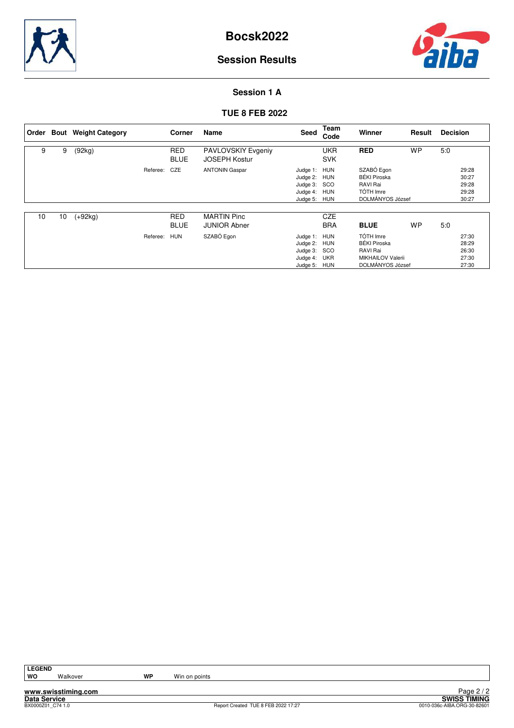# Bocsk2022

## Session Results

### Session 1 A

### TUE 8 FEB 2022

| Order | Bout | Weight Category | Corner | Name | Seed | Team Code | Winner | Result | Decision |
|---|---|---|---|---|---|---|---|---|---|
| 9 | 9 | (92kg) | RED | PAVLOVSKIY Evgeniy | | UKR | **RED** | WP | 5:0 |
| | | | BLUE | JOSEPH Kostur | | SVK | | | |
| | | Referee: | CZE | ANTONIN Gaspar | Judge 1: | HUN | SZABÓ Egon | | 29:28 |
| | | | | | Judge 2: | HUN | BÉKI Piroska | | 30:27 |
| | | | | | Judge 3: | SCO | RAVI Rai | | 29:28 |
| | | | | | Judge 4: | HUN | TÓTH Imre | | 29:28 |
| | | | | | Judge 5: | HUN | DOLMÁNYOS József | | 30:27 |
| 10 | 10 | (+92kg) | RED | MARTIN Pinc | | CZE | | | |
| | | | BLUE | JUNIOR Abner | | BRA | **BLUE** | WP | 5:0 |
| | | Referee: | HUN | SZABÓ Egon | Judge 1: | HUN | TÓTH Imre | | 27:30 |
| | | | | | Judge 2: | HUN | BÉKI Piroska | | 28:29 |
| | | | | | Judge 3: | SCO | RAVI Rai | | 26:30 |
| | | | | | Judge 4: | UKR | MIKHAILOV Valerii | | 27:30 |
| | | | | | Judge 5: | HUN | DOLMÁNYOS József | | 27:30 |

**LEGEND**

| | | | |
|---|---|---|---|
| **WO** | Walkover | **WP** | Win on points |

www.swisstiming.com
Data Service
BX0000Z01_C74 1.0

Report Created TUE 8 FEB 2022 17:27

SWISS TIMING
0010-036c-AIBA.ORG-30-82601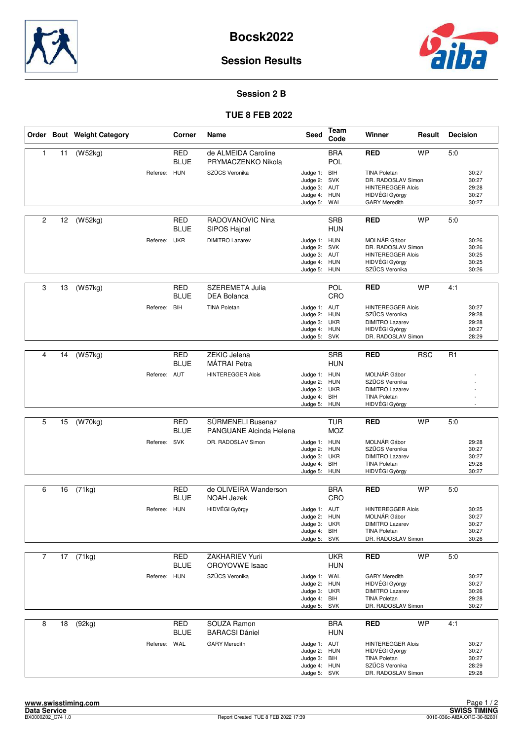# Bocsk2022

## Session Results

### Session 2 B

### TUE 8 FEB 2022

| Order | Bout | Weight Category | Corner | Name | Seed | Team Code | Winner | Result | Decision |
|---|---|---|---|---|---|---|---|---|---|
| 1 | 11 | (W52kg) | RED | de ALMEIDA Caroline | | BRA | RED | WP | 5:0 |
| | | | BLUE | PRYMACZENKO Nikola | | POL | | | |
| | | Referee: | HUN | SZŰCS Veronika | Judge 1: | BIH | TINA Poletan | | 30:27 |
| | | | | | Judge 2: | SVK | DR. RADOSLAV Simon | | 30:27 |
| | | | | | Judge 3: | AUT | HINTEREGGER Alois | | 29:28 |
| | | | | | Judge 4: | HUN | HIDVÉGI György | | 30:27 |
| | | | | | Judge 5: | WAL | GARY Meredith | | 30:27 |
| 2 | 12 | (W52kg) | RED | RADOVANOVIC Nina | | SRB | RED | WP | 5:0 |
| | | | BLUE | SIPOS Hajnal | | HUN | | | |
| | | Referee: | UKR | DIMITRO Lazarev | Judge 1: | HUN | MOLNÁR Gábor | | 30:26 |
| | | | | | Judge 2: | SVK | DR. RADOSLAV Simon | | 30:26 |
| | | | | | Judge 3: | AUT | HINTEREGGER Alois | | 30:25 |
| | | | | | Judge 4: | HUN | HIDVÉGI György | | 30:25 |
| | | | | | Judge 5: | HUN | SZŰCS Veronika | | 30:26 |
| 3 | 13 | (W57kg) | RED | SZEREMETA Julia | | POL | RED | WP | 4:1 |
| | | | BLUE | DEA Bolanca | | CRO | | | |
| | | Referee: | BIH | TINA Poletan | Judge 1: | AUT | HINTEREGGER Alois | | 30:27 |
| | | | | | Judge 2: | HUN | SZŰCS Veronika | | 29:28 |
| | | | | | Judge 3: | UKR | DIMITRO Lazarev | | 29:28 |
| | | | | | Judge 4: | HUN | HIDVÉGI György | | 30:27 |
| | | | | | Judge 5: | SVK | DR. RADOSLAV Simon | | 28:29 |
| 4 | 14 | (W57kg) | RED | ZEKIC Jelena | | SRB | RED | RSC | R1 |
| | | | BLUE | MÁTRAI Petra | | HUN | | | |
| | | Referee: | AUT | HINTEREGGER Alois | Judge 1: | HUN | MOLNÁR Gábor | | - |
| | | | | | Judge 2: | HUN | SZŰCS Veronika | | - |
| | | | | | Judge 3: | UKR | DIMITRO Lazarev | | - |
| | | | | | Judge 4: | BIH | TINA Poletan | | - |
| | | | | | Judge 5: | HUN | HIDVÉGI György | | - |
| 5 | 15 | (W70kg) | RED | SÜRMENELI Busenaz | | TUR | RED | WP | 5:0 |
| | | | BLUE | PANGUANE Alcinda Helena | | MOZ | | | |
| | | Referee: | SVK | DR. RADOSLAV Simon | Judge 1: | HUN | MOLNÁR Gábor | | 29:28 |
| | | | | | Judge 2: | HUN | SZŰCS Veronika | | 30:27 |
| | | | | | Judge 3: | UKR | DIMITRO Lazarev | | 30:27 |
| | | | | | Judge 4: | BIH | TINA Poletan | | 29:28 |
| | | | | | Judge 5: | HUN | HIDVÉGI György | | 30:27 |
| 6 | 16 | (71kg) | RED | de OLIVEIRA Wanderson | | BRA | RED | WP | 5:0 |
| | | | BLUE | NOAH Jezek | | CRO | | | |
| | | Referee: | HUN | HIDVÉGI György | Judge 1: | AUT | HINTEREGGER Alois | | 30:25 |
| | | | | | Judge 2: | HUN | MOLNÁR Gábor | | 30:27 |
| | | | | | Judge 3: | UKR | DIMITRO Lazarev | | 30:27 |
| | | | | | Judge 4: | BIH | TINA Poletan | | 30:27 |
| | | | | | Judge 5: | SVK | DR. RADOSLAV Simon | | 30:26 |
| 7 | 17 | (71kg) | RED | ZAKHARIEV Yurii | | UKR | RED | WP | 5:0 |
| | | | BLUE | OROYOVWE Isaac | | HUN | | | |
| | | Referee: | HUN | SZŰCS Veronika | Judge 1: | WAL | GARY Meredith | | 30:27 |
| | | | | | Judge 2: | HUN | HIDVÉGI György | | 30:27 |
| | | | | | Judge 3: | UKR | DIMITRO Lazarev | | 30:26 |
| | | | | | Judge 4: | BIH | TINA Poletan | | 29:28 |
| | | | | | Judge 5: | SVK | DR. RADOSLAV Simon | | 30:27 |
| 8 | 18 | (92kg) | RED | SOUZA Ramon | | BRA | RED | WP | 4:1 |
| | | | BLUE | BARACSI Dániel | | HUN | | | |
| | | Referee: | WAL | GARY Meredith | Judge 1: | AUT | HINTEREGGER Alois | | 30:27 |
| | | | | | Judge 2: | HUN | HIDVÉGI György | | 30:27 |
| | | | | | Judge 3: | BIH | TINA Poletan | | 30:27 |
| | | | | | Judge 4: | HUN | SZŰCS Veronika | | 28:29 |
| | | | | | Judge 5: | SVK | DR. RADOSLAV Simon | | 29:28 |

www.swisstiming.com
Data Service
BX0000Z02_C74 1.0
Report Created TUE 8 FEB 2022 17:39
SWISS TIMING
0010-036c-AIBA.ORG-30-82601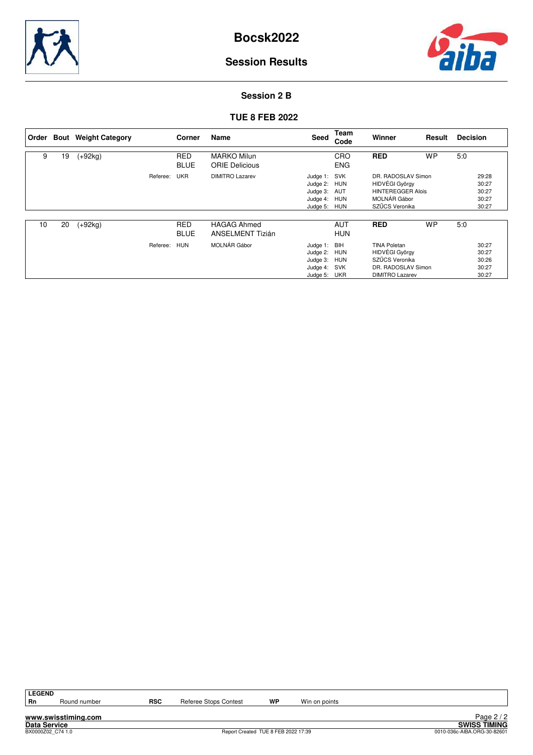# Bocsk2022

## Session Results

### Session 2 B

### TUE 8 FEB 2022

| Order | Bout | Weight Category | Corner | Name | Seed | Team Code | Winner | Result | Decision |
|---|---|---|---|---|---|---|---|---|---|
| 9 | 19 | (+92kg) | RED | MARKO Milun | | CRO | **RED** | WP | 5:0 |
| | | | BLUE | ORIE Delicious | | ENG | | | |
| | | Referee: | UKR | DIMITRO Lazarev | Judge 1: | SVK | DR. RADOSLAV Simon | | 29:28 |
| | | | | | Judge 2: | HUN | HIDVÉGI György | | 30:27 |
| | | | | | Judge 3: | AUT | HINTEREGGER Alois | | 30:27 |
| | | | | | Judge 4: | HUN | MOLNÁR Gábor | | 30:27 |
| | | | | | Judge 5: | HUN | SZŰCS Veronika | | 30:27 |
| 10 | 20 | (+92kg) | RED | HAGAG Ahmed | | AUT | **RED** | WP | 5:0 |
| | | | BLUE | ANSELMENT Tizián | | HUN | | | |
| | | Referee: | HUN | MOLNÁR Gábor | Judge 1: | BIH | TINA Poletan | | 30:27 |
| | | | | | Judge 2: | HUN | HIDVÉGI György | | 30:27 |
| | | | | | Judge 3: | HUN | SZŰCS Veronika | | 30:26 |
| | | | | | Judge 4: | SVK | DR. RADOSLAV Simon | | 30:27 |
| | | | | | Judge 5: | UKR | DIMITRO Lazarev | | 30:27 |

**LEGEND**

| | | | | | |
|---|---|---|---|---|---|
| **Rn** | Round number | **RSC** | Referee Stops Contest | **WP** | Win on points |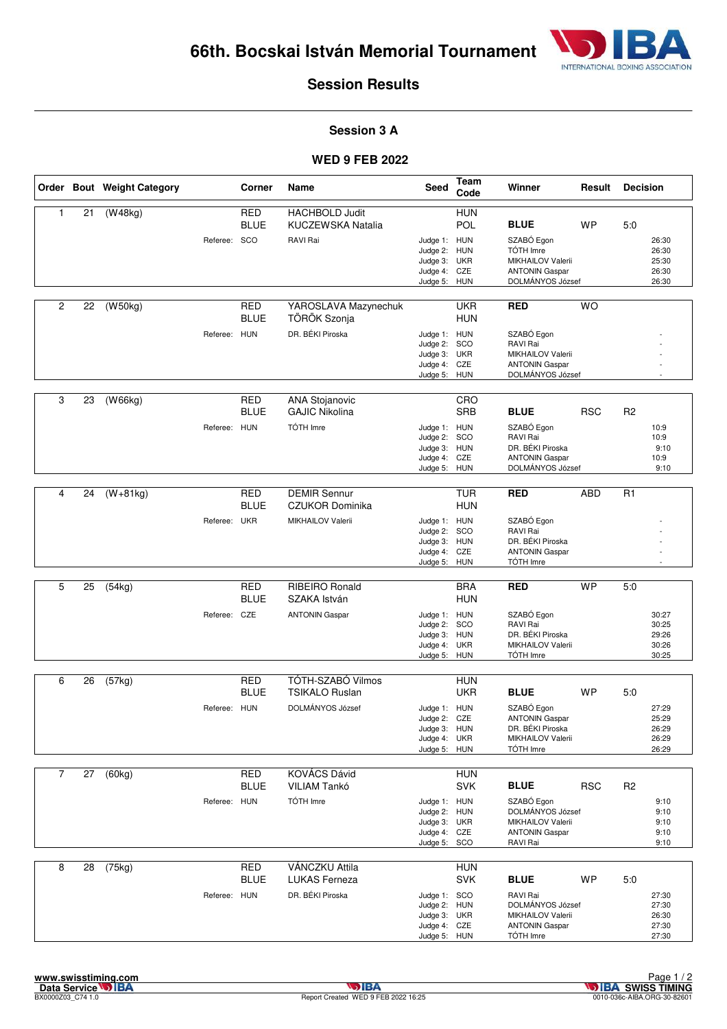# 66th. Bocskai István Memorial Tournament

## Session Results

### Session 3 A

### WED 9 FEB 2022

| Order | Bout | Weight Category | Corner | Name | Seed | Team Code | Winner | Result | Decision |
|---|---|---|---|---|---|---|---|---|---|
| 1 | 21 | (W48kg) | RED | HACHBOLD Judit | | HUN | | | |
| | | | BLUE | KUCZEWSKA Natalia | | POL | **BLUE** | WP | 5:0 |
| | | Referee: | SCO | RAVI Rai | Judge 1: | HUN | SZABÓ Egon | | 26:30 |
| | | | | | Judge 2: | HUN | TÓTH Imre | | 26:30 |
| | | | | | Judge 3: | UKR | MIKHAILOV Valerii | | 25:30 |
| | | | | | Judge 4: | CZE | ANTONIN Gaspar | | 26:30 |
| | | | | | Judge 5: | HUN | DOLMÁNYOS József | | 26:30 |
| 2 | 22 | (W50kg) | RED | YAROSLAVA Mazynechuk | | UKR | **RED** | WO | |
| | | | BLUE | TÖRÖK Szonja | | HUN | | | |
| | | Referee: | HUN | DR. BÉKI Piroska | Judge 1: | HUN | SZABÓ Egon | | - |
| | | | | | Judge 2: | SCO | RAVI Rai | | - |
| | | | | | Judge 3: | UKR | MIKHAILOV Valerii | | - |
| | | | | | Judge 4: | CZE | ANTONIN Gaspar | | - |
| | | | | | Judge 5: | HUN | DOLMÁNYOS József | | - |
| 3 | 23 | (W66kg) | RED | ANA Stojanovic | | CRO | | | |
| | | | BLUE | GAJIC Nikolina | | SRB | **BLUE** | RSC | R2 |
| | | Referee: | HUN | TÓTH Imre | Judge 1: | HUN | SZABÓ Egon | | 10:9 |
| | | | | | Judge 2: | SCO | RAVI Rai | | 10:9 |
| | | | | | Judge 3: | HUN | DR. BÉKI Piroska | | 9:10 |
| | | | | | Judge 4: | CZE | ANTONIN Gaspar | | 10:9 |
| | | | | | Judge 5: | HUN | DOLMÁNYOS József | | 9:10 |
| 4 | 24 | (W+81kg) | RED | DEMIR Sennur | | TUR | **RED** | ABD | R1 |
| | | | BLUE | CZUKOR Dominika | | HUN | | | |
| | | Referee: | UKR | MIKHAILOV Valerii | Judge 1: | HUN | SZABÓ Egon | | - |
| | | | | | Judge 2: | SCO | RAVI Rai | | - |
| | | | | | Judge 3: | HUN | DR. BÉKI Piroska | | - |
| | | | | | Judge 4: | CZE | ANTONIN Gaspar | | - |
| | | | | | Judge 5: | HUN | TÓTH Imre | | - |
| 5 | 25 | (54kg) | RED | RIBEIRO Ronald | | BRA | **RED** | WP | 5:0 |
| | | | BLUE | SZAKA István | | HUN | | | |
| | | Referee: | CZE | ANTONIN Gaspar | Judge 1: | HUN | SZABÓ Egon | | 30:27 |
| | | | | | Judge 2: | SCO | RAVI Rai | | 30:25 |
| | | | | | Judge 3: | HUN | DR. BÉKI Piroska | | 29:26 |
| | | | | | Judge 4: | UKR | MIKHAILOV Valerii | | 30:26 |
| | | | | | Judge 5: | HUN | TÓTH Imre | | 30:25 |
| 6 | 26 | (57kg) | RED | TÓTH-SZABÓ Vilmos | | HUN | | | |
| | | | BLUE | TSIKALO Ruslan | | UKR | **BLUE** | WP | 5:0 |
| | | Referee: | HUN | DOLMÁNYOS József | Judge 1: | HUN | SZABÓ Egon | | 27:29 |
| | | | | | Judge 2: | CZE | ANTONIN Gaspar | | 25:29 |
| | | | | | Judge 3: | HUN | DR. BÉKI Piroska | | 26:29 |
| | | | | | Judge 4: | UKR | MIKHAILOV Valerii | | 26:29 |
| | | | | | Judge 5: | HUN | TÓTH Imre | | 26:29 |
| 7 | 27 | (60kg) | RED | KOVÁCS Dávid | | HUN | | | |
| | | | BLUE | VILIAM Tankó | | SVK | **BLUE** | RSC | R2 |
| | | Referee: | HUN | TÓTH Imre | Judge 1: | HUN | SZABÓ Egon | | 9:10 |
| | | | | | Judge 2: | HUN | DOLMÁNYOS József | | 9:10 |
| | | | | | Judge 3: | UKR | MIKHAILOV Valerii | | 9:10 |
| | | | | | Judge 4: | CZE | ANTONIN Gaspar | | 9:10 |
| | | | | | Judge 5: | SCO | RAVI Rai | | 9:10 |
| 8 | 28 | (75kg) | RED | VÁNCZKU Attila | | HUN | | | |
| | | | BLUE | LUKAS Ferneza | | SVK | **BLUE** | WP | 5:0 |
| | | Referee: | HUN | DR. BÉKI Piroska | Judge 1: | SCO | RAVI Rai | | 27:30 |
| | | | | | Judge 2: | HUN | DOLMÁNYOS József | | 27:30 |
| | | | | | Judge 3: | UKR | MIKHAILOV Valerii | | 26:30 |
| | | | | | Judge 4: | CZE | ANTONIN Gaspar | | 27:30 |
| | | | | | Judge 5: | HUN | TÓTH Imre | | 27:30 |

www.swisstiming.com
Data Service IBA
BX0000Z03_C74 1.0

Report Created WED 9 FEB 2022 16:25

0010-036c-AIBA.ORG-30-82601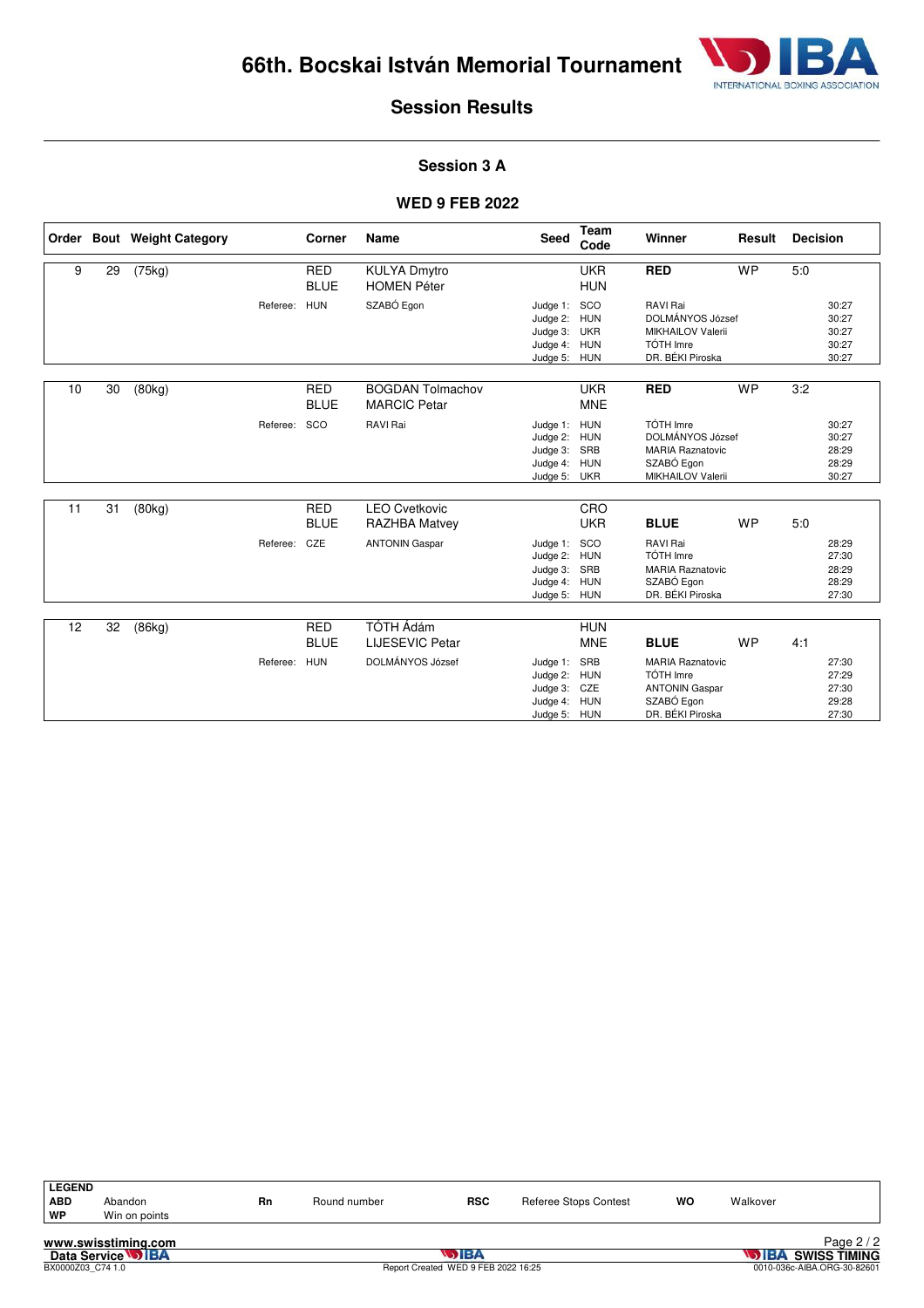# 66th. Bocskai István Memorial Tournament

## Session Results

### Session 3 A

### WED 9 FEB 2022

| Order | Bout | Weight Category | Corner | Name | Seed | Team Code | Winner | Result | Decision |
|---|---|---|---|---|---|---|---|---|---|
| 9 | 29 | (75kg) | RED | KULYA Dmytro | | UKR | **RED** | WP | 5:0 |
| | | | BLUE | HOMEN Péter | | HUN | | | |
| | | Referee: | HUN | SZABÓ Egon | Judge 1: | SCO | RAVI Rai | | 30:27 |
| | | | | | Judge 2: | HUN | DOLMÁNYOS József | | 30:27 |
| | | | | | Judge 3: | UKR | MIKHAILOV Valerii | | 30:27 |
| | | | | | Judge 4: | HUN | TÓTH Imre | | 30:27 |
| | | | | | Judge 5: | HUN | DR. BÉKI Piroska | | 30:27 |
| 10 | 30 | (80kg) | RED | BOGDAN Tolmachov | | UKR | **RED** | WP | 3:2 |
| | | | BLUE | MARCIC Petar | | MNE | | | |
| | | Referee: | SCO | RAVI Rai | Judge 1: | HUN | TÓTH Imre | | 30:27 |
| | | | | | Judge 2: | HUN | DOLMÁNYOS József | | 30:27 |
| | | | | | Judge 3: | SRB | MARIA Raznatovic | | 28:29 |
| | | | | | Judge 4: | HUN | SZABÓ Egon | | 28:29 |
| | | | | | Judge 5: | UKR | MIKHAILOV Valerii | | 30:27 |
| 11 | 31 | (80kg) | RED | LEO Cvetkovic | | CRO | | | |
| | | | BLUE | RAZHBA Matvey | | UKR | **BLUE** | WP | 5:0 |
| | | Referee: | CZE | ANTONIN Gaspar | Judge 1: | SCO | RAVI Rai | | 28:29 |
| | | | | | Judge 2: | HUN | TÓTH Imre | | 27:30 |
| | | | | | Judge 3: | SRB | MARIA Raznatovic | | 28:29 |
| | | | | | Judge 4: | HUN | SZABÓ Egon | | 28:29 |
| | | | | | Judge 5: | HUN | DR. BÉKI Piroska | | 27:30 |
| 12 | 32 | (86kg) | RED | TÓTH Ádám | | HUN | | | |
| | | | BLUE | LIJESEVIC Petar | | MNE | **BLUE** | WP | 4:1 |
| | | Referee: | HUN | DOLMÁNYOS József | Judge 1: | SRB | MARIA Raznatovic | | 27:30 |
| | | | | | Judge 2: | HUN | TÓTH Imre | | 27:29 |
| | | | | | Judge 3: | CZE | ANTONIN Gaspar | | 27:30 |
| | | | | | Judge 4: | HUN | SZABÓ Egon | | 29:28 |
| | | | | | Judge 5: | HUN | DR. BÉKI Piroska | | 27:30 |

| LEGEND | | | | | | | |
|---|---|---|---|---|---|---|---|
| ABD | Abandon | Rn | Round number | RSC | Referee Stops Contest | WO | Walkover |
| WP | Win on points | | | | | | |

www.swisstiming.com
Data Service IBA
BX0000Z03_C74 1.0
Report Created WED 9 FEB 2022 16:25
IBA SWISS TIMING
0010-036c-AIBA.ORG-30-82601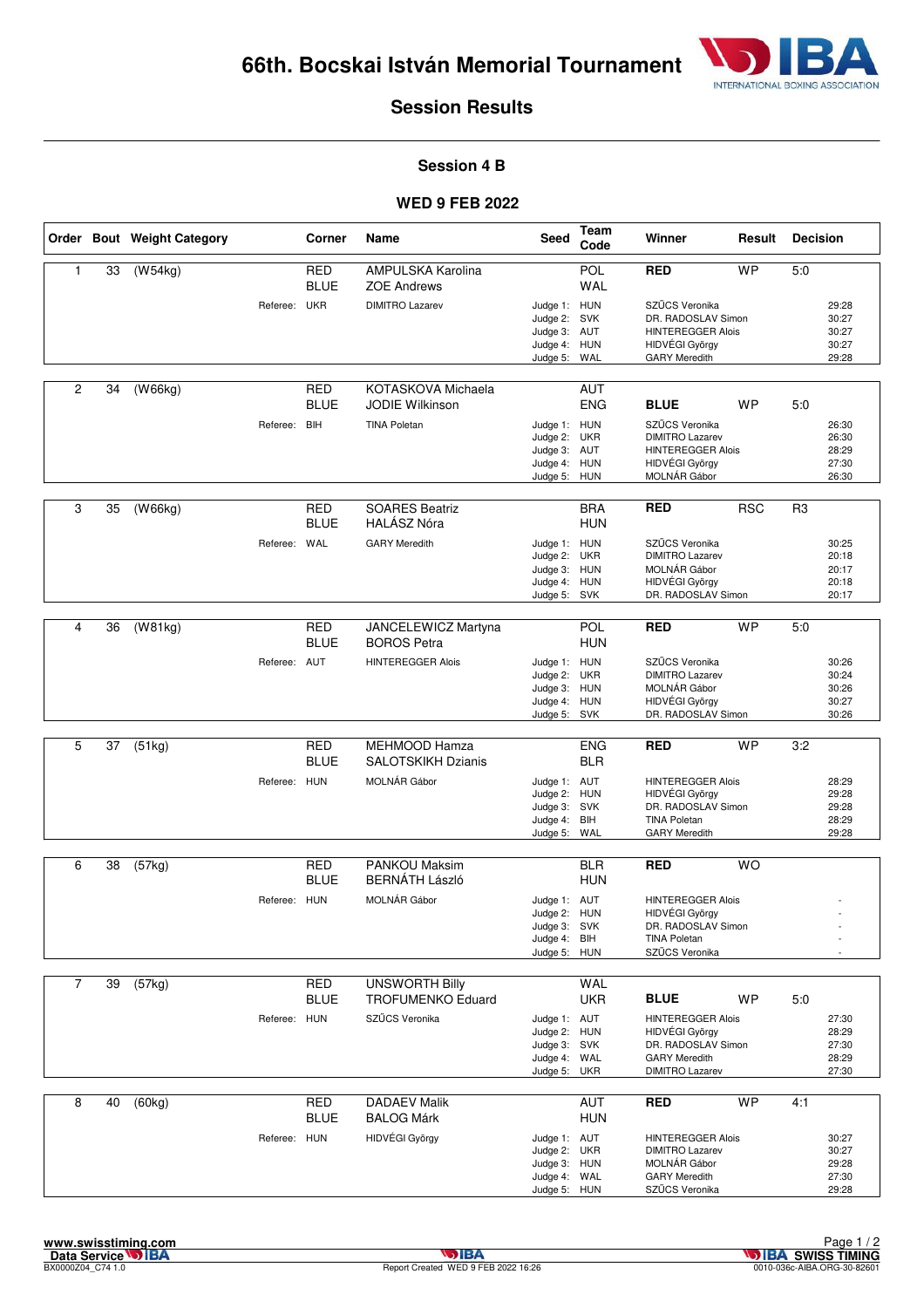# 66th. Bocskai István Memorial Tournament

## Session Results

### Session 4 B

### WED 9 FEB 2022

| Order | Bout | Weight Category | Corner | Name | Seed | Team Code | Winner | Result | Decision |
|---|---|---|---|---|---|---|---|---|---|
| 1 | 33 | (W54kg) | RED | AMPULSKA Karolina | | POL | RED | WP | 5:0 |
| | | | BLUE | ZOE Andrews | | WAL | | | |
| | | Referee: | UKR | DIMITRO Lazarev | Judge 1: | HUN | SZŰCS Veronika | | 29:28 |
| | | | | | Judge 2: | SVK | DR. RADOSLAV Simon | | 30:27 |
| | | | | | Judge 3: | AUT | HINTEREGGER Alois | | 30:27 |
| | | | | | Judge 4: | HUN | HIDVÉGI György | | 30:27 |
| | | | | | Judge 5: | WAL | GARY Meredith | | 29:28 |
| 2 | 34 | (W66kg) | RED | KOTASKOVA Michaela | | AUT | | | |
| | | | BLUE | JODIE Wilkinson | | ENG | BLUE | WP | 5:0 |
| | | Referee: | BIH | TINA Poletan | Judge 1: | HUN | SZŰCS Veronika | | 26:30 |
| | | | | | Judge 2: | UKR | DIMITRO Lazarev | | 26:30 |
| | | | | | Judge 3: | AUT | HINTEREGGER Alois | | 28:29 |
| | | | | | Judge 4: | HUN | HIDVÉGI György | | 27:30 |
| | | | | | Judge 5: | HUN | MOLNÁR Gábor | | 26:30 |
| 3 | 35 | (W66kg) | RED | SOARES Beatriz | | BRA | RED | RSC | R3 |
| | | | BLUE | HALÁSZ Nóra | | HUN | | | |
| | | Referee: | WAL | GARY Meredith | Judge 1: | HUN | SZŰCS Veronika | | 30:25 |
| | | | | | Judge 2: | UKR | DIMITRO Lazarev | | 20:18 |
| | | | | | Judge 3: | HUN | MOLNÁR Gábor | | 20:17 |
| | | | | | Judge 4: | HUN | HIDVÉGI György | | 20:18 |
| | | | | | Judge 5: | SVK | DR. RADOSLAV Simon | | 20:17 |
| 4 | 36 | (W81kg) | RED | JANCELEWICZ Martyna | | POL | RED | WP | 5:0 |
| | | | BLUE | BOROS Petra | | HUN | | | |
| | | Referee: | AUT | HINTEREGGER Alois | Judge 1: | HUN | SZŰCS Veronika | | 30:26 |
| | | | | | Judge 2: | UKR | DIMITRO Lazarev | | 30:24 |
| | | | | | Judge 3: | HUN | MOLNÁR Gábor | | 30:26 |
| | | | | | Judge 4: | HUN | HIDVÉGI György | | 30:27 |
| | | | | | Judge 5: | SVK | DR. RADOSLAV Simon | | 30:26 |
| 5 | 37 | (51kg) | RED | MEHMOOD Hamza | | ENG | RED | WP | 3:2 |
| | | | BLUE | SALOTSKIKH Dzianis | | BLR | | | |
| | | Referee: | HUN | MOLNÁR Gábor | Judge 1: | AUT | HINTEREGGER Alois | | 28:29 |
| | | | | | Judge 2: | HUN | HIDVÉGI György | | 29:28 |
| | | | | | Judge 3: | SVK | DR. RADOSLAV Simon | | 29:28 |
| | | | | | Judge 4: | BIH | TINA Poletan | | 28:29 |
| | | | | | Judge 5: | WAL | GARY Meredith | | 29:28 |
| 6 | 38 | (57kg) | RED | PANKOU Maksim | | BLR | RED | WO | |
| | | | BLUE | BERNÁTH László | | HUN | | | |
| | | Referee: | HUN | MOLNÁR Gábor | Judge 1: | AUT | HINTEREGGER Alois | | - |
| | | | | | Judge 2: | HUN | HIDVÉGI György | | - |
| | | | | | Judge 3: | SVK | DR. RADOSLAV Simon | | - |
| | | | | | Judge 4: | BIH | TINA Poletan | | - |
| | | | | | Judge 5: | HUN | SZŰCS Veronika | | - |
| 7 | 39 | (57kg) | RED | UNSWORTH Billy | | WAL | | | |
| | | | BLUE | TROFUMENKO Eduard | | UKR | BLUE | WP | 5:0 |
| | | Referee: | HUN | SZŰCS Veronika | Judge 1: | AUT | HINTEREGGER Alois | | 27:30 |
| | | | | | Judge 2: | HUN | HIDVÉGI György | | 28:29 |
| | | | | | Judge 3: | SVK | DR. RADOSLAV Simon | | 27:30 |
| | | | | | Judge 4: | WAL | GARY Meredith | | 28:29 |
| | | | | | Judge 5: | UKR | DIMITRO Lazarev | | 27:30 |
| 8 | 40 | (60kg) | RED | DADAEV Malik | | AUT | RED | WP | 4:1 |
| | | | BLUE | BALOG Márk | | HUN | | | |
| | | Referee: | HUN | HIDVÉGI György | Judge 1: | AUT | HINTEREGGER Alois | | 30:27 |
| | | | | | Judge 2: | UKR | DIMITRO Lazarev | | 30:27 |
| | | | | | Judge 3: | HUN | MOLNÁR Gábor | | 29:28 |
| | | | | | Judge 4: | WAL | GARY Meredith | | 27:30 |
| | | | | | Judge 5: | HUN | SZŰCS Veronika | | 29:28 |

www.swisstiming.com
Data Service IBA
BX0000Z04_C74 1.0

Report Created WED 9 FEB 2022 16:26

IBA SWISS TIMING
0010-036c-AIBA.ORG-30-82601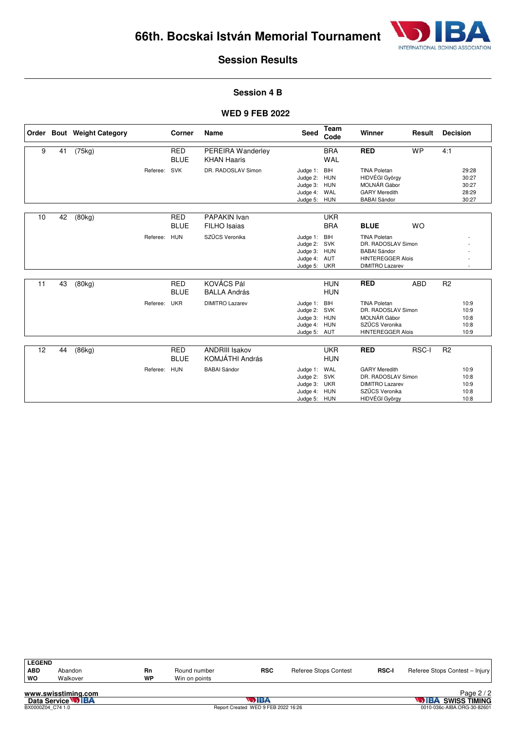# 66th. Bocskai István Memorial Tournament

## Session Results

### Session 4 B

### WED 9 FEB 2022

| Order | Bout | Weight Category | Corner | Name | Seed | Team Code | Winner | Result | Decision |
|---|---|---|---|---|---|---|---|---|---|
| 9 | 41 | (75kg) | RED | PEREIRA Wanderley | | BRA | **RED** | WP | 4:1 |
| | | | BLUE | KHAN Haaris | | WAL | | | |
| | | Referee: | SVK | DR. RADOSLAV Simon | Judge 1: | BIH | TINA Poletan | | 29:28 |
| | | | | | Judge 2: | HUN | HIDVÉGI György | | 30:27 |
| | | | | | Judge 3: | HUN | MOLNÁR Gábor | | 30:27 |
| | | | | | Judge 4: | WAL | GARY Meredith | | 28:29 |
| | | | | | Judge 5: | HUN | BABAI Sándor | | 30:27 |
| 10 | 42 | (80kg) | RED | PAPAKIN Ivan | | UKR | | | |
| | | | BLUE | FILHO Isaias | | BRA | **BLUE** | WO | |
| | | Referee: | HUN | SZŰCS Veronika | Judge 1: | BIH | TINA Poletan | | - |
| | | | | | Judge 2: | SVK | DR. RADOSLAV Simon | | - |
| | | | | | Judge 3: | HUN | BABAI Sándor | | - |
| | | | | | Judge 4: | AUT | HINTEREGGER Alois | | - |
| | | | | | Judge 5: | UKR | DIMITRO Lazarev | | - |
| 11 | 43 | (80kg) | RED | KOVÁCS Pál | | HUN | **RED** | ABD | R2 |
| | | | BLUE | BALLA András | | HUN | | | |
| | | Referee: | UKR | DIMITRO Lazarev | Judge 1: | BIH | TINA Poletan | | 10:9 |
| | | | | | Judge 2: | SVK | DR. RADOSLAV Simon | | 10:9 |
| | | | | | Judge 3: | HUN | MOLNÁR Gábor | | 10:8 |
| | | | | | Judge 4: | HUN | SZŰCS Veronika | | 10:8 |
| | | | | | Judge 5: | AUT | HINTEREGGER Alois | | 10:9 |
| 12 | 44 | (86kg) | RED | ANDRIII Isakov | | UKR | **RED** | RSC-I | R2 |
| | | | BLUE | KOMJÁTHI András | | HUN | | | |
| | | Referee: | HUN | BABAI Sándor | Judge 1: | WAL | GARY Meredith | | 10:9 |
| | | | | | Judge 2: | SVK | DR. RADOSLAV Simon | | 10:8 |
| | | | | | Judge 3: | UKR | DIMITRO Lazarev | | 10:9 |
| | | | | | Judge 4: | HUN | SZŰCS Veronika | | 10:8 |
| | | | | | Judge 5: | HUN | HIDVÉGI György | | 10:8 |

**LEGEND**

| | | | | | | | |
|---|---|---|---|---|---|---|---|
| **ABD** | Abandon | **Rn** | Round number | **RSC** | Referee Stops Contest | **RSC-I** | Referee Stops Contest – Injury |
| **WO** | Walkover | **WP** | Win on points | | | | |

www.swisstiming.com
Data Service IBA
BX0000Z04_C74 1.0
Report Created WED 9 FEB 2022 16:26
IBA SWISS TIMING
0010-036c-AIBA.ORG-30-82601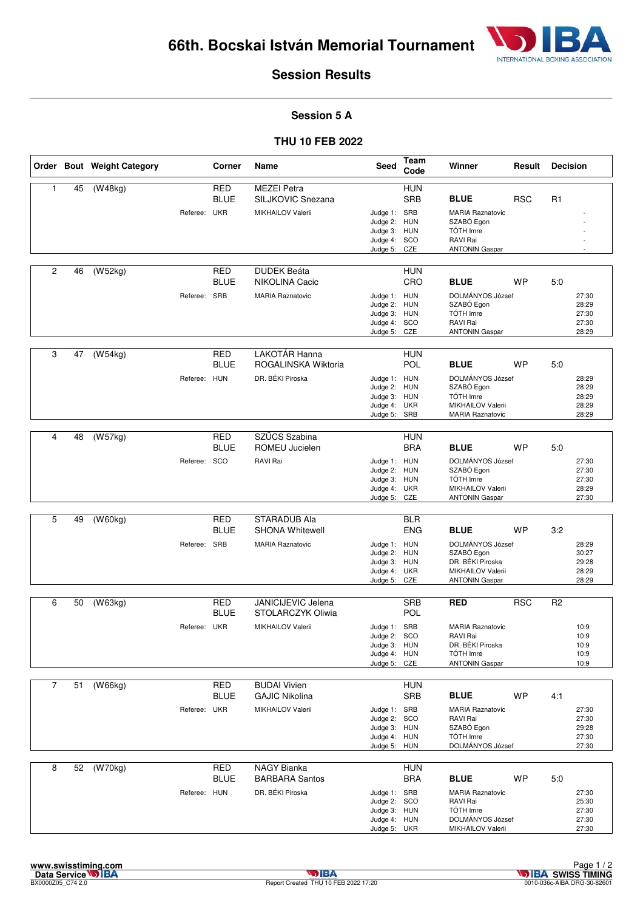# 66th. Bocskai István Memorial Tournament

## Session Results

### Session 5 A

### THU 10 FEB 2022

| Order | Bout | Weight Category | Corner | Name | Seed | Team Code | Winner | Result | Decision |
|---|---|---|---|---|---|---|---|---|---|
| 1 | 45 | (W48kg) | RED | MEZEI Petra | | HUN | | | |
| | | | BLUE | SILJKOVIC Snezana | | SRB | **BLUE** | RSC | R1 |
| | | Referee: UKR | | MIKHAILOV Valerii | Judge 1: | SRB | MARIA Raznatovic | | - |
| | | | | | Judge 2: | HUN | SZABÓ Egon | | - |
| | | | | | Judge 3: | HUN | TÓTH Imre | | - |
| | | | | | Judge 4: | SCO | RAVI Rai | | - |
| | | | | | Judge 5: | CZE | ANTONIN Gaspar | | - |
| 2 | 46 | (W52kg) | RED | DUDEK Beáta | | HUN | | | |
| | | | BLUE | NIKOLINA Cacic | | CRO | **BLUE** | WP | 5:0 |
| | | Referee: SRB | | MARIA Raznatovic | Judge 1: | HUN | DOLMÁNYOS József | | 27:30 |
| | | | | | Judge 2: | HUN | SZABÓ Egon | | 28:29 |
| | | | | | Judge 3: | HUN | TÓTH Imre | | 27:30 |
| | | | | | Judge 4: | SCO | RAVI Rai | | 27:30 |
| | | | | | Judge 5: | CZE | ANTONIN Gaspar | | 28:29 |
| 3 | 47 | (W54kg) | RED | LAKOTÁR Hanna | | HUN | | | |
| | | | BLUE | ROGALINSKA Wiktoria | | POL | **BLUE** | WP | 5:0 |
| | | Referee: HUN | | DR. BÉKI Piroska | Judge 1: | HUN | DOLMÁNYOS József | | 28:29 |
| | | | | | Judge 2: | HUN | SZABÓ Egon | | 28:29 |
| | | | | | Judge 3: | HUN | TÓTH Imre | | 28:29 |
| | | | | | Judge 4: | UKR | MIKHAILOV Valerii | | 28:29 |
| | | | | | Judge 5: | SRB | MARIA Raznatovic | | 28:29 |
| 4 | 48 | (W57kg) | RED | SZŰCS Szabina | | HUN | | | |
| | | | BLUE | ROMEU Jucielen | | BRA | **BLUE** | WP | 5:0 |
| | | Referee: SCO | | RAVI Rai | Judge 1: | HUN | DOLMÁNYOS József | | 27:30 |
| | | | | | Judge 2: | HUN | SZABÓ Egon | | 27:30 |
| | | | | | Judge 3: | HUN | TÓTH Imre | | 27:30 |
| | | | | | Judge 4: | UKR | MIKHAILOV Valerii | | 28:29 |
| | | | | | Judge 5: | CZE | ANTONIN Gaspar | | 27:30 |
| 5 | 49 | (W60kg) | RED | STARADUB Ala | | BLR | | | |
| | | | BLUE | SHONA Whitewell | | ENG | **BLUE** | WP | 3:2 |
| | | Referee: SRB | | MARIA Raznatovic | Judge 1: | HUN | DOLMÁNYOS József | | 28:29 |
| | | | | | Judge 2: | HUN | SZABÓ Egon | | 30:27 |
| | | | | | Judge 3: | HUN | DR. BÉKI Piroska | | 29:28 |
| | | | | | Judge 4: | UKR | MIKHAILOV Valerii | | 28:29 |
| | | | | | Judge 5: | CZE | ANTONIN Gaspar | | 28:29 |
| 6 | 50 | (W63kg) | RED | JANICIJEVIC Jelena | | SRB | **RED** | RSC | R2 |
| | | | BLUE | STOLARCZYK Oliwia | | POL | | | |
| | | Referee: UKR | | MIKHAILOV Valerii | Judge 1: | SRB | MARIA Raznatovic | | 10:9 |
| | | | | | Judge 2: | SCO | RAVI Rai | | 10:9 |
| | | | | | Judge 3: | HUN | DR. BÉKI Piroska | | 10:9 |
| | | | | | Judge 4: | HUN | TÓTH Imre | | 10:9 |
| | | | | | Judge 5: | CZE | ANTONIN Gaspar | | 10:9 |
| 7 | 51 | (W66kg) | RED | BUDAI Vivien | | HUN | | | |
| | | | BLUE | GAJIC Nikolina | | SRB | **BLUE** | WP | 4:1 |
| | | Referee: UKR | | MIKHAILOV Valerii | Judge 1: | SRB | MARIA Raznatovic | | 27:30 |
| | | | | | Judge 2: | SCO | RAVI Rai | | 27:30 |
| | | | | | Judge 3: | HUN | SZABÓ Egon | | 29:28 |
| | | | | | Judge 4: | HUN | TÓTH Imre | | 27:30 |
| | | | | | Judge 5: | HUN | DOLMÁNYOS József | | 27:30 |
| 8 | 52 | (W70kg) | RED | NAGY Bianka | | HUN | | | |
| | | | BLUE | BARBARA Santos | | BRA | **BLUE** | WP | 5:0 |
| | | Referee: HUN | | DR. BÉKI Piroska | Judge 1: | SRB | MARIA Raznatovic | | 27:30 |
| | | | | | Judge 2: | SCO | RAVI Rai | | 25:30 |
| | | | | | Judge 3: | HUN | TÓTH Imre | | 27:30 |
| | | | | | Judge 4: | HUN | DOLMÁNYOS József | | 27:30 |
| | | | | | Judge 5: | UKR | MIKHAILOV Valerii | | 27:30 |

www.swisstiming.com
Data Service IBA
BX0000Z05_C74 2.0

Report Created THU 10 FEB 2022 17:20

0010-036c-AIBA.ORG-30-82601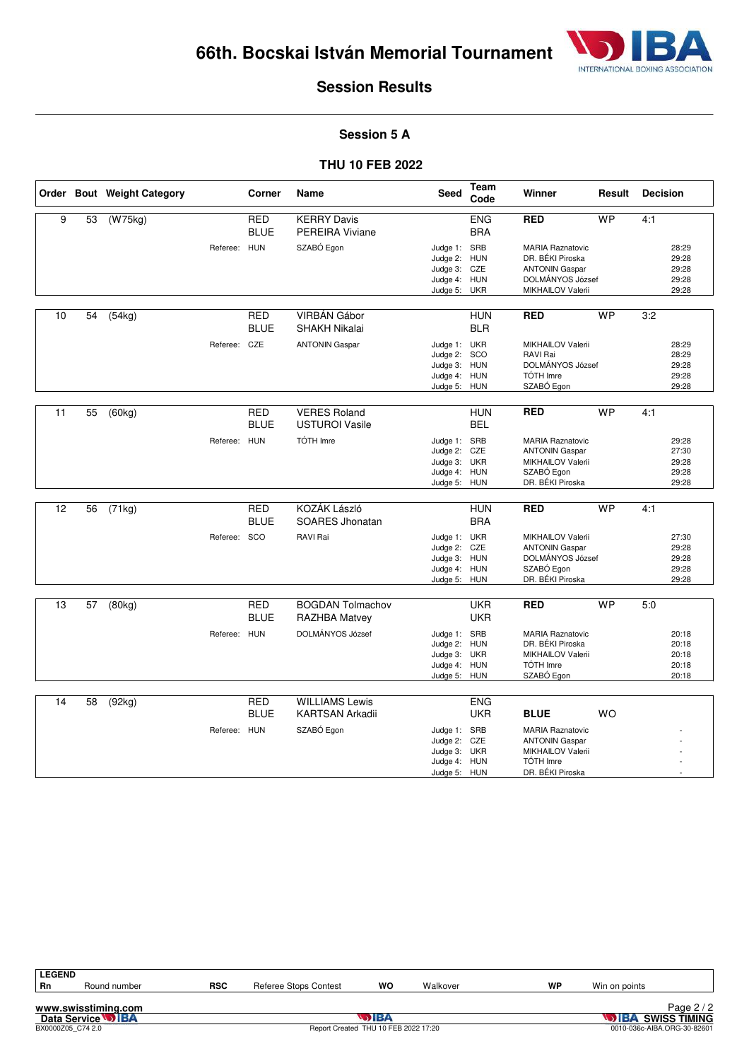# 66th. Bocskai István Memorial Tournament

## Session Results

### Session 5 A

### THU 10 FEB 2022

| Order | Bout | Weight Category | Corner | Name | Seed | Team Code | Winner | Result | Decision |
|---|---|---|---|---|---|---|---|---|---|
| 9 | 53 | (W75kg) | RED | KERRY Davis | | ENG | **RED** | WP | 4:1 |
| | | | BLUE | PEREIRA Viviane | | BRA | | | |
| | | Referee: | HUN | SZABÓ Egon | Judge 1: | SRB | MARIA Raznatovic | | 28:29 |
| | | | | | Judge 2: | HUN | DR. BÉKI Piroska | | 29:28 |
| | | | | | Judge 3: | CZE | ANTONIN Gaspar | | 29:28 |
| | | | | | Judge 4: | HUN | DOLMÁNYOS József | | 29:28 |
| | | | | | Judge 5: | UKR | MIKHAILOV Valerii | | 29:28 |
| 10 | 54 | (54kg) | RED | VIRBÁN Gábor | | HUN | **RED** | WP | 3:2 |
| | | | BLUE | SHAKH Nikalai | | BLR | | | |
| | | Referee: | CZE | ANTONIN Gaspar | Judge 1: | UKR | MIKHAILOV Valerii | | 28:29 |
| | | | | | Judge 2: | SCO | RAVI Rai | | 28:29 |
| | | | | | Judge 3: | HUN | DOLMÁNYOS József | | 29:28 |
| | | | | | Judge 4: | HUN | TÓTH Imre | | 29:28 |
| | | | | | Judge 5: | HUN | SZABÓ Egon | | 29:28 |
| 11 | 55 | (60kg) | RED | VERES Roland | | HUN | **RED** | WP | 4:1 |
| | | | BLUE | USTUROI Vasile | | BEL | | | |
| | | Referee: | HUN | TÓTH Imre | Judge 1: | SRB | MARIA Raznatovic | | 29:28 |
| | | | | | Judge 2: | CZE | ANTONIN Gaspar | | 27:30 |
| | | | | | Judge 3: | UKR | MIKHAILOV Valerii | | 29:28 |
| | | | | | Judge 4: | HUN | SZABÓ Egon | | 29:28 |
| | | | | | Judge 5: | HUN | DR. BÉKI Piroska | | 29:28 |
| 12 | 56 | (71kg) | RED | KOZÁK László | | HUN | **RED** | WP | 4:1 |
| | | | BLUE | SOARES Jhonatan | | BRA | | | |
| | | Referee: | SCO | RAVI Rai | Judge 1: | UKR | MIKHAILOV Valerii | | 27:30 |
| | | | | | Judge 2: | CZE | ANTONIN Gaspar | | 29:28 |
| | | | | | Judge 3: | HUN | DOLMÁNYOS József | | 29:28 |
| | | | | | Judge 4: | HUN | SZABÓ Egon | | 29:28 |
| | | | | | Judge 5: | HUN | DR. BÉKI Piroska | | 29:28 |
| 13 | 57 | (80kg) | RED | BOGDAN Tolmachov | | UKR | **RED** | WP | 5:0 |
| | | | BLUE | RAZHBA Matvey | | UKR | | | |
| | | Referee: | HUN | DOLMÁNYOS József | Judge 1: | SRB | MARIA Raznatovic | | 20:18 |
| | | | | | Judge 2: | HUN | DR. BÉKI Piroska | | 20:18 |
| | | | | | Judge 3: | UKR | MIKHAILOV Valerii | | 20:18 |
| | | | | | Judge 4: | HUN | TÓTH Imre | | 20:18 |
| | | | | | Judge 5: | HUN | SZABÓ Egon | | 20:18 |
| 14 | 58 | (92kg) | RED | WILLIAMS Lewis | | ENG | | | |
| | | | BLUE | KARTSAN Arkadii | | UKR | **BLUE** | WO | |
| | | Referee: | HUN | SZABÓ Egon | Judge 1: | SRB | MARIA Raznatovic | | - |
| | | | | | Judge 2: | CZE | ANTONIN Gaspar | | - |
| | | | | | Judge 3: | UKR | MIKHAILOV Valerii | | - |
| | | | | | Judge 4: | HUN | TÓTH Imre | | - |
| | | | | | Judge 5: | HUN | DR. BÉKI Piroska | | - |

**LEGEND**

| | | | | | | | |
|---|---|---|---|---|---|---|---|
| **Rn** | Round number | **RSC** | Referee Stops Contest | **WO** | Walkover | **WP** | Win on points |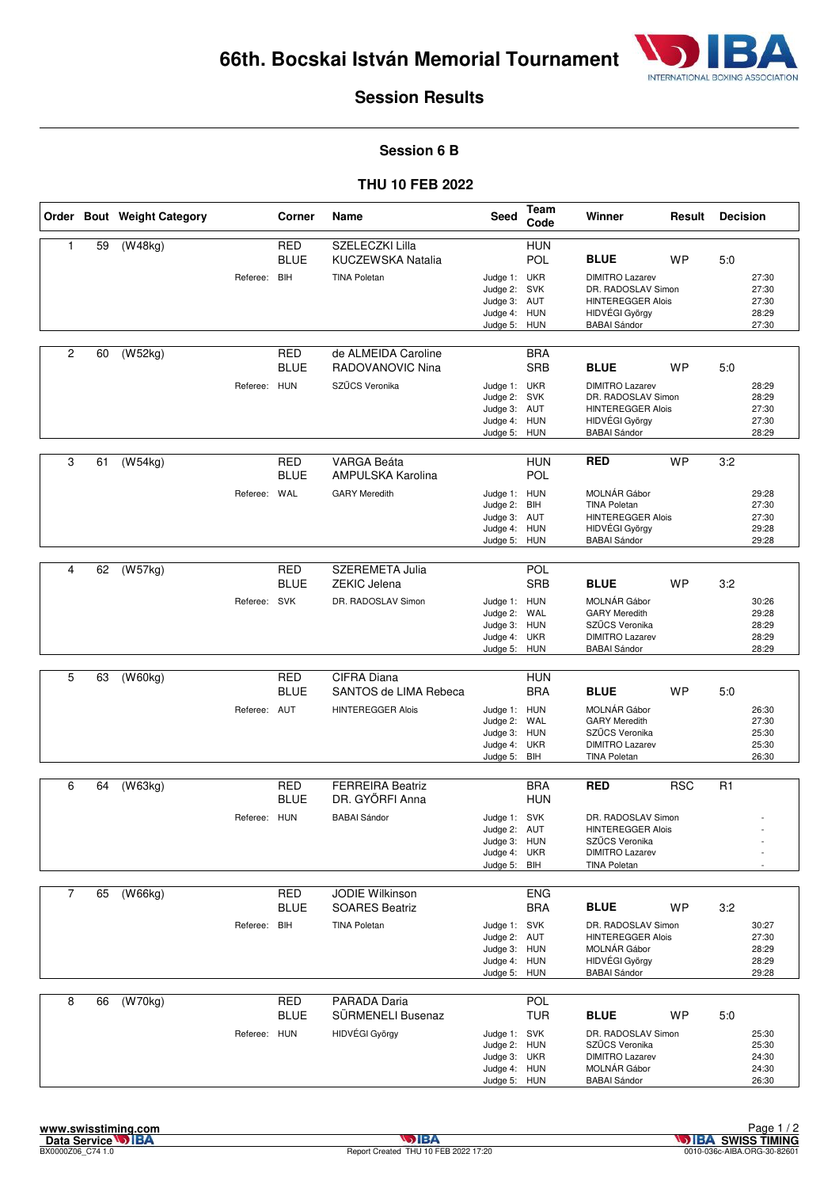# 66th. Bocskai István Memorial Tournament

## Session Results

### Session 6 B

### THU 10 FEB 2022

| Order | Bout | Weight Category | Corner | Name | Seed | Team Code | Winner | Result | Decision |
|---|---|---|---|---|---|---|---|---|---|
| 1 | 59 | (W48kg) | RED | SZELECZKI Lilla | | HUN | | | |
| | | | BLUE | KUCZEWSKA Natalia | | POL | **BLUE** | WP | 5:0 |
| | | Referee: | BIH | TINA Poletan | Judge 1: | UKR | DIMITRO Lazarev | | 27:30 |
| | | | | | Judge 2: | SVK | DR. RADOSLAV Simon | | 27:30 |
| | | | | | Judge 3: | AUT | HINTEREGGER Alois | | 27:30 |
| | | | | | Judge 4: | HUN | HIDVÉGI György | | 28:29 |
| | | | | | Judge 5: | HUN | BABAI Sándor | | 27:30 |
| 2 | 60 | (W52kg) | RED | de ALMEIDA Caroline | | BRA | | | |
| | | | BLUE | RADOVANOVIC Nina | | SRB | **BLUE** | WP | 5:0 |
| | | Referee: | HUN | SZŰCS Veronika | Judge 1: | UKR | DIMITRO Lazarev | | 28:29 |
| | | | | | Judge 2: | SVK | DR. RADOSLAV Simon | | 28:29 |
| | | | | | Judge 3: | AUT | HINTEREGGER Alois | | 27:30 |
| | | | | | Judge 4: | HUN | HIDVÉGI György | | 27:30 |
| | | | | | Judge 5: | HUN | BABAI Sándor | | 28:29 |
| 3 | 61 | (W54kg) | RED | VARGA Beáta | | HUN | **RED** | WP | 3:2 |
| | | | BLUE | AMPULSKA Karolina | | POL | | | |
| | | Referee: | WAL | GARY Meredith | Judge 1: | HUN | MOLNÁR Gábor | | 29:28 |
| | | | | | Judge 2: | BIH | TINA Poletan | | 27:30 |
| | | | | | Judge 3: | AUT | HINTEREGGER Alois | | 27:30 |
| | | | | | Judge 4: | HUN | HIDVÉGI György | | 29:28 |
| | | | | | Judge 5: | HUN | BABAI Sándor | | 29:28 |
| 4 | 62 | (W57kg) | RED | SZEREMETA Julia | | POL | | | |
| | | | BLUE | ZEKIC Jelena | | SRB | **BLUE** | WP | 3:2 |
| | | Referee: | SVK | DR. RADOSLAV Simon | Judge 1: | HUN | MOLNÁR Gábor | | 30:26 |
| | | | | | Judge 2: | WAL | GARY Meredith | | 29:28 |
| | | | | | Judge 3: | HUN | SZŰCS Veronika | | 28:29 |
| | | | | | Judge 4: | UKR | DIMITRO Lazarev | | 28:29 |
| | | | | | Judge 5: | HUN | BABAI Sándor | | 28:29 |
| 5 | 63 | (W60kg) | RED | CIFRA Diana | | HUN | | | |
| | | | BLUE | SANTOS de LIMA Rebeca | | BRA | **BLUE** | WP | 5:0 |
| | | Referee: | AUT | HINTEREGGER Alois | Judge 1: | HUN | MOLNÁR Gábor | | 26:30 |
| | | | | | Judge 2: | WAL | GARY Meredith | | 27:30 |
| | | | | | Judge 3: | HUN | SZŰCS Veronika | | 25:30 |
| | | | | | Judge 4: | UKR | DIMITRO Lazarev | | 25:30 |
| | | | | | Judge 5: | BIH | TINA Poletan | | 26:30 |
| 6 | 64 | (W63kg) | RED | FERREIRA Beatriz | | BRA | **RED** | RSC | R1 |
| | | | BLUE | DR. GYŐRFI Anna | | HUN | | | |
| | | Referee: | HUN | BABAI Sándor | Judge 1: | SVK | DR. RADOSLAV Simon | | - |
| | | | | | Judge 2: | AUT | HINTEREGGER Alois | | - |
| | | | | | Judge 3: | HUN | SZŰCS Veronika | | - |
| | | | | | Judge 4: | UKR | DIMITRO Lazarev | | - |
| | | | | | Judge 5: | BIH | TINA Poletan | | - |
| 7 | 65 | (W66kg) | RED | JODIE Wilkinson | | ENG | | | |
| | | | BLUE | SOARES Beatriz | | BRA | **BLUE** | WP | 3:2 |
| | | Referee: | BIH | TINA Poletan | Judge 1: | SVK | DR. RADOSLAV Simon | | 30:27 |
| | | | | | Judge 2: | AUT | HINTEREGGER Alois | | 27:30 |
| | | | | | Judge 3: | HUN | MOLNÁR Gábor | | 28:29 |
| | | | | | Judge 4: | HUN | HIDVÉGI György | | 28:29 |
| | | | | | Judge 5: | HUN | BABAI Sándor | | 29:28 |
| 8 | 66 | (W70kg) | RED | PARADA Daria | | POL | | | |
| | | | BLUE | SÜRMENELI Busenaz | | TUR | **BLUE** | WP | 5:0 |
| | | Referee: | HUN | HIDVÉGI György | Judge 1: | SVK | DR. RADOSLAV Simon | | 25:30 |
| | | | | | Judge 2: | HUN | SZŰCS Veronika | | 25:30 |
| | | | | | Judge 3: | UKR | DIMITRO Lazarev | | 24:30 |
| | | | | | Judge 4: | HUN | MOLNÁR Gábor | | 24:30 |
| | | | | | Judge 5: | HUN | BABAI Sándor | | 26:30 |

www.swisstiming.com
Data Service IBA
BX0000Z06_C74 1.0

Report Created THU 10 FEB 2022 17:20

IBA SWISS TIMING
0010-036c-AIBA.ORG-30-82601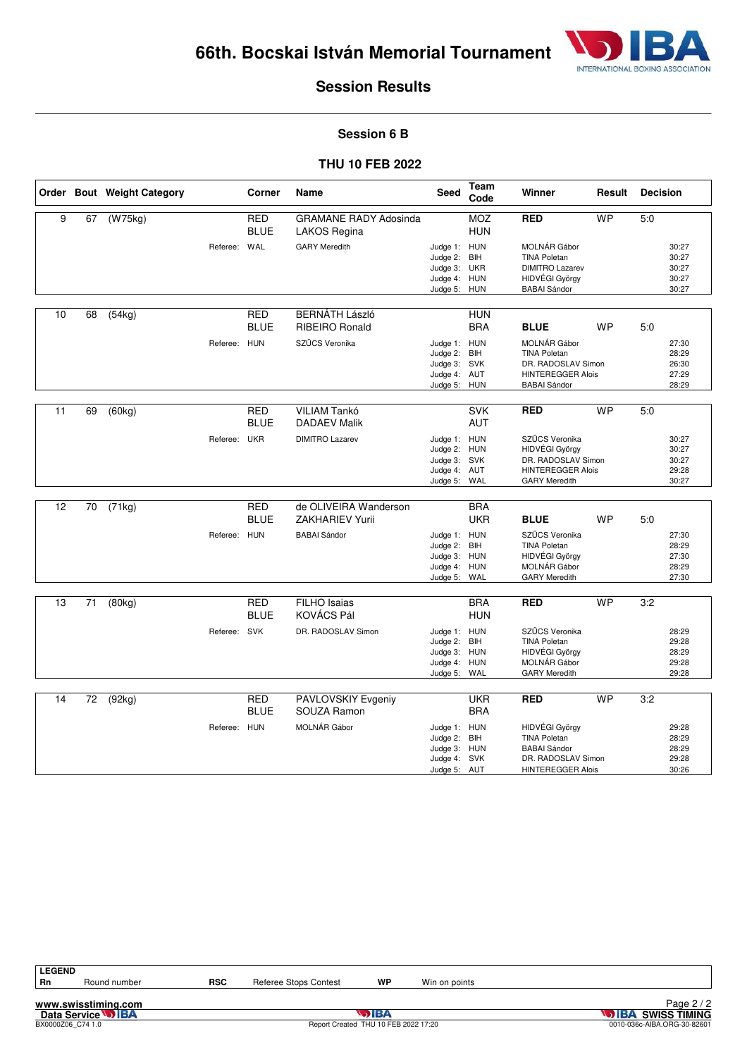# 66th. Bocskai István Memorial Tournament

## Session Results

### Session 6 B

### THU 10 FEB 2022

| Order | Bout | Weight Category | Corner | Name | Seed | Team Code | Winner | Result | Decision |
|---|---|---|---|---|---|---|---|---|---|
| 9 | 67 | (W75kg) | RED | GRAMANE RADY Adosinda | | MOZ | **RED** | WP | 5:0 |
| | | | BLUE | LAKOS Regina | | HUN | | | |
| | | Referee: | WAL | GARY Meredith | Judge 1: | HUN | MOLNÁR Gábor | | 30:27 |
| | | | | | Judge 2: | BIH | TINA Poletan | | 30:27 |
| | | | | | Judge 3: | UKR | DIMITRO Lazarev | | 30:27 |
| | | | | | Judge 4: | HUN | HIDVÉGI György | | 30:27 |
| | | | | | Judge 5: | HUN | BABAI Sándor | | 30:27 |
| 10 | 68 | (54kg) | RED | BERNÁTH László | | HUN | | | |
| | | | BLUE | RIBEIRO Ronald | | BRA | **BLUE** | WP | 5:0 |
| | | Referee: | HUN | SZŰCS Veronika | Judge 1: | HUN | MOLNÁR Gábor | | 27:30 |
| | | | | | Judge 2: | BIH | TINA Poletan | | 28:29 |
| | | | | | Judge 3: | SVK | DR. RADOSLAV Simon | | 26:30 |
| | | | | | Judge 4: | AUT | HINTEREGGER Alois | | 27:29 |
| | | | | | Judge 5: | HUN | BABAI Sándor | | 28:29 |
| 11 | 69 | (60kg) | RED | VILIAM Tankó | | SVK | **RED** | WP | 5:0 |
| | | | BLUE | DADAEV Malik | | AUT | | | |
| | | Referee: | UKR | DIMITRO Lazarev | Judge 1: | HUN | SZŰCS Veronika | | 30:27 |
| | | | | | Judge 2: | HUN | HIDVÉGI György | | 30:27 |
| | | | | | Judge 3: | SVK | DR. RADOSLAV Simon | | 30:27 |
| | | | | | Judge 4: | AUT | HINTEREGGER Alois | | 29:28 |
| | | | | | Judge 5: | WAL | GARY Meredith | | 30:27 |
| 12 | 70 | (71kg) | RED | de OLIVEIRA Wanderson | | BRA | | | |
| | | | BLUE | ZAKHARIEV Yurii | | UKR | **BLUE** | WP | 5:0 |
| | | Referee: | HUN | BABAI Sándor | Judge 1: | HUN | SZŰCS Veronika | | 27:30 |
| | | | | | Judge 2: | BIH | TINA Poletan | | 28:29 |
| | | | | | Judge 3: | HUN | HIDVÉGI György | | 27:30 |
| | | | | | Judge 4: | HUN | MOLNÁR Gábor | | 28:29 |
| | | | | | Judge 5: | WAL | GARY Meredith | | 27:30 |
| 13 | 71 | (80kg) | RED | FILHO Isaias | | BRA | **RED** | WP | 3:2 |
| | | | BLUE | KOVÁCS Pál | | HUN | | | |
| | | Referee: | SVK | DR. RADOSLAV Simon | Judge 1: | HUN | SZŰCS Veronika | | 28:29 |
| | | | | | Judge 2: | BIH | TINA Poletan | | 29:28 |
| | | | | | Judge 3: | HUN | HIDVÉGI György | | 28:29 |
| | | | | | Judge 4: | HUN | MOLNÁR Gábor | | 29:28 |
| | | | | | Judge 5: | WAL | GARY Meredith | | 29:28 |
| 14 | 72 | (92kg) | RED | PAVLOVSKIY Evgeniy | | UKR | **RED** | WP | 3:2 |
| | | | BLUE | SOUZA Ramon | | BRA | | | |
| | | Referee: | HUN | MOLNÁR Gábor | Judge 1: | HUN | HIDVÉGI György | | 29:28 |
| | | | | | Judge 2: | BIH | TINA Poletan | | 28:29 |
| | | | | | Judge 3: | HUN | BABAI Sándor | | 28:29 |
| | | | | | Judge 4: | SVK | DR. RADOSLAV Simon | | 29:28 |
| | | | | | Judge 5: | AUT | HINTEREGGER Alois | | 30:26 |

| LEGEND | | | | | |
|---|---|---|---|---|---|
| Rn | Round number | RSC | Referee Stops Contest | WP | Win on points |

www.swisstiming.com
Data Service IBA
BX0000Z06_C74 1.0
Report Created THU 10 FEB 2022 17:20
0010-036c-AIBA.ORG-30-82601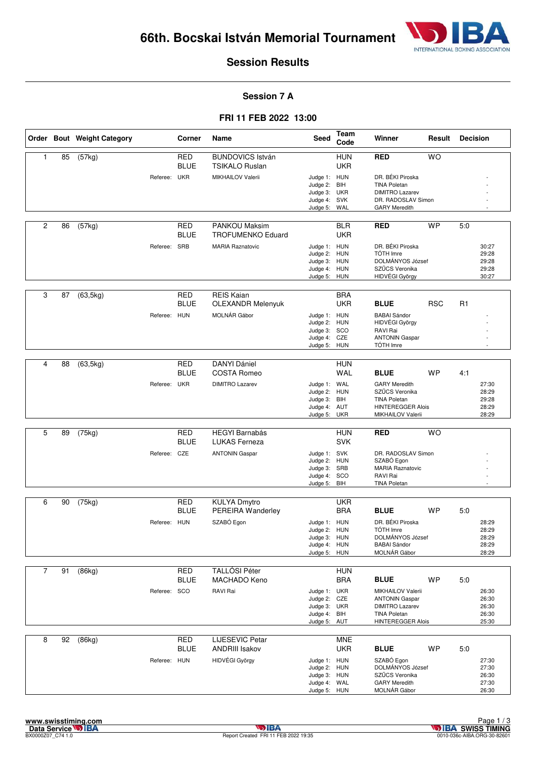# 66th. Bocskai István Memorial Tournament

## Session Results

### Session 7 A

### FRI 11 FEB 2022 13:00

| Order | Bout | Weight Category | Corner | Name | Seed | Team Code | Winner | Result | Decision |
|---|---|---|---|---|---|---|---|---|---|
| 1 | 85 | (57kg) | RED | BUNDOVICS István | | HUN | RED | WO | |
| | | | BLUE | TSIKALO Ruslan | | UKR | | | |
| | | | Referee: UKR | MIKHAILOV Valerii | Judge 1: | HUN | DR. BÉKI Piroska | | - |
| | | | | | Judge 2: | BIH | TINA Poletan | | - |
| | | | | | Judge 3: | UKR | DIMITRO Lazarev | | - |
| | | | | | Judge 4: | SVK | DR. RADOSLAV Simon | | - |
| | | | | | Judge 5: | WAL | GARY Meredith | | - |
| 2 | 86 | (57kg) | RED | PANKOU Maksim | | BLR | RED | WP | 5:0 |
| | | | BLUE | TROFUMENKO Eduard | | UKR | | | |
| | | | Referee: SRB | MARIA Raznatovic | Judge 1: | HUN | DR. BÉKI Piroska | | 30:27 |
| | | | | | Judge 2: | HUN | TÓTH Imre | | 29:28 |
| | | | | | Judge 3: | HUN | DOLMÁNYOS József | | 29:28 |
| | | | | | Judge 4: | HUN | SZŰCS Veronika | | 29:28 |
| | | | | | Judge 5: | HUN | HIDVÉGI György | | 30:27 |
| 3 | 87 | (63,5kg) | RED | REIS Kaian | | BRA | | | |
| | | | BLUE | OLEXANDR Melenyuk | | UKR | BLUE | RSC | R1 |
| | | | Referee: HUN | MOLNÁR Gábor | Judge 1: | HUN | BABAI Sándor | | - |
| | | | | | Judge 2: | HUN | HIDVÉGI György | | - |
| | | | | | Judge 3: | SCO | RAVI Rai | | - |
| | | | | | Judge 4: | CZE | ANTONIN Gaspar | | - |
| | | | | | Judge 5: | HUN | TÓTH Imre | | - |
| 4 | 88 | (63,5kg) | RED | DANYI Dániel | | HUN | | | |
| | | | BLUE | COSTA Romeo | | WAL | BLUE | WP | 4:1 |
| | | | Referee: UKR | DIMITRO Lazarev | Judge 1: | WAL | GARY Meredith | | 27:30 |
| | | | | | Judge 2: | HUN | SZŰCS Veronika | | 28:29 |
| | | | | | Judge 3: | BIH | TINA Poletan | | 29:28 |
| | | | | | Judge 4: | AUT | HINTEREGGER Alois | | 28:29 |
| | | | | | Judge 5: | UKR | MIKHAILOV Valerii | | 28:29 |
| 5 | 89 | (75kg) | RED | HEGYI Barnabás | | HUN | RED | WO | |
| | | | BLUE | LUKAS Ferneza | | SVK | | | |
| | | | Referee: CZE | ANTONIN Gaspar | Judge 1: | SVK | DR. RADOSLAV Simon | | - |
| | | | | | Judge 2: | HUN | SZABÓ Egon | | - |
| | | | | | Judge 3: | SRB | MARIA Raznatovic | | - |
| | | | | | Judge 4: | SCO | RAVI Rai | | - |
| | | | | | Judge 5: | BIH | TINA Poletan | | - |
| 6 | 90 | (75kg) | RED | KULYA Dmytro | | UKR | | | |
| | | | BLUE | PEREIRA Wanderley | | BRA | BLUE | WP | 5:0 |
| | | | Referee: HUN | SZABÓ Egon | Judge 1: | HUN | DR. BÉKI Piroska | | 28:29 |
| | | | | | Judge 2: | HUN | TÓTH Imre | | 28:29 |
| | | | | | Judge 3: | HUN | DOLMÁNYOS József | | 28:29 |
| | | | | | Judge 4: | HUN | BABAI Sándor | | 28:29 |
| | | | | | Judge 5: | HUN | MOLNÁR Gábor | | 28:29 |
| 7 | 91 | (86kg) | RED | TALLÓSI Péter | | HUN | | | |
| | | | BLUE | MACHADO Keno | | BRA | BLUE | WP | 5:0 |
| | | | Referee: SCO | RAVI Rai | Judge 1: | UKR | MIKHAILOV Valerii | | 26:30 |
| | | | | | Judge 2: | CZE | ANTONIN Gaspar | | 26:30 |
| | | | | | Judge 3: | UKR | DIMITRO Lazarev | | 26:30 |
| | | | | | Judge 4: | BIH | TINA Poletan | | 26:30 |
| | | | | | Judge 5: | AUT | HINTEREGGER Alois | | 25:30 |
| 8 | 92 | (86kg) | RED | LIJESEVIC Petar | | MNE | | | |
| | | | BLUE | ANDRIII Isakov | | UKR | BLUE | WP | 5:0 |
| | | | Referee: HUN | HIDVÉGI György | Judge 1: | HUN | SZABÓ Egon | | 27:30 |
| | | | | | Judge 2: | HUN | DOLMÁNYOS József | | 27:30 |
| | | | | | Judge 3: | HUN | SZŰCS Veronika | | 26:30 |
| | | | | | Judge 4: | WAL | GARY Meredith | | 27:30 |
| | | | | | Judge 5: | HUN | MOLNÁR Gábor | | 26:30 |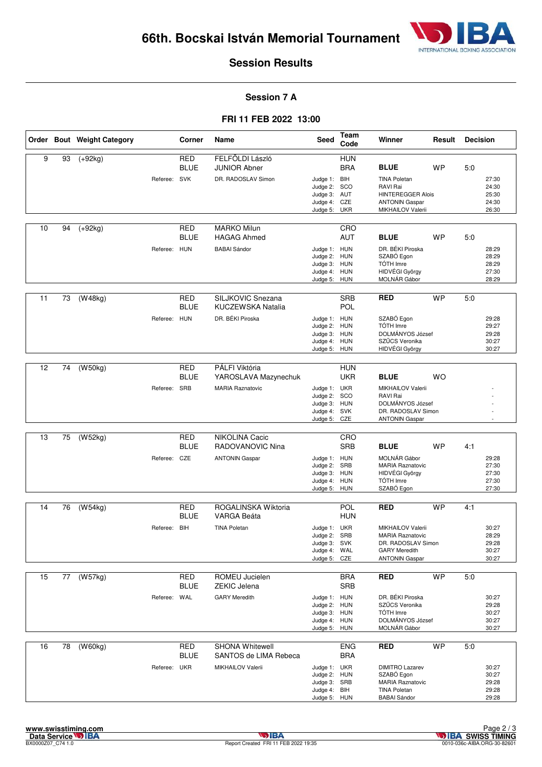# 66th. Bocskai István Memorial Tournament

## Session Results

### Session 7 A

### FRI 11 FEB 2022 13:00

| Order | Bout | Weight Category | Corner | Name | Seed | Team Code | Winner | Result | Decision |
|---|---|---|---|---|---|---|---|---|---|
| 9 | 93 | (+92kg) | RED | FELFÖLDI László | | HUN | | | |
| | | | BLUE | JUNIOR Abner | | BRA | **BLUE** | WP | 5:0 |
| | | Referee: | SVK | DR. RADOSLAV Simon | Judge 1: | BIH | TINA Poletan | | 27:30 |
| | | | | | Judge 2: | SCO | RAVI Rai | | 24:30 |
| | | | | | Judge 3: | AUT | HINTEREGGER Alois | | 25:30 |
| | | | | | Judge 4: | CZE | ANTONIN Gaspar | | 24:30 |
| | | | | | Judge 5: | UKR | MIKHAILOV Valerii | | 26:30 |
| 10 | 94 | (+92kg) | RED | MARKO Milun | | CRO | | | |
| | | | BLUE | HAGAG Ahmed | | AUT | **BLUE** | WP | 5:0 |
| | | Referee: | HUN | BABAI Sándor | Judge 1: | HUN | DR. BÉKI Piroska | | 28:29 |
| | | | | | Judge 2: | HUN | SZABÓ Egon | | 28:29 |
| | | | | | Judge 3: | HUN | TÓTH Imre | | 28:29 |
| | | | | | Judge 4: | HUN | HIDVÉGI György | | 27:30 |
| | | | | | Judge 5: | HUN | MOLNÁR Gábor | | 28:29 |
| 11 | 73 | (W48kg) | RED | SILJKOVIC Snezana | | SRB | **RED** | WP | 5:0 |
| | | | BLUE | KUCZEWSKA Natalia | | POL | | | |
| | | Referee: | HUN | DR. BÉKI Piroska | Judge 1: | HUN | SZABÓ Egon | | 29:28 |
| | | | | | Judge 2: | HUN | TÓTH Imre | | 29:27 |
| | | | | | Judge 3: | HUN | DOLMÁNYOS József | | 29:28 |
| | | | | | Judge 4: | HUN | SZŰCS Veronika | | 30:27 |
| | | | | | Judge 5: | HUN | HIDVÉGI György | | 30:27 |
| 12 | 74 | (W50kg) | RED | PÁLFI Viktória | | HUN | | | |
| | | | BLUE | YAROSLAVA Mazynechuk | | UKR | **BLUE** | WO | |
| | | Referee: | SRB | MARIA Raznatovic | Judge 1: | UKR | MIKHAILOV Valerii | | - |
| | | | | | Judge 2: | SCO | RAVI Rai | | - |
| | | | | | Judge 3: | HUN | DOLMÁNYOS József | | - |
| | | | | | Judge 4: | SVK | DR. RADOSLAV Simon | | - |
| | | | | | Judge 5: | CZE | ANTONIN Gaspar | | - |
| 13 | 75 | (W52kg) | RED | NIKOLINA Cacic | | CRO | | | |
| | | | BLUE | RADOVANOVIC Nina | | SRB | **BLUE** | WP | 4:1 |
| | | Referee: | CZE | ANTONIN Gaspar | Judge 1: | HUN | MOLNÁR Gábor | | 29:28 |
| | | | | | Judge 2: | SRB | MARIA Raznatovic | | 27:30 |
| | | | | | Judge 3: | HUN | HIDVÉGI György | | 27:30 |
| | | | | | Judge 4: | HUN | TÓTH Imre | | 27:30 |
| | | | | | Judge 5: | HUN | SZABÓ Egon | | 27:30 |
| 14 | 76 | (W54kg) | RED | ROGALINSKA Wiktoria | | POL | **RED** | WP | 4:1 |
| | | | BLUE | VARGA Beáta | | HUN | | | |
| | | Referee: | BIH | TINA Poletan | Judge 1: | UKR | MIKHAILOV Valerii | | 30:27 |
| | | | | | Judge 2: | SRB | MARIA Raznatovic | | 28:29 |
| | | | | | Judge 3: | SVK | DR. RADOSLAV Simon | | 29:28 |
| | | | | | Judge 4: | WAL | GARY Meredith | | 30:27 |
| | | | | | Judge 5: | CZE | ANTONIN Gaspar | | 30:27 |
| 15 | 77 | (W57kg) | RED | ROMEU Jucielen | | BRA | **RED** | WP | 5:0 |
| | | | BLUE | ZEKIC Jelena | | SRB | | | |
| | | Referee: | WAL | GARY Meredith | Judge 1: | HUN | DR. BÉKI Piroska | | 30:27 |
| | | | | | Judge 2: | HUN | SZŰCS Veronika | | 29:28 |
| | | | | | Judge 3: | HUN | TÓTH Imre | | 30:27 |
| | | | | | Judge 4: | HUN | DOLMÁNYOS József | | 30:27 |
| | | | | | Judge 5: | HUN | MOLNÁR Gábor | | 30:27 |
| 16 | 78 | (W60kg) | RED | SHONA Whitewell | | ENG | **RED** | WP | 5:0 |
| | | | BLUE | SANTOS de LIMA Rebeca | | BRA | | | |
| | | Referee: | UKR | MIKHAILOV Valerii | Judge 1: | UKR | DIMITRO Lazarev | | 30:27 |
| | | | | | Judge 2: | HUN | SZABÓ Egon | | 30:27 |
| | | | | | Judge 3: | SRB | MARIA Raznatovic | | 29:28 |
| | | | | | Judge 4: | BIH | TINA Poletan | | 29:28 |
| | | | | | Judge 5: | HUN | BABAI Sándor | | 29:28 |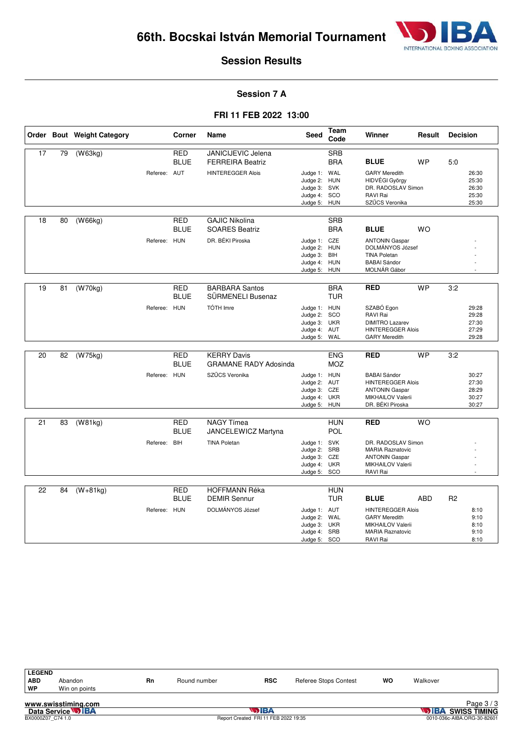# 66th. Bocskai István Memorial Tournament

## Session Results

### Session 7 A

**FRI 11 FEB 2022 13:00**

| Order | Bout | Weight Category | Corner | Name | Seed | Team Code | Winner | Result | Decision |
|---|---|---|---|---|---|---|---|---|---|
| 17 | 79 | (W63kg) | RED | JANICIJEVIC Jelena | | SRB | | | |
| | | | BLUE | FERREIRA Beatriz | | BRA | **BLUE** | WP | 5:0 |
| | | | Referee: AUT | HINTEREGGER Alois | Judge 1: | WAL | GARY Meredith | | 26:30 |
| | | | | | Judge 2: | HUN | HIDVÉGI György | | 25:30 |
| | | | | | Judge 3: | SVK | DR. RADOSLAV Simon | | 26:30 |
| | | | | | Judge 4: | SCO | RAVI Rai | | 25:30 |
| | | | | | Judge 5: | HUN | SZŰCS Veronika | | 25:30 |
| 18 | 80 | (W66kg) | RED | GAJIC Nikolina | | SRB | | | |
| | | | BLUE | SOARES Beatriz | | BRA | **BLUE** | WO | |
| | | | Referee: HUN | DR. BÉKI Piroska | Judge 1: | CZE | ANTONIN Gaspar | | - |
| | | | | | Judge 2: | HUN | DOLMÁNYOS József | | - |
| | | | | | Judge 3: | BIH | TINA Poletan | | - |
| | | | | | Judge 4: | HUN | BABAI Sándor | | - |
| | | | | | Judge 5: | HUN | MOLNÁR Gábor | | - |
| 19 | 81 | (W70kg) | RED | BARBARA Santos | | BRA | **RED** | WP | 3:2 |
| | | | BLUE | SÜRMENELI Busenaz | | TUR | | | |
| | | | Referee: HUN | TÓTH Imre | Judge 1: | HUN | SZABÓ Egon | | 29:28 |
| | | | | | Judge 2: | SCO | RAVI Rai | | 29:28 |
| | | | | | Judge 3: | UKR | DIMITRO Lazarev | | 27:30 |
| | | | | | Judge 4: | AUT | HINTEREGGER Alois | | 27:29 |
| | | | | | Judge 5: | WAL | GARY Meredith | | 29:28 |
| 20 | 82 | (W75kg) | RED | KERRY Davis | | ENG | **RED** | WP | 3:2 |
| | | | BLUE | GRAMANE RADY Adosinda | | MOZ | | | |
| | | | Referee: HUN | SZŰCS Veronika | Judge 1: | HUN | BABAI Sándor | | 30:27 |
| | | | | | Judge 2: | AUT | HINTEREGGER Alois | | 27:30 |
| | | | | | Judge 3: | CZE | ANTONIN Gaspar | | 28:29 |
| | | | | | Judge 4: | UKR | MIKHAILOV Valerii | | 30:27 |
| | | | | | Judge 5: | HUN | DR. BÉKI Piroska | | 30:27 |
| 21 | 83 | (W81kg) | RED | NAGY Tímea | | HUN | **RED** | WO | |
| | | | BLUE | JANCELEWICZ Martyna | | POL | | | |
| | | | Referee: BIH | TINA Poletan | Judge 1: | SVK | DR. RADOSLAV Simon | | - |
| | | | | | Judge 2: | SRB | MARIA Raznatovic | | - |
| | | | | | Judge 3: | CZE | ANTONIN Gaspar | | - |
| | | | | | Judge 4: | UKR | MIKHAILOV Valerii | | - |
| | | | | | Judge 5: | SCO | RAVI Rai | | - |
| 22 | 84 | (W+81kg) | RED | HOFFMANN Réka | | HUN | | | |
| | | | BLUE | DEMIR Sennur | | TUR | **BLUE** | ABD | R2 |
| | | | Referee: HUN | DOLMÁNYOS József | Judge 1: | AUT | HINTEREGGER Alois | | 8:10 |
| | | | | | Judge 2: | WAL | GARY Meredith | | 9:10 |
| | | | | | Judge 3: | UKR | MIKHAILOV Valerii | | 8:10 |
| | | | | | Judge 4: | SRB | MARIA Raznatovic | | 9:10 |
| | | | | | Judge 5: | SCO | RAVI Rai | | 8:10 |

**LEGEND**

| | | | | | | | |
|---|---|---|---|---|---|---|---|
| ABD | Abandon | Rn | Round number | RSC | Referee Stops Contest | WO | Walkover |
| WP | Win on points | | | | | | |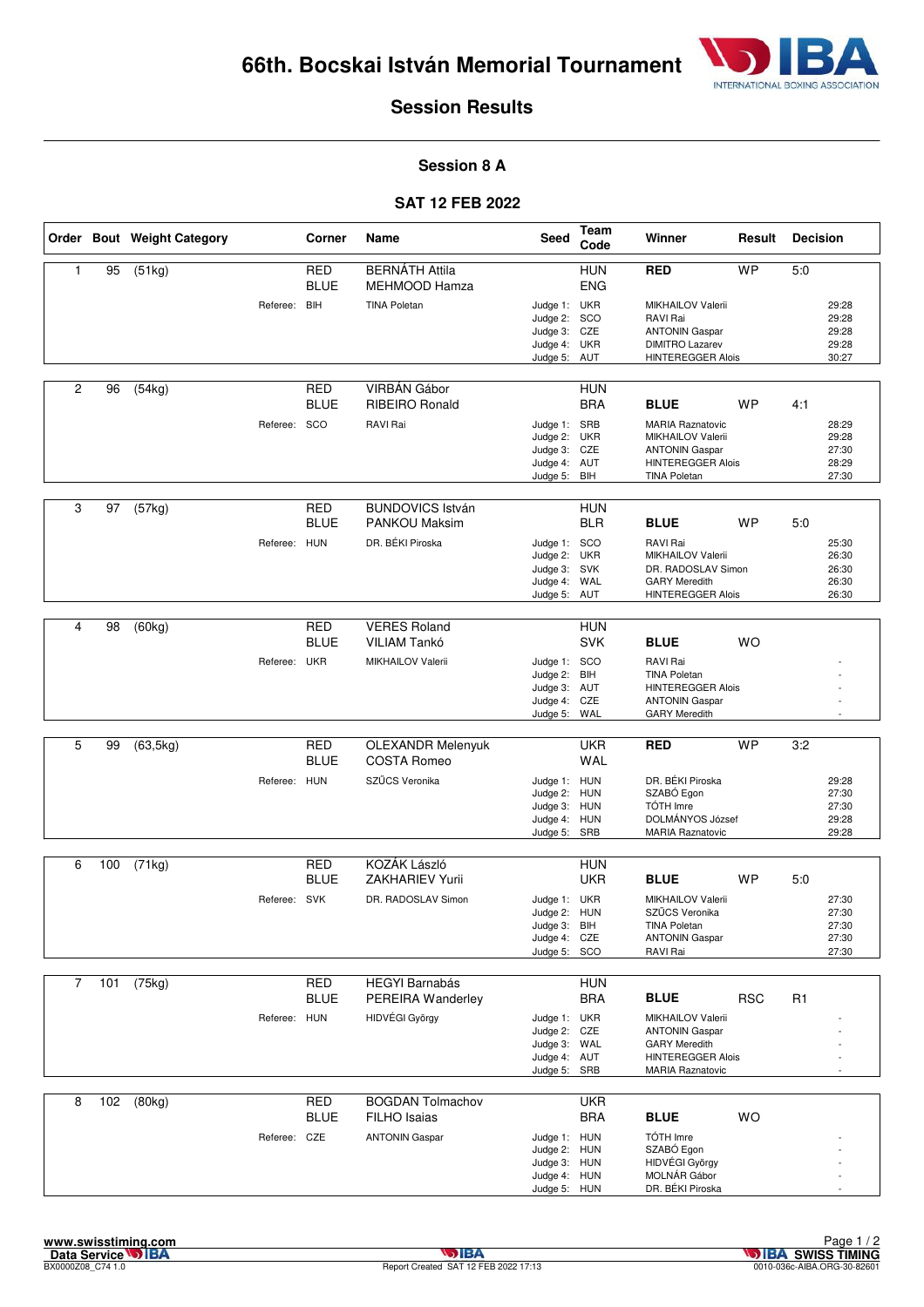# 66th. Bocskai István Memorial Tournament

## Session Results

### Session 8 A

### SAT 12 FEB 2022

| Order | Bout | Weight Category | Corner | Name | Seed | Team Code | Winner | Result | Decision |
|---|---|---|---|---|---|---|---|---|---|
| 1 | 95 | (51kg) | RED | BERNÁTH Attila | | HUN | RED | WP | 5:0 |
| | | | BLUE | MEHMOOD Hamza | | ENG | | | |
| | | Referee: | BIH | TINA Poletan | Judge 1: | UKR | MIKHAILOV Valerii | | 29:28 |
| | | | | | Judge 2: | SCO | RAVI Rai | | 29:28 |
| | | | | | Judge 3: | CZE | ANTONIN Gaspar | | 29:28 |
| | | | | | Judge 4: | UKR | DIMITRO Lazarev | | 29:28 |
| | | | | | Judge 5: | AUT | HINTEREGGER Alois | | 30:27 |
| 2 | 96 | (54kg) | RED | VIRBÁN Gábor | | HUN | | | |
| | | | BLUE | RIBEIRO Ronald | | BRA | BLUE | WP | 4:1 |
| | | Referee: | SCO | RAVI Rai | Judge 1: | SRB | MARIA Raznatovic | | 28:29 |
| | | | | | Judge 2: | UKR | MIKHAILOV Valerii | | 29:28 |
| | | | | | Judge 3: | CZE | ANTONIN Gaspar | | 27:30 |
| | | | | | Judge 4: | AUT | HINTEREGGER Alois | | 28:29 |
| | | | | | Judge 5: | BIH | TINA Poletan | | 27:30 |
| 3 | 97 | (57kg) | RED | BUNDOVICS István | | HUN | | | |
| | | | BLUE | PANKOU Maksim | | BLR | BLUE | WP | 5:0 |
| | | Referee: | HUN | DR. BÉKI Piroska | Judge 1: | SCO | RAVI Rai | | 25:30 |
| | | | | | Judge 2: | UKR | MIKHAILOV Valerii | | 26:30 |
| | | | | | Judge 3: | SVK | DR. RADOSLAV Simon | | 26:30 |
| | | | | | Judge 4: | WAL | GARY Meredith | | 26:30 |
| | | | | | Judge 5: | AUT | HINTEREGGER Alois | | 26:30 |
| 4 | 98 | (60kg) | RED | VERES Roland | | HUN | | | |
| | | | BLUE | VILIAM Tankó | | SVK | BLUE | WO | |
| | | Referee: | UKR | MIKHAILOV Valerii | Judge 1: | SCO | RAVI Rai | | - |
| | | | | | Judge 2: | BIH | TINA Poletan | | - |
| | | | | | Judge 3: | AUT | HINTEREGGER Alois | | - |
| | | | | | Judge 4: | CZE | ANTONIN Gaspar | | - |
| | | | | | Judge 5: | WAL | GARY Meredith | | - |
| 5 | 99 | (63,5kg) | RED | OLEXANDR Melenyuk | | UKR | RED | WP | 3:2 |
| | | | BLUE | COSTA Romeo | | WAL | | | |
| | | Referee: | HUN | SZŰCS Veronika | Judge 1: | HUN | DR. BÉKI Piroska | | 29:28 |
| | | | | | Judge 2: | HUN | SZABÓ Egon | | 27:30 |
| | | | | | Judge 3: | HUN | TÓTH Imre | | 27:30 |
| | | | | | Judge 4: | HUN | DOLMÁNYOS József | | 29:28 |
| | | | | | Judge 5: | SRB | MARIA Raznatovic | | 29:28 |
| 6 | 100 | (71kg) | RED | KOZÁK László | | HUN | | | |
| | | | BLUE | ZAKHARIEV Yurii | | UKR | BLUE | WP | 5:0 |
| | | Referee: | SVK | DR. RADOSLAV Simon | Judge 1: | UKR | MIKHAILOV Valerii | | 27:30 |
| | | | | | Judge 2: | HUN | SZŰCS Veronika | | 27:30 |
| | | | | | Judge 3: | BIH | TINA Poletan | | 27:30 |
| | | | | | Judge 4: | CZE | ANTONIN Gaspar | | 27:30 |
| | | | | | Judge 5: | SCO | RAVI Rai | | 27:30 |
| 7 | 101 | (75kg) | RED | HEGYI Barnabás | | HUN | | | |
| | | | BLUE | PEREIRA Wanderley | | BRA | BLUE | RSC | R1 |
| | | Referee: | HUN | HIDVÉGI György | Judge 1: | UKR | MIKHAILOV Valerii | | - |
| | | | | | Judge 2: | CZE | ANTONIN Gaspar | | - |
| | | | | | Judge 3: | WAL | GARY Meredith | | - |
| | | | | | Judge 4: | AUT | HINTEREGGER Alois | | - |
| | | | | | Judge 5: | SRB | MARIA Raznatovic | | - |
| 8 | 102 | (80kg) | RED | BOGDAN Tolmachov | | UKR | | | |
| | | | BLUE | FILHO Isaias | | BRA | BLUE | WO | |
| | | Referee: | CZE | ANTONIN Gaspar | Judge 1: | HUN | TÓTH Imre | | - |
| | | | | | Judge 2: | HUN | SZABÓ Egon | | - |
| | | | | | Judge 3: | HUN | HIDVÉGI György | | - |
| | | | | | Judge 4: | HUN | MOLNÁR Gábor | | - |
| | | | | | Judge 5: | HUN | DR. BÉKI Piroska | | - |

www.swisstiming.com
Data Service IBA
BX0000Z08_C74 1.0

Report Created SAT 12 FEB 2022 17:13

IBA SWISS TIMING
0010-036c-AIBA.ORG-30-82601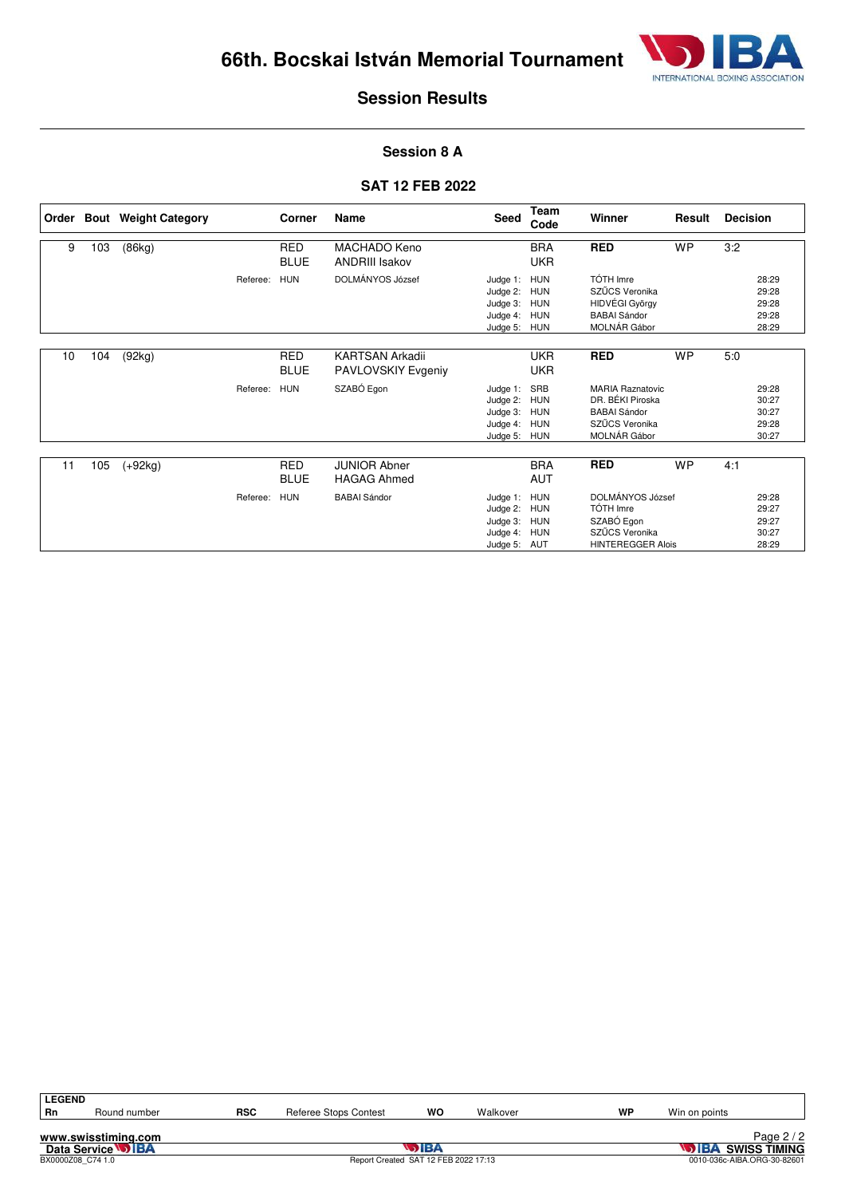# 66th. Bocskai István Memorial Tournament

## Session Results

### Session 8 A

### SAT 12 FEB 2022

| Order | Bout | Weight Category | | Corner | Name | Seed | Team Code | Winner | Result | Decision |
|---|---|---|---|---|---|---|---|---|---|---|
| 9 | 103 | (86kg) | | RED | MACHADO Keno | | BRA | **RED** | WP | 3:2 |
| | | | | BLUE | ANDRIII Isakov | | UKR | | | |
| | | | Referee: | HUN | DOLMÁNYOS József | Judge 1: | HUN | TÓTH Imre | | 28:29 |
| | | | | | | Judge 2: | HUN | SZŰCS Veronika | | 29:28 |
| | | | | | | Judge 3: | HUN | HIDVÉGI György | | 29:28 |
| | | | | | | Judge 4: | HUN | BABAI Sándor | | 29:28 |
| | | | | | | Judge 5: | HUN | MOLNÁR Gábor | | 28:29 |
| 10 | 104 | (92kg) | | RED | KARTSAN Arkadii | | UKR | **RED** | WP | 5:0 |
| | | | | BLUE | PAVLOVSKIY Evgeniy | | UKR | | | |
| | | | Referee: | HUN | SZABÓ Egon | Judge 1: | SRB | MARIA Raznatovic | | 29:28 |
| | | | | | | Judge 2: | HUN | DR. BÉKI Piroska | | 30:27 |
| | | | | | | Judge 3: | HUN | BABAI Sándor | | 30:27 |
| | | | | | | Judge 4: | HUN | SZŰCS Veronika | | 29:28 |
| | | | | | | Judge 5: | HUN | MOLNÁR Gábor | | 30:27 |
| 11 | 105 | (+92kg) | | RED | JUNIOR Abner | | BRA | **RED** | WP | 4:1 |
| | | | | BLUE | HAGAG Ahmed | | AUT | | | |
| | | | Referee: | HUN | BABAI Sándor | Judge 1: | HUN | DOLMÁNYOS József | | 29:28 |
| | | | | | | Judge 2: | HUN | TÓTH Imre | | 29:27 |
| | | | | | | Judge 3: | HUN | SZABÓ Egon | | 29:27 |
| | | | | | | Judge 4: | HUN | SZŰCS Veronika | | 30:27 |
| | | | | | | Judge 5: | AUT | HINTEREGGER Alois | | 28:29 |

| LEGEND | | | | | | | |
|---|---|---|---|---|---|---|---|
| Rn | Round number | RSC | Referee Stops Contest | WO | Walkover | WP | Win on points |

www.swisstiming.com
Data Service IBA
BX0000Z08_C74 1.0
Report Created SAT 12 FEB 2022 17:13
IBA SWISS TIMING
0010-036c-AIBA.ORG-30-82601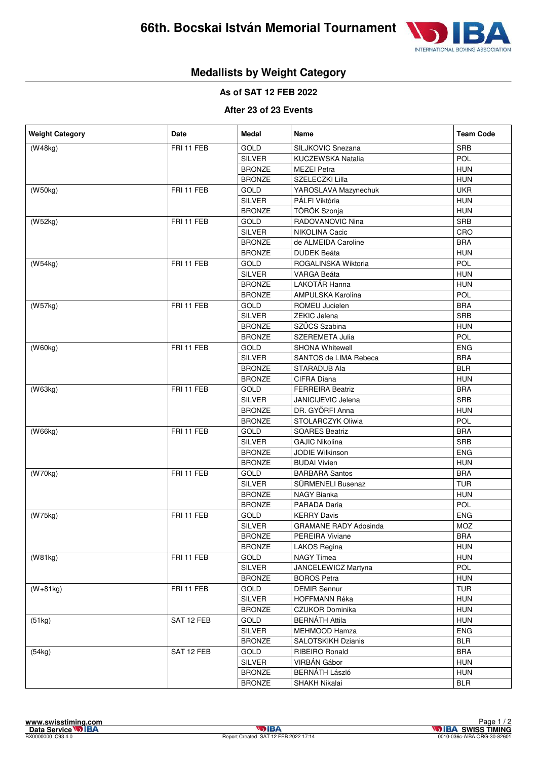# 66th. Bocskai István Memorial Tournament

## Medallists by Weight Category

### As of SAT 12 FEB 2022

### After 23 of 23 Events

| Weight Category | Date | Medal | Name | Team Code |
|---|---|---|---|---|
| (W48kg) | FRI 11 FEB | GOLD | SILJKOVIC Snezana | SRB |
| | | SILVER | KUCZEWSKA Natalia | POL |
| | | BRONZE | MEZEI Petra | HUN |
| | | BRONZE | SZELECZKI Lilla | HUN |
| (W50kg) | FRI 11 FEB | GOLD | YAROSLAVA Mazynechuk | UKR |
| | | SILVER | PÁLFI Viktória | HUN |
| | | BRONZE | TÖRÖK Szonja | HUN |
| (W52kg) | FRI 11 FEB | GOLD | RADOVANOVIC Nina | SRB |
| | | SILVER | NIKOLINA Cacic | CRO |
| | | BRONZE | de ALMEIDA Caroline | BRA |
| | | BRONZE | DUDEK Beáta | HUN |
| (W54kg) | FRI 11 FEB | GOLD | ROGALINSKA Wiktoria | POL |
| | | SILVER | VARGA Beáta | HUN |
| | | BRONZE | LAKOTÁR Hanna | HUN |
| | | BRONZE | AMPULSKA Karolina | POL |
| (W57kg) | FRI 11 FEB | GOLD | ROMEU Jucielen | BRA |
| | | SILVER | ZEKIC Jelena | SRB |
| | | BRONZE | SZŰCS Szabina | HUN |
| | | BRONZE | SZEREMETA Julia | POL |
| (W60kg) | FRI 11 FEB | GOLD | SHONA Whitewell | ENG |
| | | SILVER | SANTOS de LIMA Rebeca | BRA |
| | | BRONZE | STARADUB Ala | BLR |
| | | BRONZE | CIFRA Diana | HUN |
| (W63kg) | FRI 11 FEB | GOLD | FERREIRA Beatriz | BRA |
| | | SILVER | JANICIJEVIC Jelena | SRB |
| | | BRONZE | DR. GYŐRFI Anna | HUN |
| | | BRONZE | STOLARCZYK Oliwia | POL |
| (W66kg) | FRI 11 FEB | GOLD | SOARES Beatriz | BRA |
| | | SILVER | GAJIC Nikolina | SRB |
| | | BRONZE | JODIE Wilkinson | ENG |
| | | BRONZE | BUDAI Vivien | HUN |
| (W70kg) | FRI 11 FEB | GOLD | BARBARA Santos | BRA |
| | | SILVER | SÜRMENELI Busenaz | TUR |
| | | BRONZE | NAGY Bianka | HUN |
| | | BRONZE | PARADA Daria | POL |
| (W75kg) | FRI 11 FEB | GOLD | KERRY Davis | ENG |
| | | SILVER | GRAMANE RADY Adosinda | MOZ |
| | | BRONZE | PEREIRA Viviane | BRA |
| | | BRONZE | LAKOS Regina | HUN |
| (W81kg) | FRI 11 FEB | GOLD | NAGY Tímea | HUN |
| | | SILVER | JANCELEWICZ Martyna | POL |
| | | BRONZE | BOROS Petra | HUN |
| (W+81kg) | FRI 11 FEB | GOLD | DEMIR Sennur | TUR |
| | | SILVER | HOFFMANN Réka | HUN |
| | | BRONZE | CZUKOR Dominika | HUN |
| (51kg) | SAT 12 FEB | GOLD | BERNÁTH Attila | HUN |
| | | SILVER | MEHMOOD Hamza | ENG |
| | | BRONZE | SALOTSKIKH Dzianis | BLR |
| (54kg) | SAT 12 FEB | GOLD | RIBEIRO Ronald | BRA |
| | | SILVER | VIRBÁN Gábor | HUN |
| | | BRONZE | BERNÁTH László | HUN |
| | | BRONZE | SHAKH Nikalai | BLR |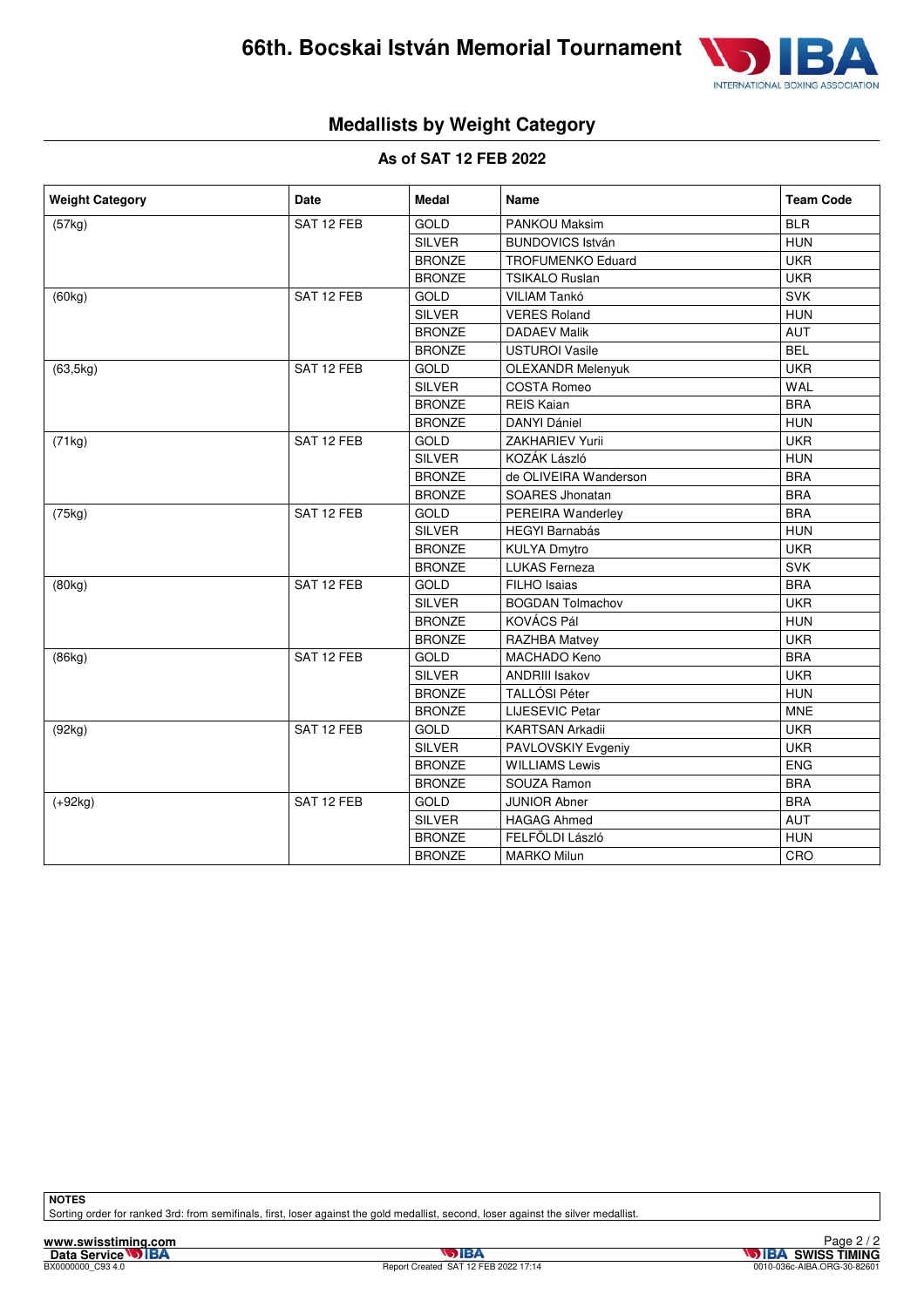# 66th. Bocskai István Memorial Tournament

## Medallists by Weight Category

### As of SAT 12 FEB 2022

| Weight Category | Date | Medal | Name | Team Code |
|---|---|---|---|---|
| (57kg) | SAT 12 FEB | GOLD | PANKOU Maksim | BLR |
| | | SILVER | BUNDOVICS István | HUN |
| | | BRONZE | TROFUMENKO Eduard | UKR |
| | | BRONZE | TSIKALO Ruslan | UKR |
| (60kg) | SAT 12 FEB | GOLD | VILIAM Tankó | SVK |
| | | SILVER | VERES Roland | HUN |
| | | BRONZE | DADAEV Malik | AUT |
| | | BRONZE | USTUROI Vasile | BEL |
| (63,5kg) | SAT 12 FEB | GOLD | OLEXANDR Melenyuk | UKR |
| | | SILVER | COSTA Romeo | WAL |
| | | BRONZE | REIS Kaian | BRA |
| | | BRONZE | DANYI Dániel | HUN |
| (71kg) | SAT 12 FEB | GOLD | ZAKHARIEV Yurii | UKR |
| | | SILVER | KOZÁK László | HUN |
| | | BRONZE | de OLIVEIRA Wanderson | BRA |
| | | BRONZE | SOARES Jhonatan | BRA |
| (75kg) | SAT 12 FEB | GOLD | PEREIRA Wanderley | BRA |
| | | SILVER | HEGYI Barnabás | HUN |
| | | BRONZE | KULYA Dmytro | UKR |
| | | BRONZE | LUKAS Ferneza | SVK |
| (80kg) | SAT 12 FEB | GOLD | FILHO Isaias | BRA |
| | | SILVER | BOGDAN Tolmachov | UKR |
| | | BRONZE | KOVÁCS Pál | HUN |
| | | BRONZE | RAZHBA Matvey | UKR |
| (86kg) | SAT 12 FEB | GOLD | MACHADO Keno | BRA |
| | | SILVER | ANDRIII Isakov | UKR |
| | | BRONZE | TALLÓSI Péter | HUN |
| | | BRONZE | LIJESEVIC Petar | MNE |
| (92kg) | SAT 12 FEB | GOLD | KARTSAN Arkadii | UKR |
| | | SILVER | PAVLOVSKIY Evgeniy | UKR |
| | | BRONZE | WILLIAMS Lewis | ENG |
| | | BRONZE | SOUZA Ramon | BRA |
| (+92kg) | SAT 12 FEB | GOLD | JUNIOR Abner | BRA |
| | | SILVER | HAGAG Ahmed | AUT |
| | | BRONZE | FELFŐLDI László | HUN |
| | | BRONZE | MARKO Milun | CRO |

**NOTES**

Sorting order for ranked 3rd: from semifinals, first, loser against the gold medallist, second, loser against the silver medallist.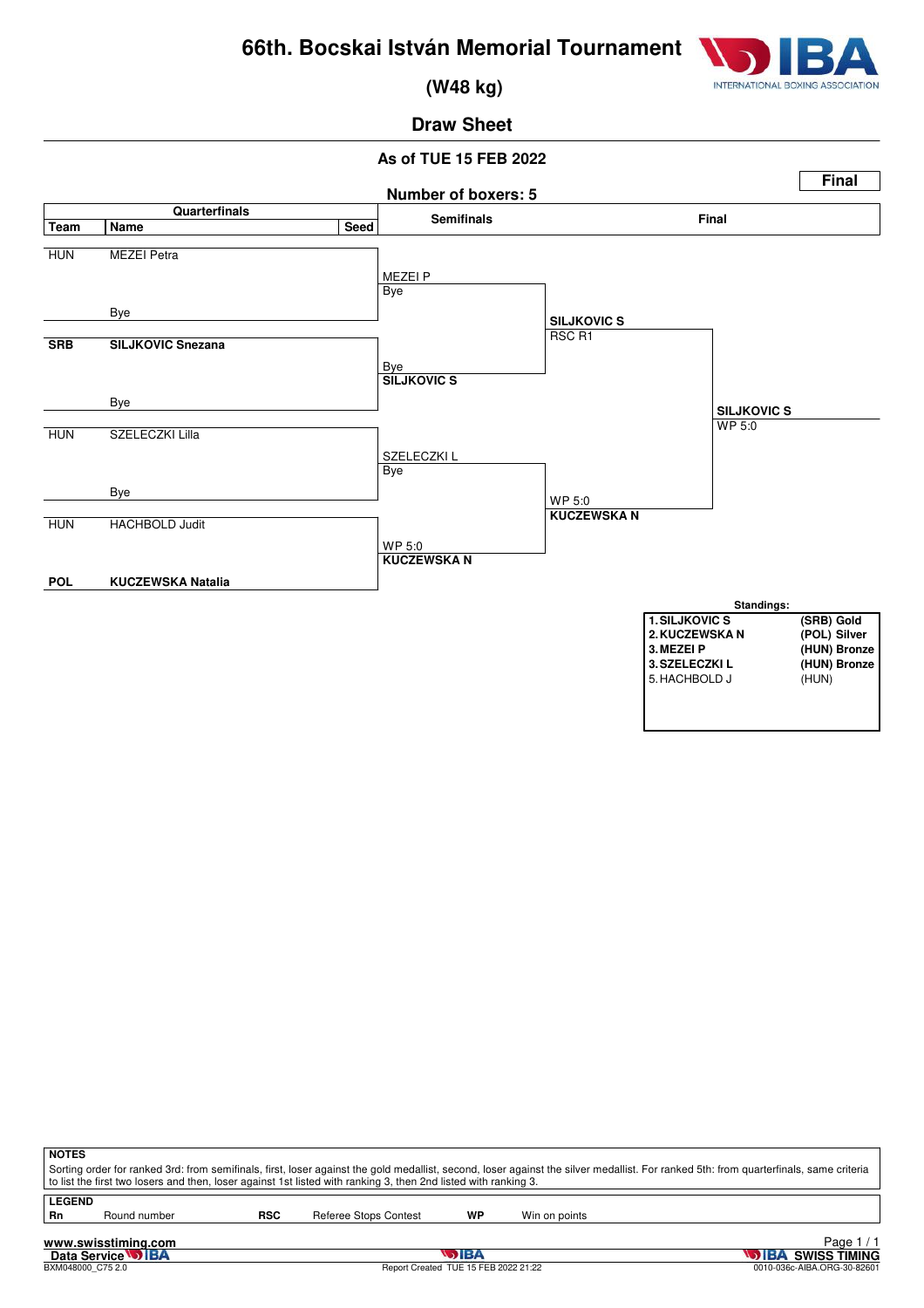# 66th. Bocskai István Memorial Tournament

## (W48 kg)

## Draw Sheet

**As of TUE 15 FEB 2022**

**Final**

**Number of boxers: 5**

| Team | Name | Seed | Semifinals | Final | |
|---|---|---|---|---|---|
| HUN | MEZEI Petra | | MEZEI P / Bye | | |
| | Bye | | | SILJKOVIC S / RSC R1 | |
| **SRB** | **SILJKOVIC Snezana** | | Bye / **SILJKOVIC S** | | |
| | Bye | | | | **SILJKOVIC S** / WP 5:0 |
| HUN | SZELECZKI Lilla | | SZELECZKI L / Bye | | |
| | Bye | | | WP 5:0 / **KUCZEWSKA N** | |
| HUN | HACHBOLD Judit | | WP 5:0 / **KUCZEWSKA N** | | |
| **POL** | **KUCZEWSKA Natalia** | | | | |

**Standings:**

| | |
|---|---|
| **1. SILJKOVIC S** | **(SRB) Gold** |
| **2. KUCZEWSKA N** | **(POL) Silver** |
| **3. MEZEI P** | **(HUN) Bronze** |
| **3. SZELECZKI L** | **(HUN) Bronze** |
| 5. HACHBOLD J | (HUN) |

**NOTES**

Sorting order for ranked 3rd: from semifinals, first, loser against the gold medallist, second, loser against the silver medallist. For ranked 5th: from quarterfinals, same criteria to list the first two losers and then, loser against 1st listed with ranking 3, then 2nd listed with ranking 3.

**LEGEND**

| | | | | | |
|---|---|---|---|---|---|
| **Rn** | Round number | **RSC** | Referee Stops Contest | **WP** | Win on points |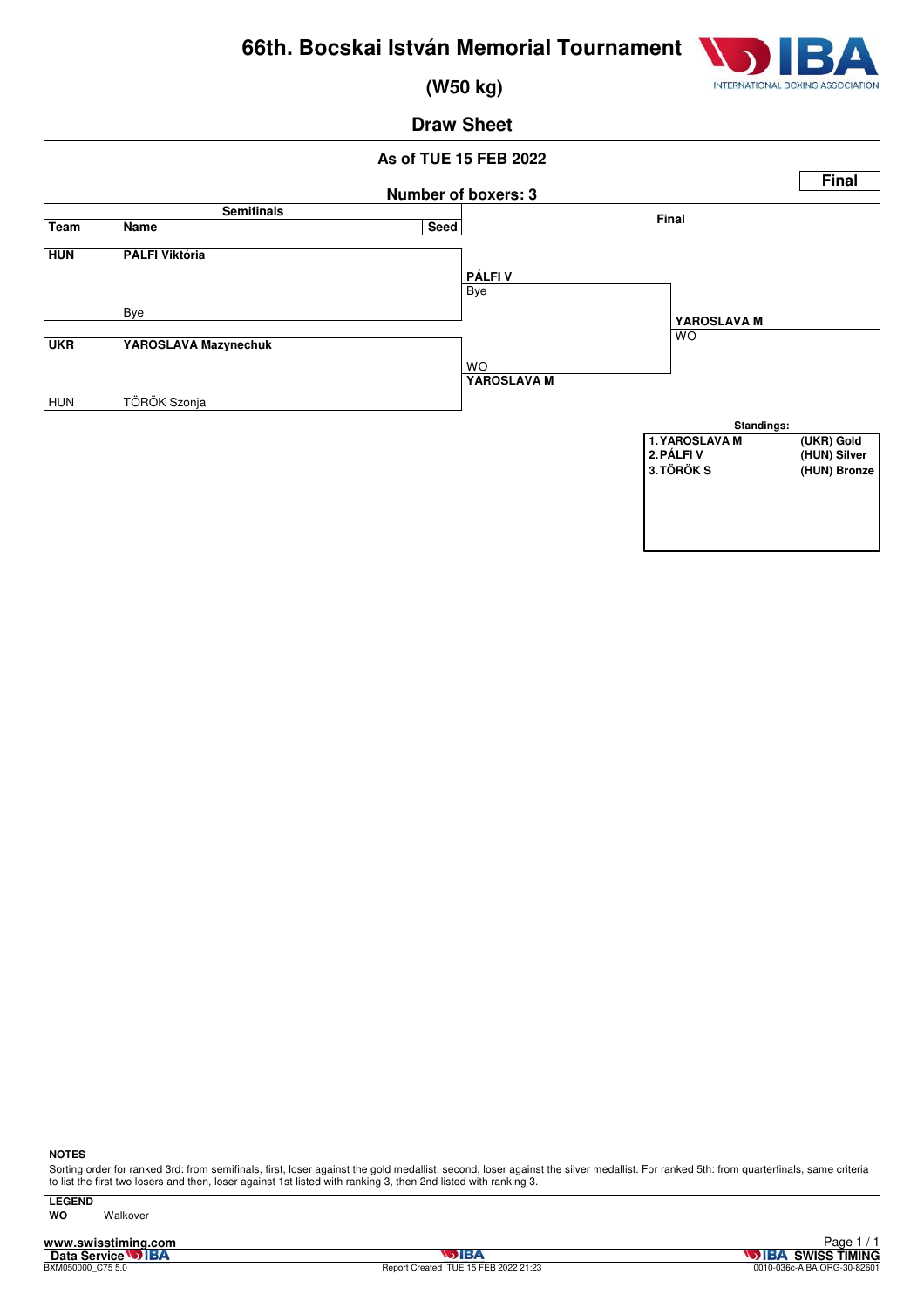# 66th. Bocskai István Memorial Tournament

## (W50 kg)

### Draw Sheet

**As of TUE 15 FEB 2022**

**Final**

**Number of boxers: 3**

| Team | Name | Seed | Semifinals result | Final |
|---|---|---|---|---|
| **HUN** | **PÁLFI Viktória** | | **PÁLFI V** | |
| | Bye | | Bye | **YAROSLAVA M** |
| **UKR** | **YAROSLAVA Mazynechuk** | | WO | WO |
| HUN | TÖRÖK Szonja | | **YAROSLAVA M** | |

**Standings:**

| Rank | Name | Team / Medal |
|---|---|---|
| 1. | YAROSLAVA M | (UKR) Gold |
| 2. | PÁLFI V | (HUN) Silver |
| 3. | TÖRÖK S | (HUN) Bronze |

**NOTES**

Sorting order for ranked 3rd: from semifinals, first, loser against the gold medallist, second, loser against the silver medallist. For ranked 5th: from quarterfinals, same criteria to list the first two losers and then, loser against 1st listed with ranking 3, then 2nd listed with ranking 3.

**LEGEND**

**WO** Walkover

Report Created TUE 15 FEB 2022 21:23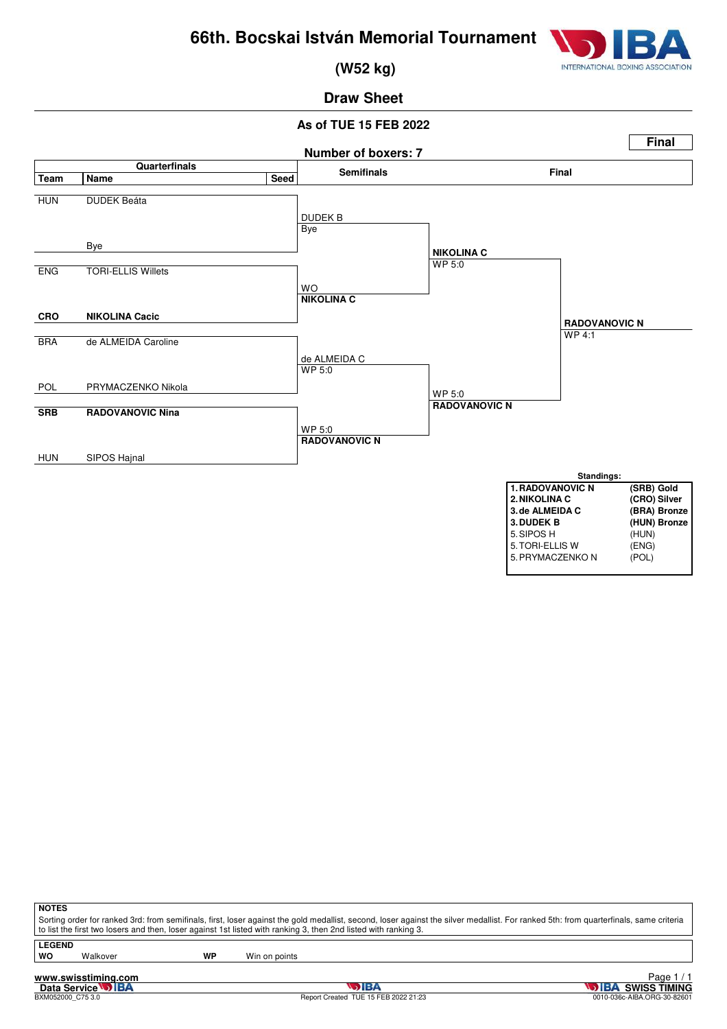# 66th. Bocskai István Memorial Tournament

## (W52 kg)

## Draw Sheet

As of TUE 15 FEB 2022

**Final**

Number of boxers: 7

### Quarterfinals

| Team | Name | Seed |
|---|---|---|
| HUN | DUDEK Beáta | |
| | Bye | |
| ENG | TORI-ELLIS Willets | |
| **CRO** | **NIKOLINA Cacic** | |
| BRA | de ALMEIDA Caroline | |
| POL | PRYMACZENKO Nikola | |
| **SRB** | **RADOVANOVIC Nina** | |
| HUN | SIPOS Hajnal | |

### Semifinals

- DUDEK B — Bye
- WO — **NIKOLINA C**
- de ALMEIDA C — WP 5:0
- WP 5:0 — **RADOVANOVIC N**

### Final

- **NIKOLINA C** — WP 5:0
- WP 5:0 — **RADOVANOVIC N**

Winner: **RADOVANOVIC N** — WP 4:1

### Standings:

| | | |
|---|---|---|
| **1.** | **RADOVANOVIC N** | **(SRB) Gold** |
| **2.** | **NIKOLINA C** | **(CRO) Silver** |
| **3.** | **de ALMEIDA C** | **(BRA) Bronze** |
| **3.** | **DUDEK B** | **(HUN) Bronze** |
| 5. | SIPOS H | (HUN) |
| 5. | TORI-ELLIS W | (ENG) |
| 5. | PRYMACZENKO N | (POL) |

**NOTES**

Sorting order for ranked 3rd: from semifinals, first, loser against the gold medallist, second, loser against the silver medallist. For ranked 5th: from quarterfinals, same criteria to list the first two losers and then, loser against 1st listed with ranking 3, then 2nd listed with ranking 3.

**LEGEND**

| | | | |
|---|---|---|---|
| **WO** | Walkover | **WP** | Win on points |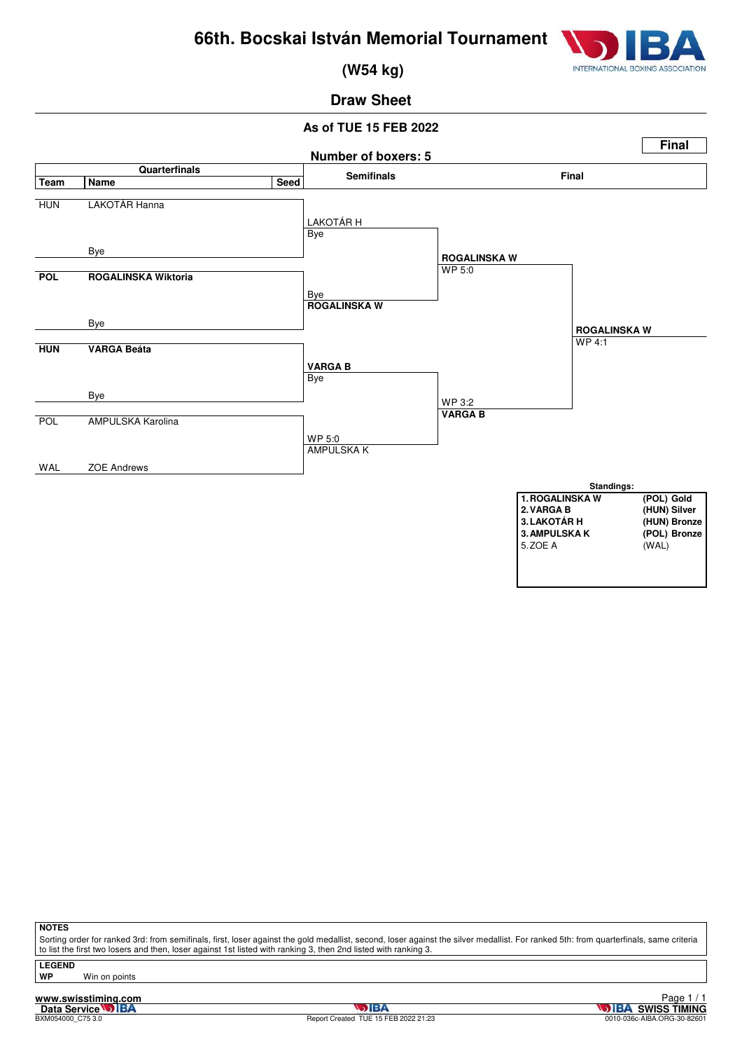# 66th. Bocskai István Memorial Tournament

## (W54 kg)

## Draw Sheet

### As of TUE 15 FEB 2022

**Final**

Number of boxers: 5

| Team | Name | Seed | Semifinals | Final | |
|---|---|---|---|---|---|
| HUN | LAKOTÁR Hanna | | LAKOTÁR H / Bye | ROGALINSKA W / WP 5:0 | ROGALINSKA W / WP 4:1 |
| | Bye | | | | |
| **POL** | **ROGALINSKA Wiktoria** | | Bye / **ROGALINSKA W** | | |
| | Bye | | | | |
| **HUN** | **VARGA Beáta** | | **VARGA B** / Bye | WP 3:2 / **VARGA B** | |
| | Bye | | | | |
| POL | AMPULSKA Karolina | | WP 5:0 / AMPULSKA K | | |
| WAL | ZOE Andrews | | | | |

**Standings:**

| | |
|---|---|
| **1. ROGALINSKA W** | **(POL) Gold** |
| **2. VARGA B** | **(HUN) Silver** |
| **3. LAKOTÁR H** | **(HUN) Bronze** |
| **3. AMPULSKA K** | **(POL) Bronze** |
| 5. ZOE A | (WAL) |

**NOTES**

Sorting order for ranked 3rd: from semifinals, first, loser against the gold medallist, second, loser against the silver medallist. For ranked 5th: from quarterfinals, same criteria to list the first two losers and then, loser against 1st listed with ranking 3, then 2nd listed with ranking 3.

**LEGEND**

**WP** Win on points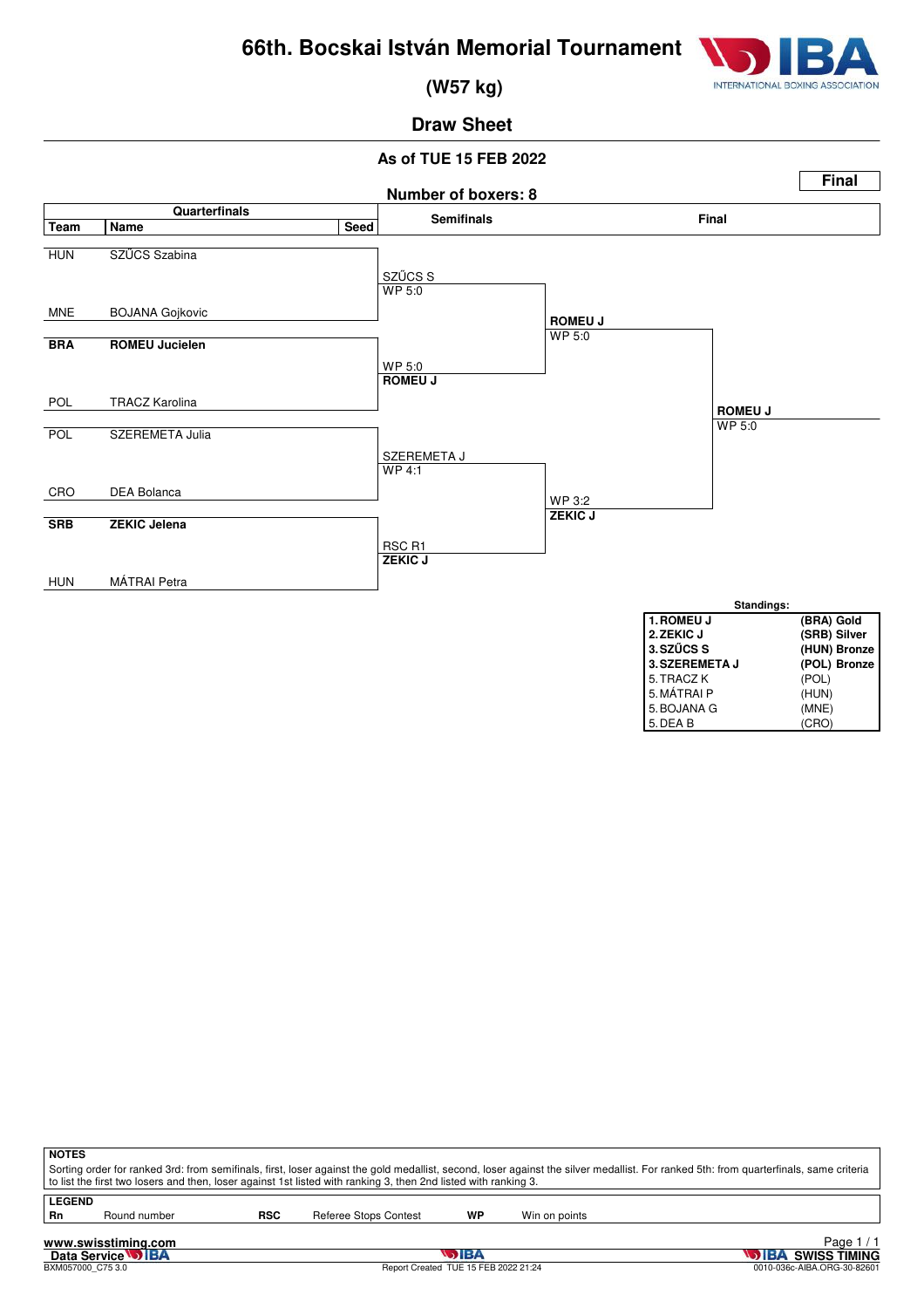# 66th. Bocskai István Memorial Tournament

## (W57 kg)

## Draw Sheet

**As of TUE 15 FEB 2022**

**Final**

**Number of boxers: 8**

| Team | Name | Seed | Semifinals | Final |
|---|---|---|---|---|
| HUN | SZŰCS Szabina | | SZŰCS S WP 5:0 | |
| MNE | BOJANA Gojkovic | | | ROMEU J WP 5:0 |
| **BRA** | **ROMEU Jucielen** | | WP 5:0 **ROMEU J** | |
| POL | TRACZ Karolina | | | |
| POL | SZEREMETA Julia | | SZEREMETA J WP 4:1 | |
| CRO | DEA Bolanca | | | WP 3:2 **ZEKIC J** |
| **SRB** | **ZEKIC Jelena** | | RSC R1 **ZEKIC J** | |
| HUN | MÁTRAI Petra | | | |

**Final winner:** **ROMEU J** WP 5:0

**Standings:**

| Rank | Name | Medal |
|---|---|---|
| **1.** | **ROMEU J** | **(BRA) Gold** |
| **2.** | **ZEKIC J** | **(SRB) Silver** |
| **3.** | **SZŰCS S** | **(HUN) Bronze** |
| **3.** | **SZEREMETA J** | **(POL) Bronze** |
| 5. | TRACZ K | (POL) |
| 5. | MÁTRAI P | (HUN) |
| 5. | BOJANA G | (MNE) |
| 5. | DEA B | (CRO) |

**NOTES**

Sorting order for ranked 3rd: from semifinals, first, loser against the gold medallist, second, loser against the silver medallist. For ranked 5th: from quarterfinals, same criteria to list the first two losers and then, loser against 1st listed with ranking 3, then 2nd listed with ranking 3.

**LEGEND**

| | | | | | |
|---|---|---|---|---|---|
| **Rn** | Round number | **RSC** | Referee Stops Contest | **WP** | Win on points |

www.swisstiming.com

Data Service IBA

BXM057000_C75 3.0 — Report Created TUE 15 FEB 2022 21:24 — 0010-036c-AIBA.ORG-30-82601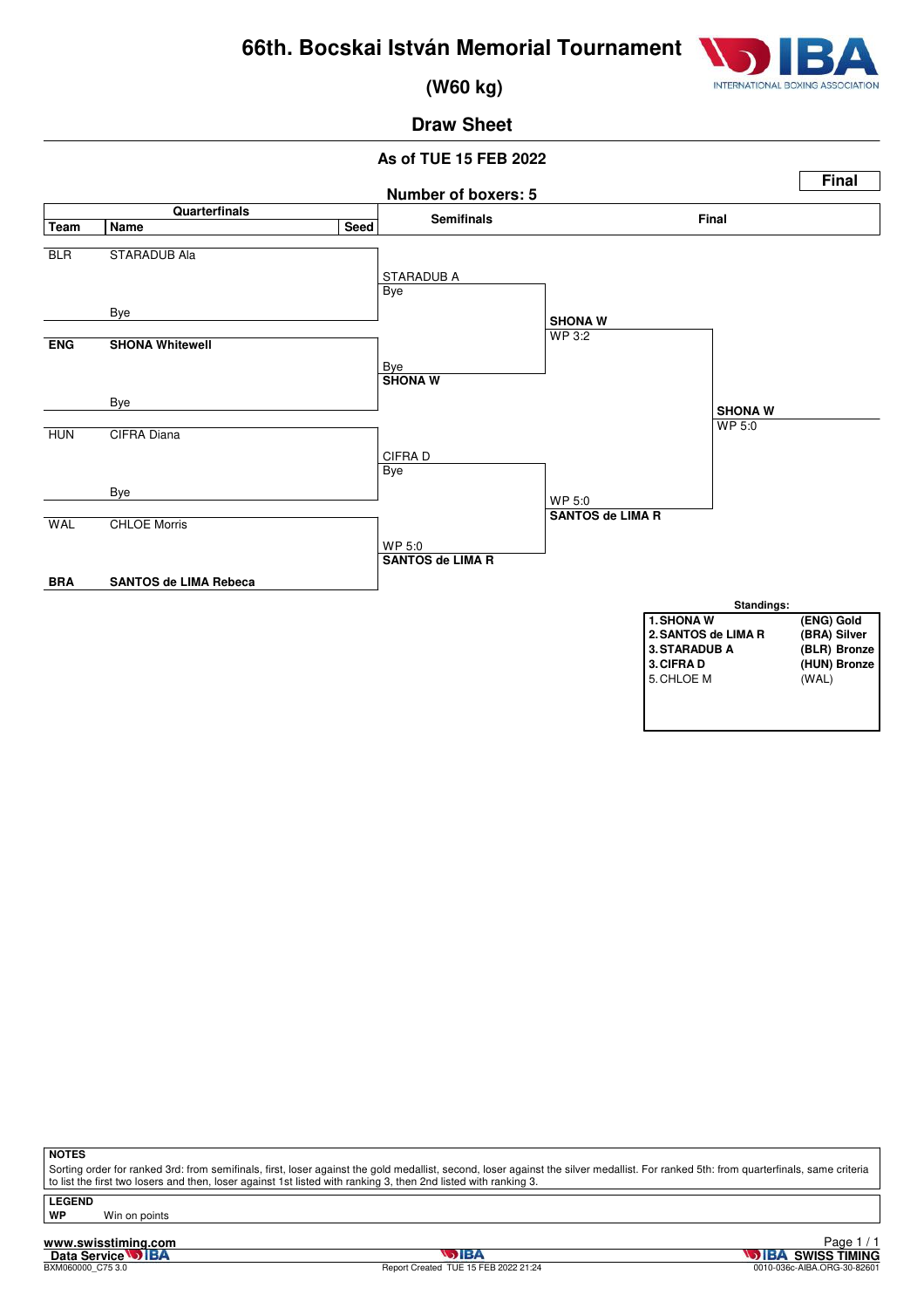# 66th. Bocskai István Memorial Tournament

## (W60 kg)

### Draw Sheet

**As of TUE 15 FEB 2022**

**Final**

**Number of boxers: 5**

| Team | Name | Seed | Semifinals | Final | |
|---|---|---|---|---|---|
| BLR | STARADUB Ala | | STARADUB A / Bye | | |
| | Bye | | | **SHONA W** WP 3:2 | |
| **ENG** | **SHONA Whitewell** | | Bye / **SHONA W** | | |
| | Bye | | | | **SHONA W** WP 5:0 |
| HUN | CIFRA Diana | | CIFRA D / Bye | | |
| | Bye | | | WP 5:0 **SANTOS de LIMA R** | |
| WAL | CHLOE Morris | | WP 5:0 **SANTOS de LIMA R** | | |
| **BRA** | **SANTOS de LIMA Rebeca** | | | | |

**Standings:**

| Rank | Name | Medal |
|---|---|---|
| **1.** | **SHONA W** | **(ENG) Gold** |
| **2.** | **SANTOS de LIMA R** | **(BRA) Silver** |
| **3.** | **STARADUB A** | **(BLR) Bronze** |
| **3.** | **CIFRA D** | **(HUN) Bronze** |
| 5. | CHLOE M | (WAL) |

**NOTES**

Sorting order for ranked 3rd: from semifinals, first, loser against the gold medallist, second, loser against the silver medallist. For ranked 5th: from quarterfinals, same criteria to list the first two losers and then, loser against 1st listed with ranking 3, then 2nd listed with ranking 3.

**LEGEND**

**WP** Win on points

www.swisstiming.com

Data Service IBA

BXM060000_C75 3.0

Report Created TUE 15 FEB 2022 21:24

IBA SWISS TIMING

0010-036c-AIBA.ORG-30-82601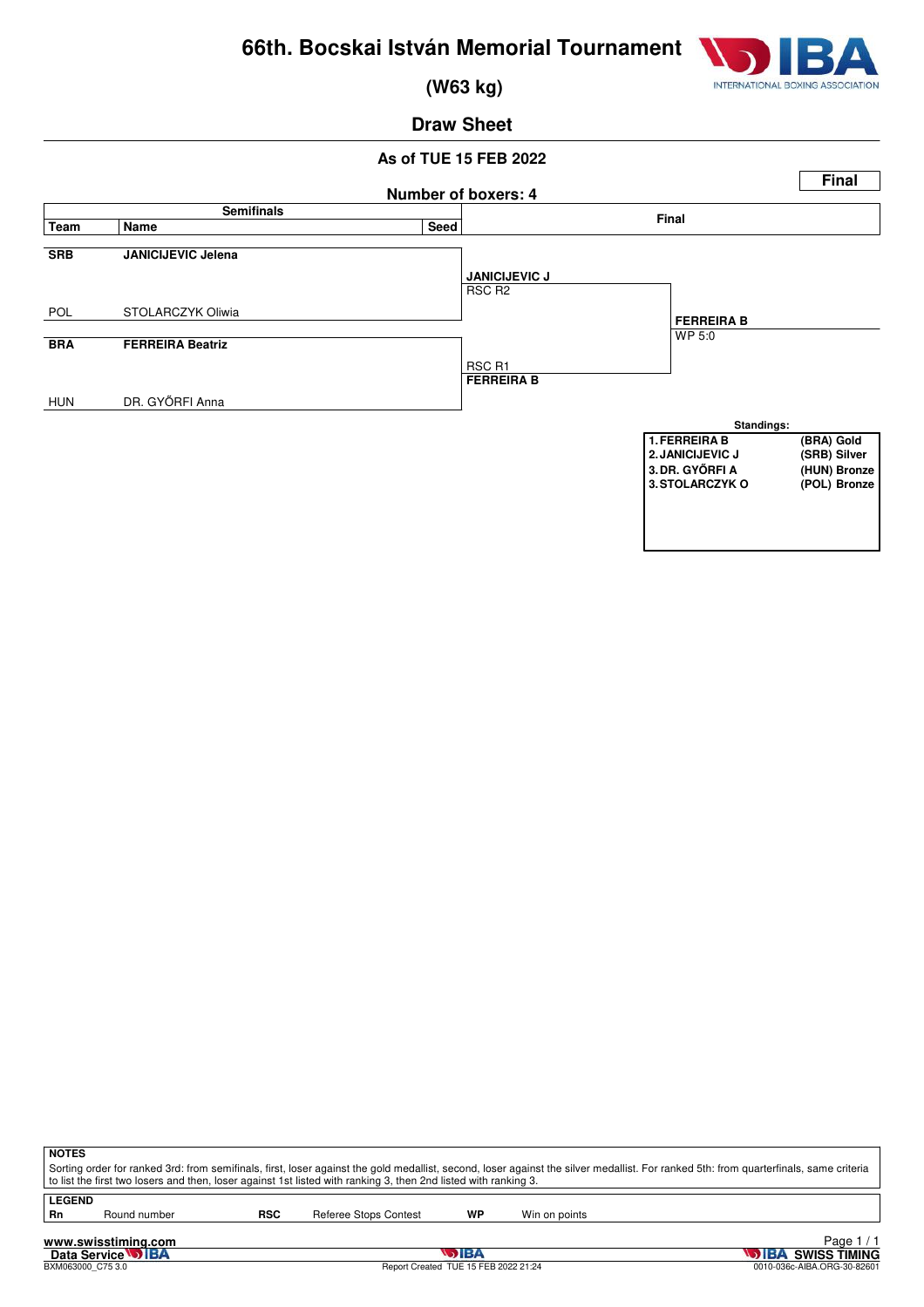# 66th. Bocskai István Memorial Tournament

## (W63 kg)

### Draw Sheet

**As of TUE 15 FEB 2022**

**Final**

**Number of boxers: 4**

| Semifinals | | | Final | |
|---|---|---|---|---|
| **Team** | **Name** | **Seed** | | |
| **SRB** | **JANICIJEVIC Jelena** | | **JANICIJEVIC J** RSC R2 | |
| POL | STOLARCZYK Oliwia | | | **FERREIRA B** WP 5:0 |
| **BRA** | **FERREIRA Beatriz** | | RSC R1 **FERREIRA B** | |
| HUN | DR. GYŐRFI Anna | | | |

**Standings:**

| | |
|---|---|
| 1. FERREIRA B | (BRA) Gold |
| 2. JANICIJEVIC J | (SRB) Silver |
| 3. DR. GYŐRFI A | (HUN) Bronze |
| 3. STOLARCZYK O | (POL) Bronze |

**NOTES**

Sorting order for ranked 3rd: from semifinals, first, loser against the gold medallist, second, loser against the silver medallist. For ranked 5th: from quarterfinals, same criteria to list the first two losers and then, loser against 1st listed with ranking 3, then 2nd listed with ranking 3.

**LEGEND**

| | | | | | |
|---|---|---|---|---|---|
| **Rn** | Round number | **RSC** | Referee Stops Contest | **WP** | Win on points |

www.swisstiming.com
Data Service IBA
BXM063000_C75 3.0
Report Created TUE 15 FEB 2022 21:24
IBA SWISS TIMING
0010-036c-AIBA.ORG-30-82601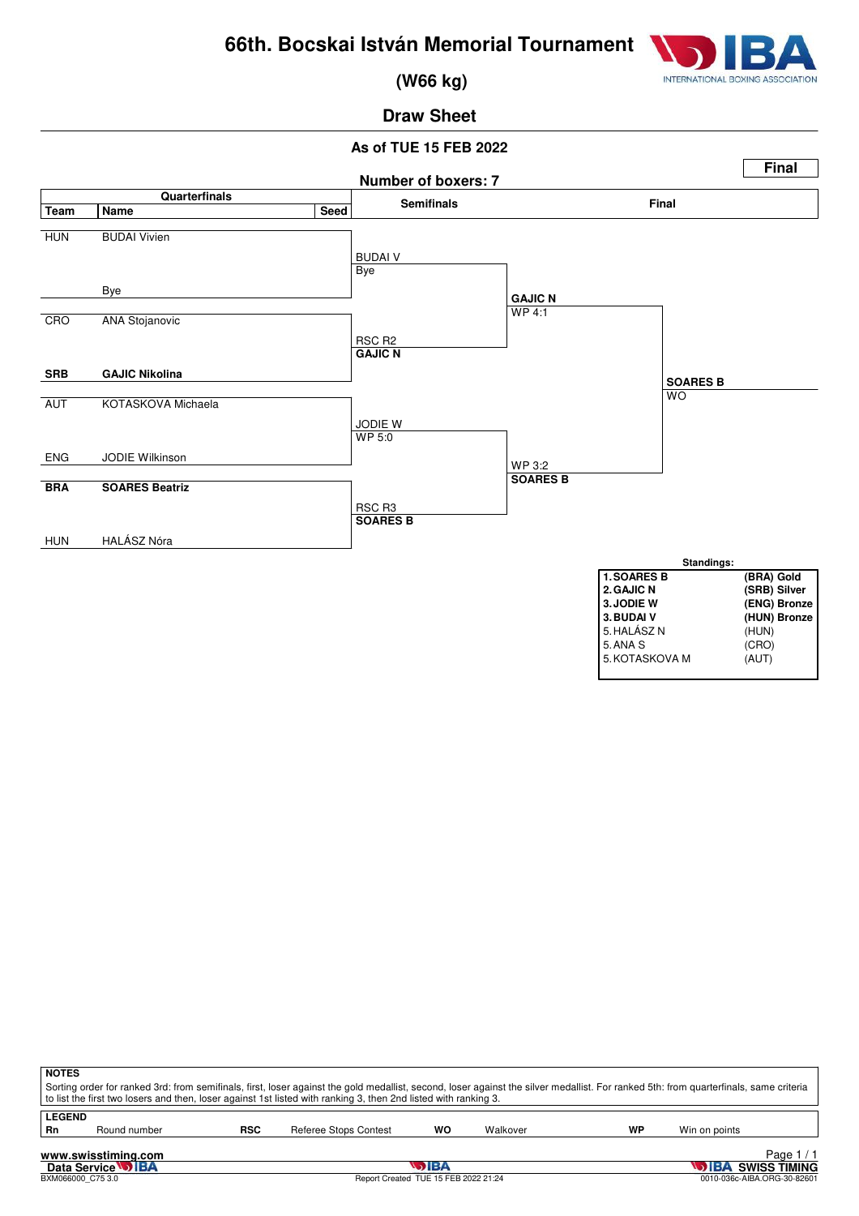# 66th. Bocskai István Memorial Tournament

## (W66 kg)

### Draw Sheet

**As of TUE 15 FEB 2022**

**Final**

**Number of boxers: 7**

| Team | Name | Seed | Semifinals | Final |
|---|---|---|---|---|
| HUN | BUDAI Vivien | | BUDAI V / Bye | |
| | Bye | | | GAJIC N / WP 4:1 |
| CRO | ANA Stojanovic | | RSC R2 / **GAJIC N** | |
| **SRB** | **GAJIC Nikolina** | | | **SOARES B** / WO |
| AUT | KOTASKOVA Michaela | | JODIE W / WP 5:0 | |
| ENG | JODIE Wilkinson | | | WP 3:2 / **SOARES B** |
| **BRA** | **SOARES Beatriz** | | RSC R3 / **SOARES B** | |
| HUN | HALÁSZ Nóra | | | |

**Standings:**

| Rank | Name | Team / Medal |
|---|---|---|
| **1.** | **SOARES B** | **(BRA) Gold** |
| **2.** | **GAJIC N** | **(SRB) Silver** |
| **3.** | **JODIE W** | **(ENG) Bronze** |
| **3.** | **BUDAI V** | **(HUN) Bronze** |
| 5. | HALÁSZ N | (HUN) |
| 5. | ANA S | (CRO) |
| 5. | KOTASKOVA M | (AUT) |

**NOTES**

Sorting order for ranked 3rd: from semifinals, first, loser against the gold medallist, second, loser against the silver medallist. For ranked 5th: from quarterfinals, same criteria to list the first two losers and then, loser against 1st listed with ranking 3, then 2nd listed with ranking 3.

**LEGEND**

| | | | | | | | |
|---|---|---|---|---|---|---|---|
| **Rn** | Round number | **RSC** | Referee Stops Contest | **WO** | Walkover | **WP** | Win on points |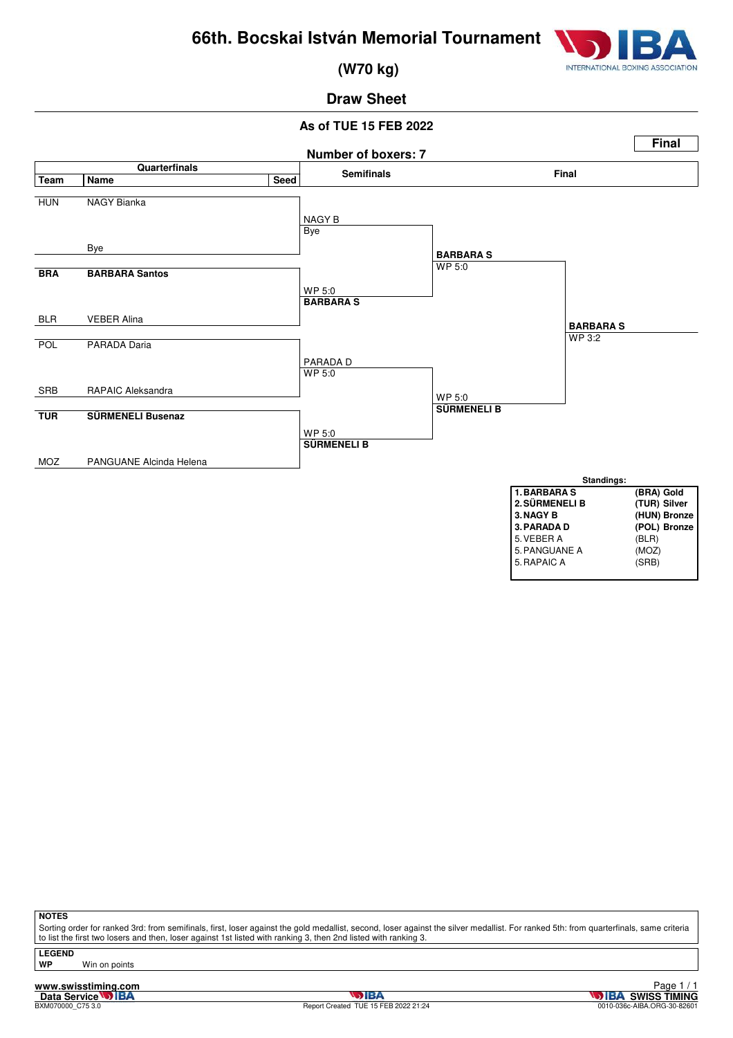# 66th. Bocskai István Memorial Tournament

## (W70 kg)

### Draw Sheet

**As of TUE 15 FEB 2022**

**Final**

**Number of boxers: 7**

| Team | Name | Seed | Semifinals | | Final |
|---|---|---|---|---|---|
| HUN | NAGY Bianka | | NAGY B<br>Bye | | |
| | Bye | | | BARBARA S<br>WP 5:0 | |
| **BRA** | **BARBARA Santos** | | WP 5:0<br>**BARBARA S** | | |
| BLR | VEBER Alina | | | | **BARBARA S**<br>WP 3:2 |
| POL | PARADA Daria | | PARADA D<br>WP 5:0 | | |
| SRB | RAPAIC Aleksandra | | | WP 5:0<br>**SÜRMENELI B** | |
| **TUR** | **SÜRMENELI Busenaz** | | WP 5:0<br>**SÜRMENELI B** | | |
| MOZ | PANGUANE Alcinda Helena | | | | |

**Standings:**

| | |
|---|---|
| **1. BARBARA S** | **(BRA) Gold** |
| **2. SÜRMENELI B** | **(TUR) Silver** |
| **3. NAGY B** | **(HUN) Bronze** |
| **3. PARADA D** | **(POL) Bronze** |
| 5. VEBER A | (BLR) |
| 5. PANGUANE A | (MOZ) |
| 5. RAPAIC A | (SRB) |

**NOTES**

Sorting order for ranked 3rd: from semifinals, first, loser against the gold medallist, second, loser against the silver medallist. For ranked 5th: from quarterfinals, same criteria to list the first two losers and then, loser against 1st listed with ranking 3, then 2nd listed with ranking 3.

**LEGEND**

**WP** Win on points

www.swisstiming.com

Data Service IBA

BXM070000_C75 3.0

Report Created TUE 15 FEB 2022 21:24

IBA SWISS TIMING

0010-036c-AIBA.ORG-30-82601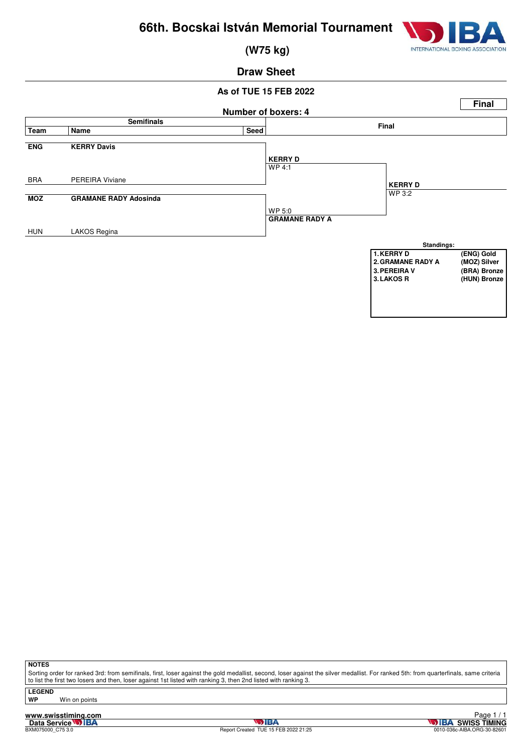# 66th. Bocskai István Memorial Tournament

## (W75 kg)

## Draw Sheet

**As of TUE 15 FEB 2022**

**Final**

**Number of boxers: 4**

| Team | Name | Seed | Semifinals | Final |
|---|---|---|---|---|
| **ENG** | **KERRY Davis** | | **KERRY D** WP 4:1 | **KERRY D** WP 3:2 |
| BRA | PEREIRA Viviane | | | |
| **MOZ** | **GRAMANE RADY Adosinda** | | WP 5:0 **GRAMANE RADY A** | |
| HUN | LAKOS Regina | | | |

**Standings:**

| Rank | Name | Medal |
|---|---|---|
| 1. | KERRY D | (ENG) Gold |
| 2. | GRAMANE RADY A | (MOZ) Silver |
| 3. | PEREIRA V | (BRA) Bronze |
| 3. | LAKOS R | (HUN) Bronze |

**NOTES**

Sorting order for ranked 3rd: from semifinals, first, loser against the gold medallist, second, loser against the silver medallist. For ranked 5th: from quarterfinals, same criteria to list the first two losers and then, loser against 1st listed with ranking 3, then 2nd listed with ranking 3.

**LEGEND**

**WP** Win on points

www.swisstiming.com

Data Service IBA

BXM075000_C75 3.0

Report Created TUE 15 FEB 2022 21:25

IBA SWISS TIMING

0010-036c-AIBA.ORG-30-82601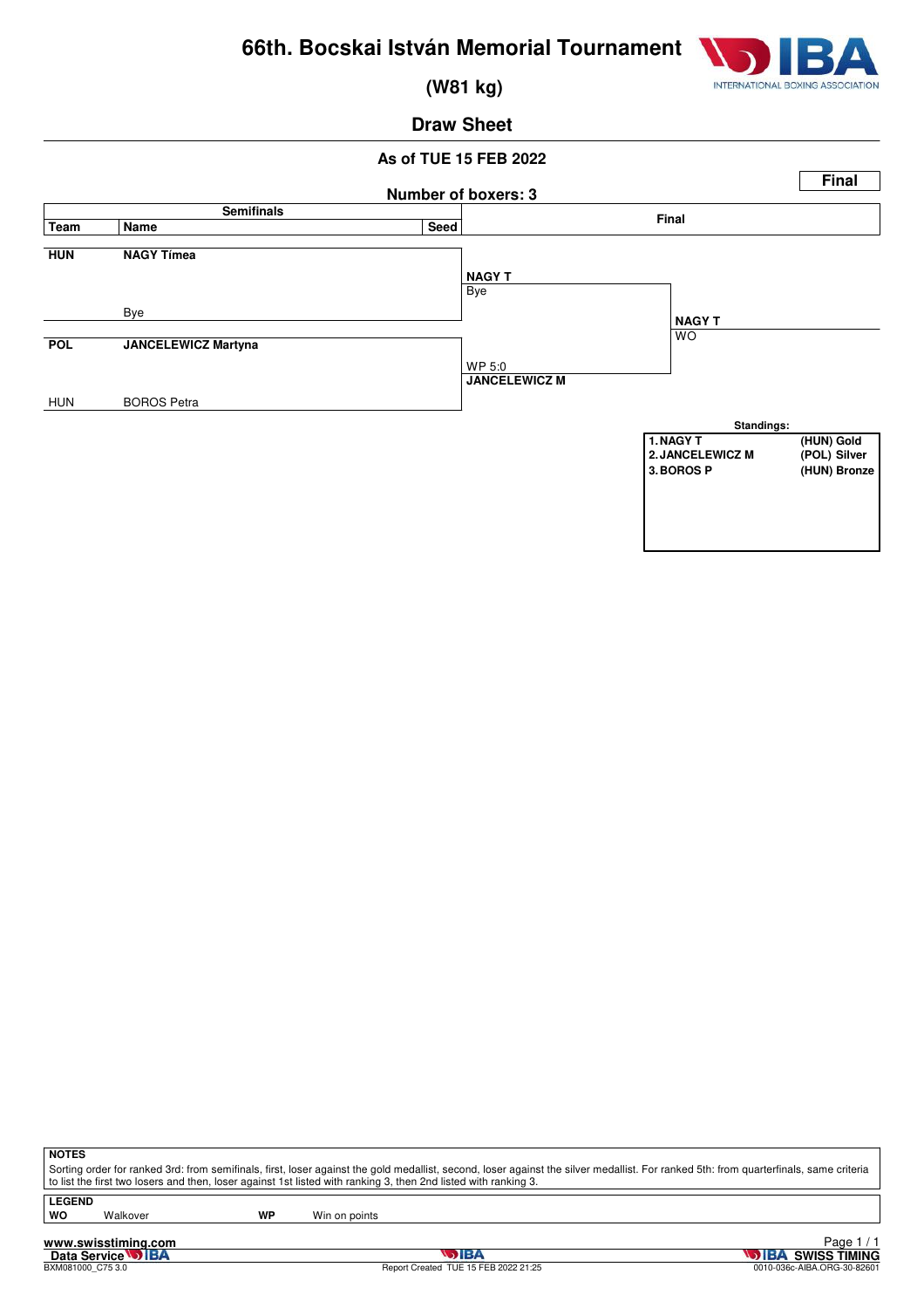# 66th. Bocskai István Memorial Tournament

## (W81 kg)

## Draw Sheet

**As of TUE 15 FEB 2022**

**Final**

**Number of boxers: 3**

| Team | Name | Seed | Final | |
|---|---|---|---|---|
| **HUN** | **NAGY Tímea** | | **NAGY T** Bye | **NAGY T** WO |
| | Bye | | | |
| **POL** | **JANCELEWICZ Martyna** | | WP 5:0 **JANCELEWICZ M** | |
| HUN | BOROS Petra | | | |

**Standings:**

| | |
|---|---|
| 1. NAGY T | (HUN) Gold |
| 2. JANCELEWICZ M | (POL) Silver |
| 3. BOROS P | (HUN) Bronze |

**NOTES**

Sorting order for ranked 3rd: from semifinals, first, loser against the gold medallist, second, loser against the silver medallist. For ranked 5th: from quarterfinals, same criteria to list the first two losers and then, loser against 1st listed with ranking 3, then 2nd listed with ranking 3.

**LEGEND**

| | | | |
|---|---|---|---|
| **WO** | Walkover | **WP** | Win on points |

www.swisstiming.com
Data Service IBA
BXM081000_C75 3.0
Report Created TUE 15 FEB 2022 21:25
IBA SWISS TIMING
0010-036c-AIBA.ORG-30-82601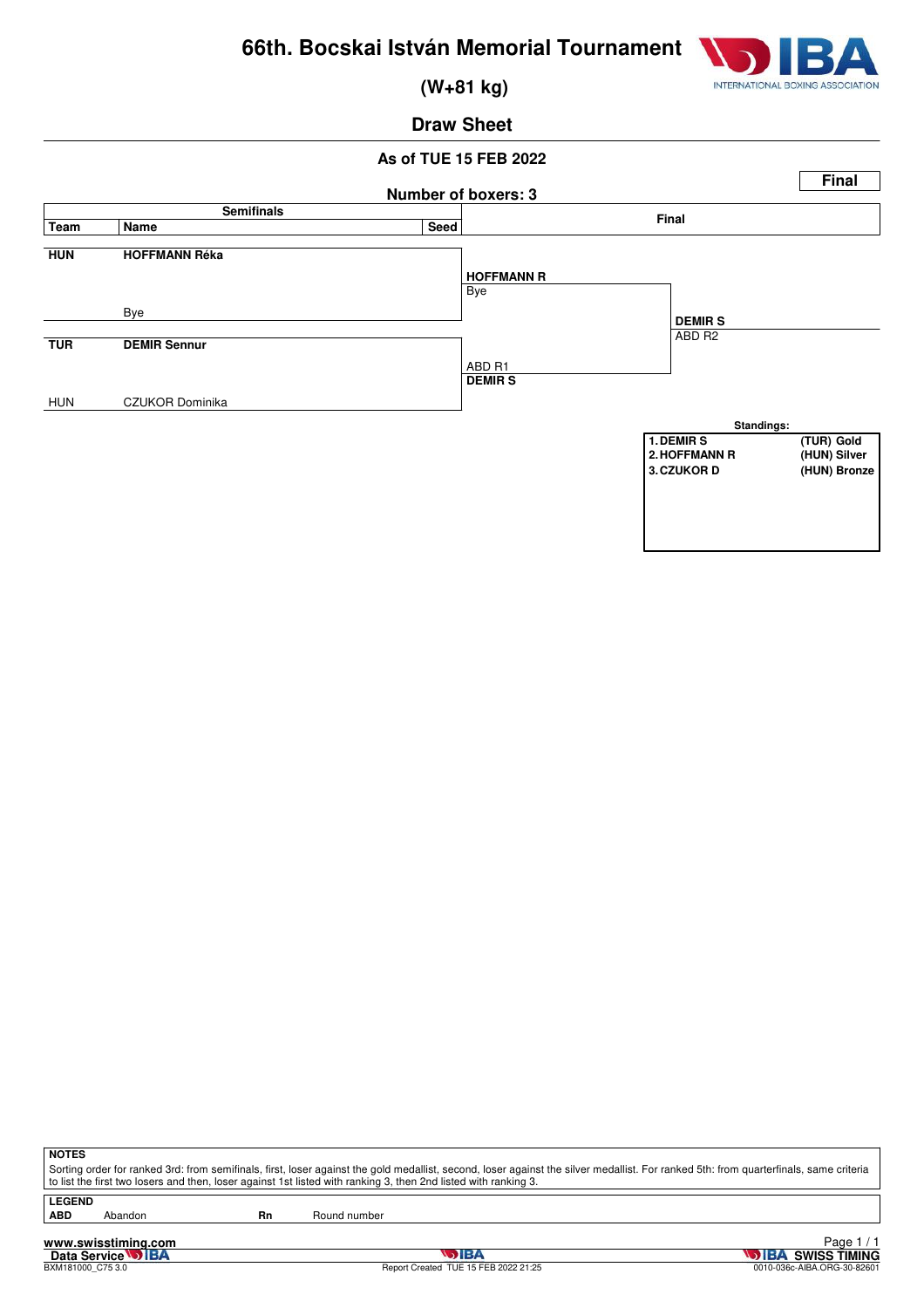# 66th. Bocskai István Memorial Tournament

## (W+81 kg)

### Draw Sheet

As of TUE 15 FEB 2022

Number of boxers: 3

**Final**

| Team | Name | Seed | Semifinals | Final |
|---|---|---|---|---|
| HUN | HOFFMANN Réka | | HOFFMANN R Bye | |
| | Bye | | | DEMIR S ABD R2 |
| TUR | DEMIR Sennur | | ABD R1 DEMIR S | |
| HUN | CZUKOR Dominika | | | |

**Standings:**

| | |
|---|---|
| 1. DEMIR S | (TUR) Gold |
| 2. HOFFMANN R | (HUN) Silver |
| 3. CZUKOR D | (HUN) Bronze |

**NOTES**

Sorting order for ranked 3rd: from semifinals, first, loser against the gold medallist, second, loser against the silver medallist. For ranked 5th: from quarterfinals, same criteria to list the first two losers and then, loser against 1st listed with ranking 3, then 2nd listed with ranking 3.

**LEGEND**

| | | | |
|---|---|---|---|
| ABD | Abandon | Rn | Round number |

www.swisstiming.com
Data Service IBA
BXM181000_C75 3.0
Report Created TUE 15 FEB 2022 21:25
IBA SWISS TIMING
0010-036c-AIBA.ORG-30-82601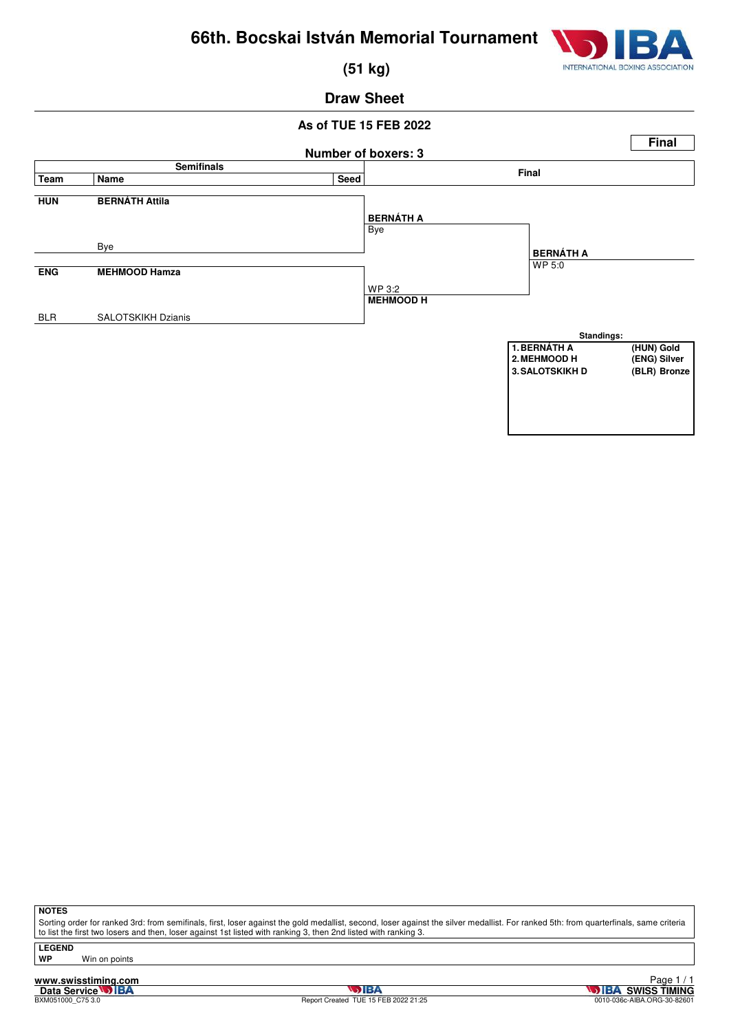# 66th. Bocskai István Memorial Tournament

## (51 kg)

## Draw Sheet

### As of TUE 15 FEB 2022

**Final**

**Number of boxers: 3**

| Team | Name | Seed | Semifinals result | Final result |
|---|---|---|---|---|
| HUN | **BERNÁTH Attila** | | **BERNÁTH A** | |
| | Bye | | Bye | |
| | | | | **BERNÁTH A** WP 5:0 |
| ENG | **MEHMOOD Hamza** | | WP 3:2 | |
| BLR | SALOTSKIKH Dzianis | | **MEHMOOD H** | |

**Standings:**

| | | |
|---|---|---|
| 1. | BERNÁTH A | (HUN) Gold |
| 2. | MEHMOOD H | (ENG) Silver |
| 3. | SALOTSKIKH D | (BLR) Bronze |

**NOTES**

Sorting order for ranked 3rd: from semifinals, first, loser against the gold medallist, second, loser against the silver medallist. For ranked 5th: from quarterfinals, same criteria to list the first two losers and then, loser against 1st listed with ranking 3, then 2nd listed with ranking 3.

**LEGEND**

| | |
|---|---|
| WP | Win on points |

www.swisstiming.com
Data Service IBA
BXM051000_C75 3.0

Report Created TUE 15 FEB 2022 21:25

IBA SWISS TIMING
0010-036c-AIBA.ORG-30-82601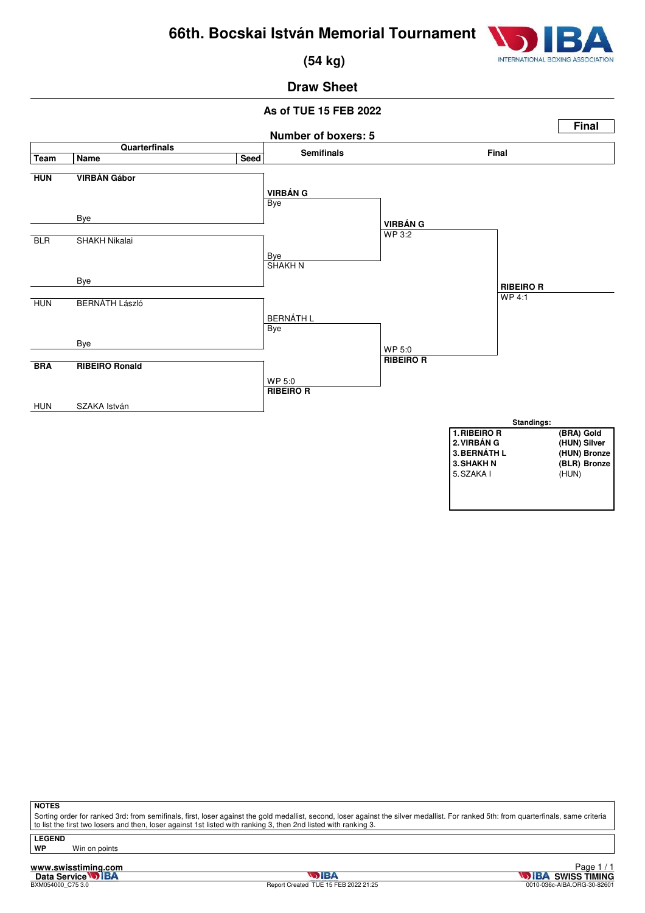# 66th. Bocskai István Memorial Tournament

## (54 kg)

### Draw Sheet

**As of TUE 15 FEB 2022**

**Number of boxers: 5**

**Final**

| Quarterfinals | | | Semifinals | Final | |
|---|---|---|---|---|---|
| **Team** | **Name** | **Seed** | | | |
| **HUN** | **VIRBÁN Gábor** | | **VIRBÁN G** Bye | **VIRBÁN G** WP 3:2 | |
| | Bye | | | | |
| BLR | SHAKH Nikalai | | Bye SHAKH N | | |
| | Bye | | | | **RIBEIRO R** WP 4:1 |
| HUN | BERNÁTH László | | BERNÁTH L Bye | WP 5:0 **RIBEIRO R** | |
| | Bye | | | | |
| **BRA** | **RIBEIRO Ronald** | | WP 5:0 **RIBEIRO R** | | |
| HUN | SZAKA István | | | | |

**Standings:**

| | |
|---|---|
| **1. RIBEIRO R** | **(BRA) Gold** |
| **2. VIRBÁN G** | **(HUN) Silver** |
| **3. BERNÁTH L** | **(HUN) Bronze** |
| **3. SHAKH N** | **(BLR) Bronze** |
| 5. SZAKA I | (HUN) |

**NOTES**

Sorting order for ranked 3rd: from semifinals, first, loser against the gold medallist, second, loser against the silver medallist. For ranked 5th: from quarterfinals, same criteria to list the first two losers and then, loser against 1st listed with ranking 3, then 2nd listed with ranking 3.

**LEGEND**

**WP** Win on points

www.swisstiming.com

Data Service IBA

BXM054000_C75 3.0

Report Created TUE 15 FEB 2022 21:25

IBA SWISS TIMING

0010-036c-AIBA.ORG-30-82601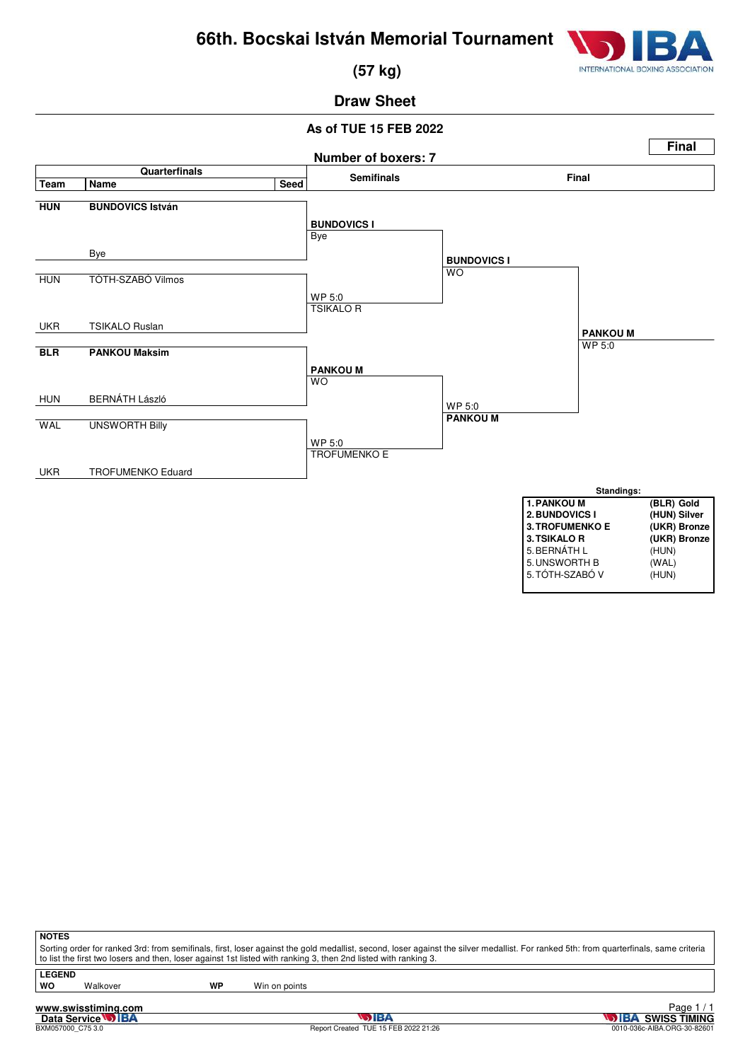# 66th. Bocskai István Memorial Tournament

## (57 kg)

### Draw Sheet

**As of TUE 15 FEB 2022**

**Final**

**Number of boxers: 7**

### Quarterfinals

| Team | Name | Seed |
|---|---|---|
| **HUN** | **BUNDOVICS István** | |
| | Bye | |
| HUN | TÓTH-SZABÓ Vilmos | |
| UKR | TSIKALO Ruslan | |
| **BLR** | **PANKOU Maksim** | |
| HUN | BERNÁTH László | |
| WAL | UNSWORTH Billy | |
| UKR | TROFUMENKO Eduard | |

### Semifinals

- **BUNDOVICS I** — Bye
- TSIKALO R — WP 5:0
- **PANKOU M** — WO
- TROFUMENKO E — WP 5:0

### Final

- **BUNDOVICS I** — WO
- **PANKOU M** — WP 5:0

**Winner: PANKOU M** — WP 5:0

### Standings:

| | | |
|---|---|---|
| 1. | **PANKOU M** | **(BLR) Gold** |
| 2. | **BUNDOVICS I** | **(HUN) Silver** |
| 3. | **TROFUMENKO E** | **(UKR) Bronze** |
| 3. | **TSIKALO R** | **(UKR) Bronze** |
| 5. | BERNÁTH L | (HUN) |
| 5. | UNSWORTH B | (WAL) |
| 5. | TÓTH-SZABÓ V | (HUN) |

**NOTES**

Sorting order for ranked 3rd: from semifinals, first, loser against the gold medallist, second, loser against the silver medallist. For ranked 5th: from quarterfinals, same criteria to list the first two losers and then, loser against 1st listed with ranking 3, then 2nd listed with ranking 3.

**LEGEND**

| | | | |
|---|---|---|---|
| **WO** | Walkover | **WP** | Win on points |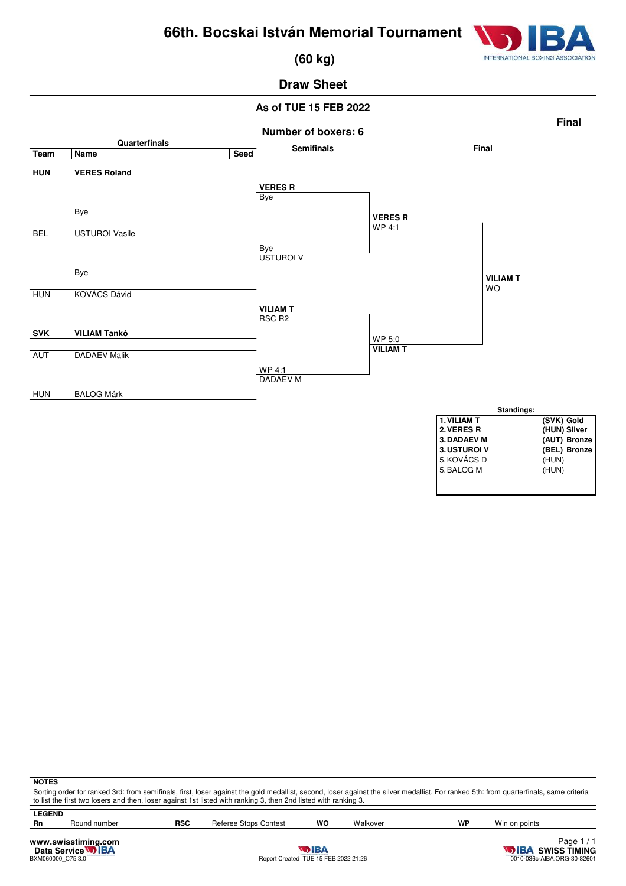# 66th. Bocskai István Memorial Tournament

## (60 kg)

### Draw Sheet

**As of TUE 15 FEB 2022**

**Final**

**Number of boxers: 6**

| Quarterfinals | | | Semifinals | Final | |
|---|---|---|---|---|---|
| **Team** | **Name** | **Seed** | | | |
| **HUN** | **VERES Roland** | | **VERES R** Bye | | |
| | Bye | | | **VERES R** WP 4:1 | |
| BEL | USTUROI Vasile | | Bye USTUROI V | | |
| | Bye | | | | **VILIAM T** WO |
| HUN | KOVÁCS Dávid | | **VILIAM T** RSC R2 | | |
| **SVK** | **VILIAM Tankó** | | | WP 5:0 **VILIAM T** | |
| AUT | DADAEV Malik | | WP 4:1 DADAEV M | | |
| HUN | BALOG Márk | | | | |

**Standings:**

| Rank | Name | Team / Medal |
|---|---|---|
| **1.** | **VILIAM T** | **(SVK) Gold** |
| **2.** | **VERES R** | **(HUN) Silver** |
| **3.** | **DADAEV M** | **(AUT) Bronze** |
| **3.** | **USTUROI V** | **(BEL) Bronze** |
| 5. | KOVÁCS D | (HUN) |
| 5. | BALOG M | (HUN) |

**NOTES**

Sorting order for ranked 3rd: from semifinals, first, loser against the gold medallist, second, loser against the silver medallist. For ranked 5th: from quarterfinals, same criteria to list the first two losers and then, loser against 1st listed with ranking 3, then 2nd listed with ranking 3.

**LEGEND**

| | | | | | | | |
|---|---|---|---|---|---|---|---|
| **Rn** | Round number | **RSC** | Referee Stops Contest | **WO** | Walkover | **WP** | Win on points |

www.swisstiming.com

Data Service IBA

BXM060000_C75 3.0

Report Created TUE 15 FEB 2022 21:26

IBA SWISS TIMING

0010-036c-AIBA.ORG-30-82601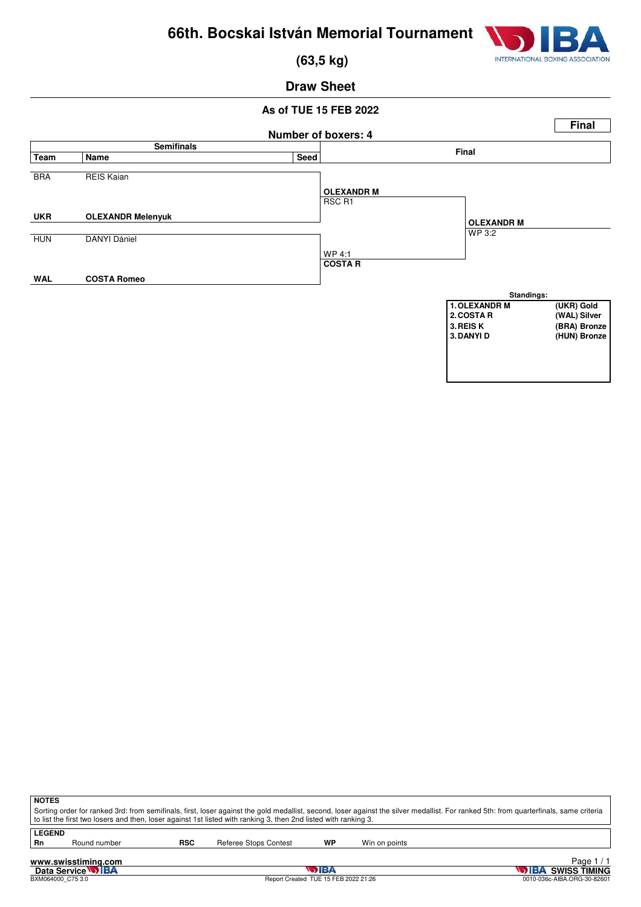# 66th. Bocskai István Memorial Tournament

## (63,5 kg)

## Draw Sheet

### As of TUE 15 FEB 2022

**Final**

**Number of boxers: 4**

| Team | Name | Seed | Final | |
|---|---|---|---|---|
| BRA | REIS Kaian | | **OLEXANDR M** RSC R1 | |
| **UKR** | **OLEXANDR Melenyuk** | | | **OLEXANDR M** WP 3:2 |
| HUN | DANYI Dániel | | WP 4:1 **COSTA R** | |
| **WAL** | **COSTA Romeo** | | | |

**Standings:**

| | | |
|---|---|---|
| 1. | OLEXANDR M | (UKR) Gold |
| 2. | COSTA R | (WAL) Silver |
| 3. | REIS K | (BRA) Bronze |
| 3. | DANYI D | (HUN) Bronze |

**NOTES**

Sorting order for ranked 3rd: from semifinals, first, loser against the gold medallist, second, loser against the silver medallist. For ranked 5th: from quarterfinals, same criteria to list the first two losers and then, loser against 1st listed with ranking 3, then 2nd listed with ranking 3.

**LEGEND**

| | | | | | |
|---|---|---|---|---|---|
| Rn | Round number | RSC | Referee Stops Contest | WP | Win on points |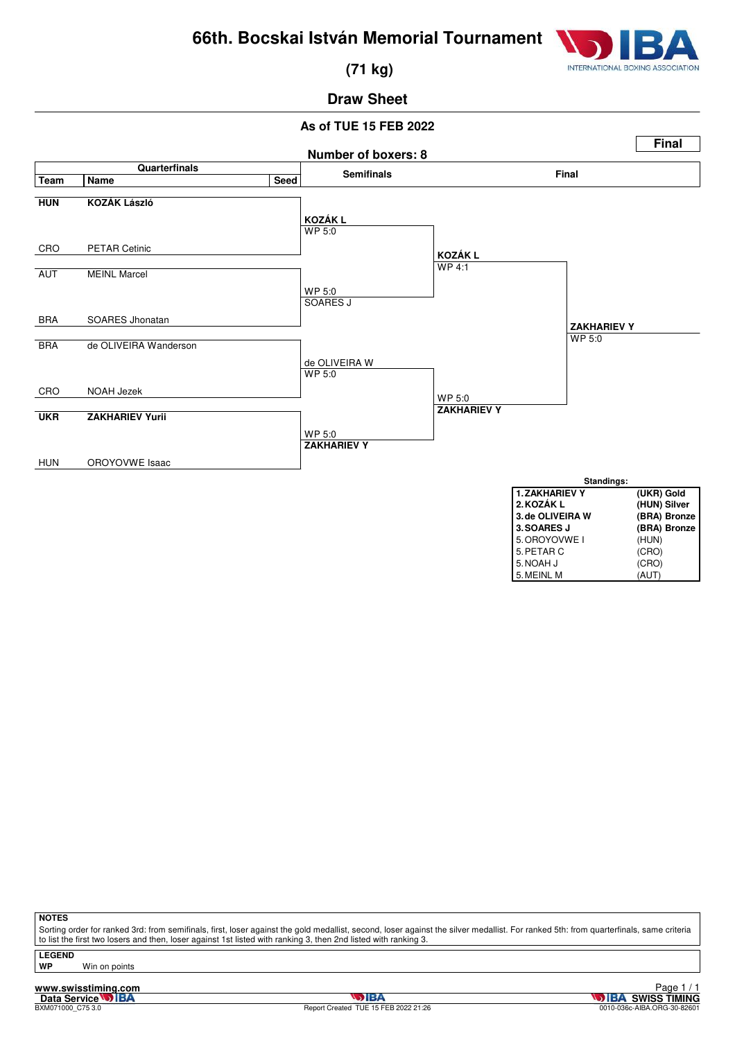# 66th. Bocskai István Memorial Tournament

## (71 kg)

### Draw Sheet

**As of TUE 15 FEB 2022**

**Final**

**Number of boxers: 8**

| Team | Name | Seed | Semifinals | Final |
|---|---|---|---|---|
| **HUN** | **KOZÁK László** | | | |
| | | | **KOZÁK L** WP 5:0 | |
| CRO | PETAR Cetinic | | | **KOZÁK L** WP 4:1 |
| AUT | MEINL Marcel | | | |
| | | | WP 5:0 SOARES J | |
| BRA | SOARES Jhonatan | | | **ZAKHARIEV Y** WP 5:0 |
| BRA | de OLIVEIRA Wanderson | | | |
| | | | de OLIVEIRA W WP 5:0 | |
| CRO | NOAH Jezek | | | WP 5:0 **ZAKHARIEV Y** |
| **UKR** | **ZAKHARIEV Yurii** | | | |
| | | | WP 5:0 **ZAKHARIEV Y** | |
| HUN | OROYOVWE Isaac | | | |

**Standings:**

| | |
|---|---|
| **1. ZAKHARIEV Y** | **(UKR) Gold** |
| **2. KOZÁK L** | **(HUN) Silver** |
| **3. de OLIVEIRA W** | **(BRA) Bronze** |
| **3. SOARES J** | **(BRA) Bronze** |
| 5. OROYOVWE I | (HUN) |
| 5. PETAR C | (CRO) |
| 5. NOAH J | (CRO) |
| 5. MEINL M | (AUT) |

**NOTES**

Sorting order for ranked 3rd: from semifinals, first, loser against the gold medallist, second, loser against the silver medallist. For ranked 5th: from quarterfinals, same criteria to list the first two losers and then, loser against 1st listed with ranking 3, then 2nd listed with ranking 3.

**LEGEND**

**WP** Win on points

www.swisstiming.com

Data Service IBA

BXM071000_C75 3.0

Report Created TUE 15 FEB 2022 21:26

IBA SWISS TIMING

0010-036c-AIBA.ORG-30-82601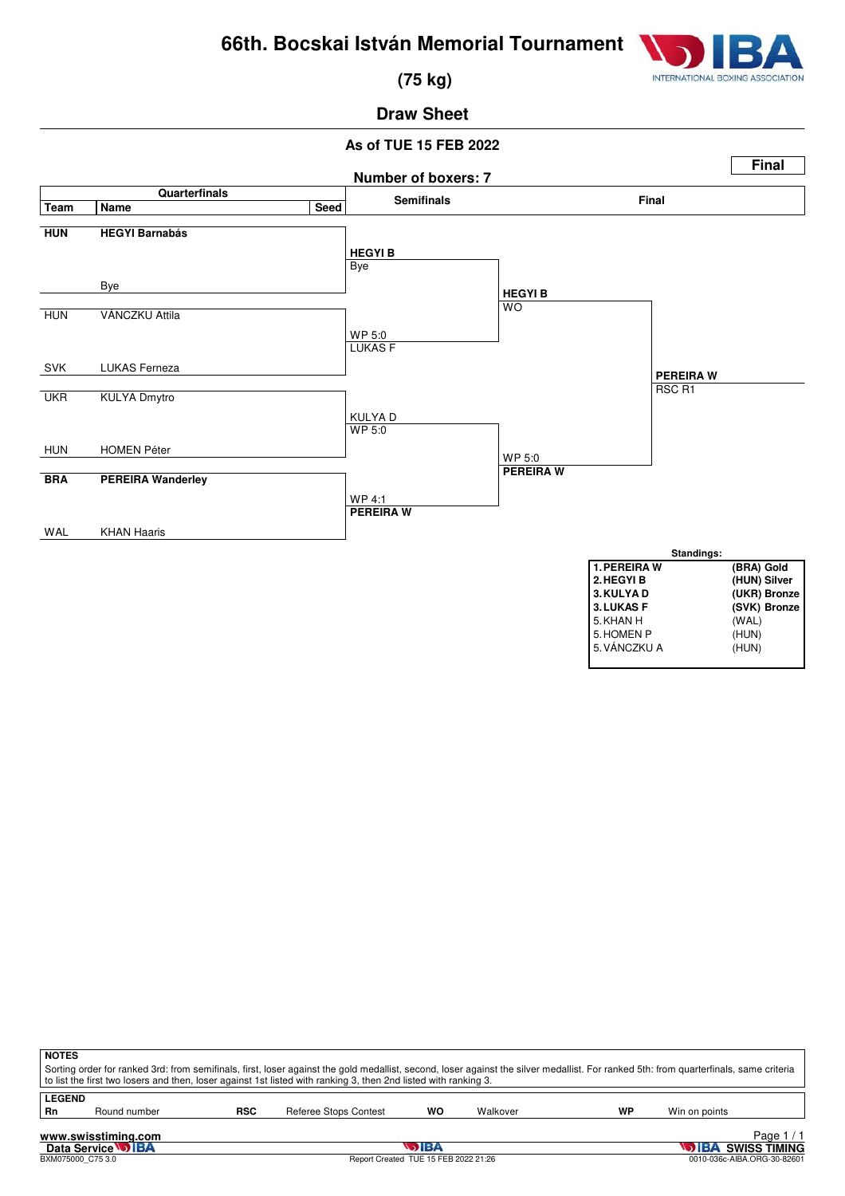# 66th. Bocskai István Memorial Tournament

## (75 kg)

## Draw Sheet

**As of TUE 15 FEB 2022**

**Final**

**Number of boxers: 7**

| Team | Name | Seed | Semifinals | Final | |
|---|---|---|---|---|---|
| **HUN** | **HEGYI Barnabás** | | | | |
| | | | **HEGYI B** Bye | | |
| | Bye | | | | |
| | | | | **HEGYI B** WO | |
| HUN | VÁNCZKU Attila | | | | |
| | | | WP 5:0 LUKAS F | | |
| SVK | LUKAS Ferneza | | | | |
| | | | | | **PEREIRA W** RSC R1 |
| UKR | KULYA Dmytro | | | | |
| | | | KULYA D WP 5:0 | | |
| HUN | HOMEN Péter | | | | |
| | | | | WP 5:0 **PEREIRA W** | |
| **BRA** | **PEREIRA Wanderley** | | | | |
| | | | WP 4:1 **PEREIRA W** | | |
| WAL | KHAN Haaris | | | | |

**Standings:**

| Rank | Name | Team / Medal |
|---|---|---|
| **1.** | **PEREIRA W** | **(BRA) Gold** |
| **2.** | **HEGYI B** | **(HUN) Silver** |
| **3.** | **KULYA D** | **(UKR) Bronze** |
| **3.** | **LUKAS F** | **(SVK) Bronze** |
| 5. | KHAN H | (WAL) |
| 5. | HOMEN P | (HUN) |
| 5. | VÁNCZKU A | (HUN) |

**NOTES**

Sorting order for ranked 3rd: from semifinals, first, loser against the gold medallist, second, loser against the silver medallist. For ranked 5th: from quarterfinals, same criteria to list the first two losers and then, loser against 1st listed with ranking 3, then 2nd listed with ranking 3.

**LEGEND**

| | | | | | | | |
|---|---|---|---|---|---|---|---|
| **Rn** | Round number | **RSC** | Referee Stops Contest | **WO** | Walkover | **WP** | Win on points |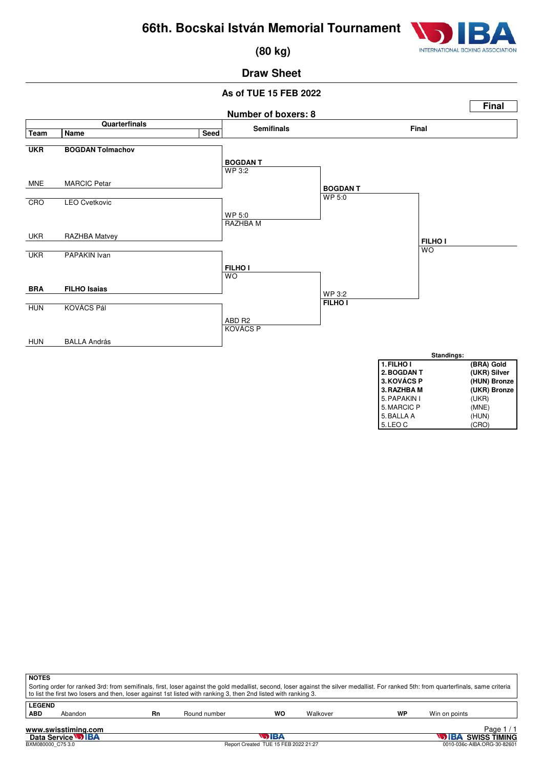// turn:1
# 66th. Bocskai István Memorial Tournament

## (80 kg)

## Draw Sheet

**As of TUE 15 FEB 2022**

**Final**

**Number of boxers: 8**

### Quarterfinals

| Team | Name | Seed |
|---|---|---|
| **UKR** | **BOGDAN Tolmachov** | |
| MNE | MARCIC Petar | |
| CRO | LEO Cvetkovic | |
| UKR | RAZHBA Matvey | |
| UKR | PAPAKIN Ivan | |
| **BRA** | **FILHO Isaias** | |
| HUN | KOVÁCS Pál | |
| HUN | BALLA András | |

### Semifinals

- **BOGDAN T** — WP 3:2
- RAZHBA M — WP 5:0
- **FILHO I** — WO
- KOVÁCS P — ABD R2

### Final

- **BOGDAN T** — WP 5:0
- **FILHO I** — WP 3:2

**FILHO I** — WO

**Standings:**

| | | |
|---|---|---|
| **1.** | **FILHO I** | **(BRA) Gold** |
| **2.** | **BOGDAN T** | **(UKR) Silver** |
| **3.** | **KOVÁCS P** | **(HUN) Bronze** |
| **3.** | **RAZHBA M** | **(UKR) Bronze** |
| 5. | PAPAKIN I | (UKR) |
| 5. | MARCIC P | (MNE) |
| 5. | BALLA A | (HUN) |
| 5. | LEO C | (CRO) |

**NOTES**

Sorting order for ranked 3rd: from semifinals, first, loser against the gold medallist, second, loser against the silver medallist. For ranked 5th: from quarterfinals, same criteria to list the first two losers and then, loser against 1st listed with ranking 3, then 2nd listed with ranking 3.

**LEGEND**

| | | | | | | | |
|---|---|---|---|---|---|---|---|
| **ABD** | Abandon | **Rn** | Round number | **WO** | Walkover | **WP** | Win on points |

www.swisstiming.com
Data Service IBA
BXM080000_C75 3.0
Report Created TUE 15 FEB 2022 21:27
IBA SWISS TIMING
0010-036c-AIBA.ORG-30-82601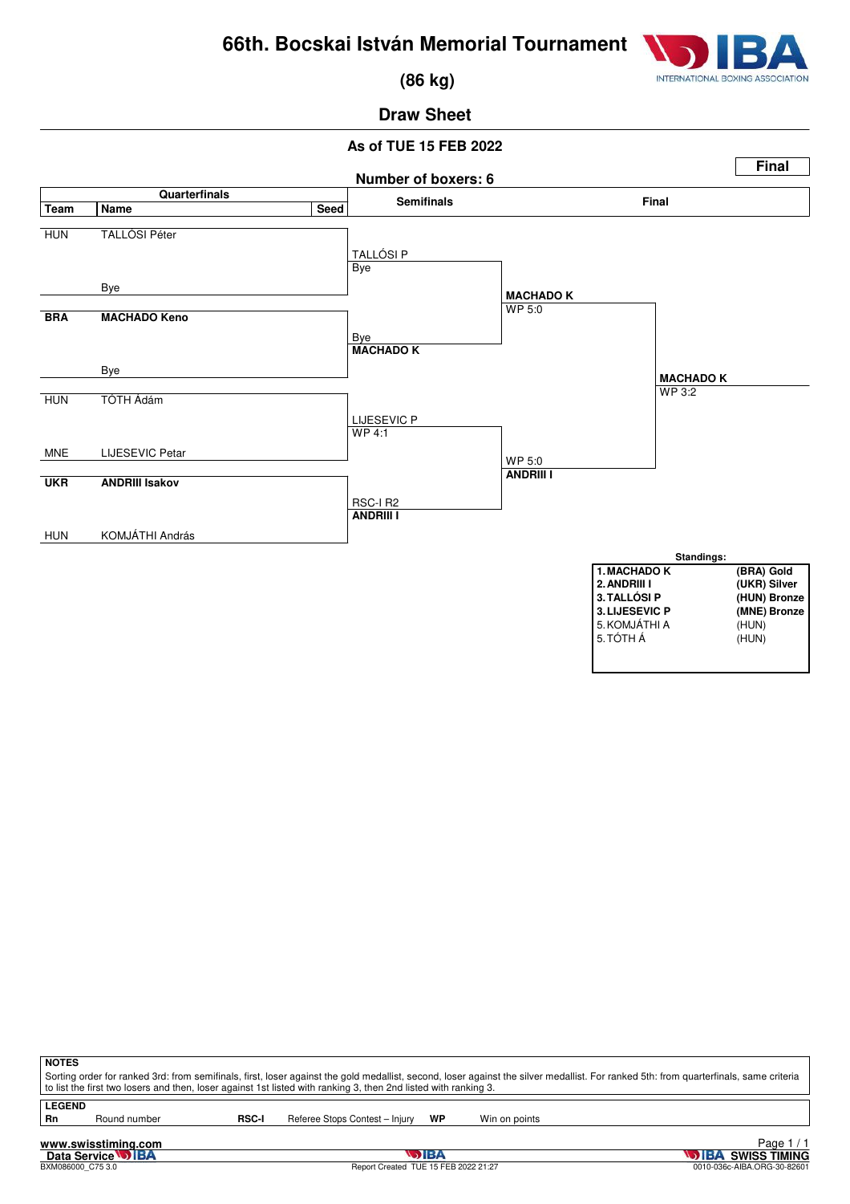# 66th. Bocskai István Memorial Tournament

## (86 kg)

## Draw Sheet

**As of TUE 15 FEB 2022**

**Final**

**Number of boxers: 6**

| Team | Name | Seed | Semifinals | Final | |
|---|---|---|---|---|---|
| HUN | TALLÓSI Péter | | TALLÓSI P / Bye | | |
| | Bye | | | MACHADO K / WP 5:0 | |
| **BRA** | **MACHADO Keno** | | Bye / **MACHADO K** | | |
| | Bye | | | | **MACHADO K** / WP 3:2 |
| HUN | TÓTH Ádám | | LIJESEVIC P / WP 4:1 | | |
| MNE | LIJESEVIC Petar | | | WP 5:0 / **ANDRIII I** | |
| **UKR** | **ANDRIII Isakov** | | RSC-I R2 / **ANDRIII I** | | |
| HUN | KOMJÁTHI András | | | | |

**Standings:**

| Rank | Name | Team / Medal |
|---|---|---|
| **1.** | **MACHADO K** | **(BRA) Gold** |
| **2.** | **ANDRIII I** | **(UKR) Silver** |
| **3.** | **TALLÓSI P** | **(HUN) Bronze** |
| **3.** | **LIJESEVIC P** | **(MNE) Bronze** |
| 5. | KOMJÁTHI A | (HUN) |
| 5. | TÓTH Á | (HUN) |

**NOTES**

Sorting order for ranked 3rd: from semifinals, first, loser against the gold medallist, second, loser against the silver medallist. For ranked 5th: from quarterfinals, same criteria to list the first two losers and then, loser against 1st listed with ranking 3, then 2nd listed with ranking 3.

**LEGEND**

| | | | | | |
|---|---|---|---|---|---|
| **Rn** | Round number | **RSC-I** | Referee Stops Contest – Injury | **WP** | Win on points |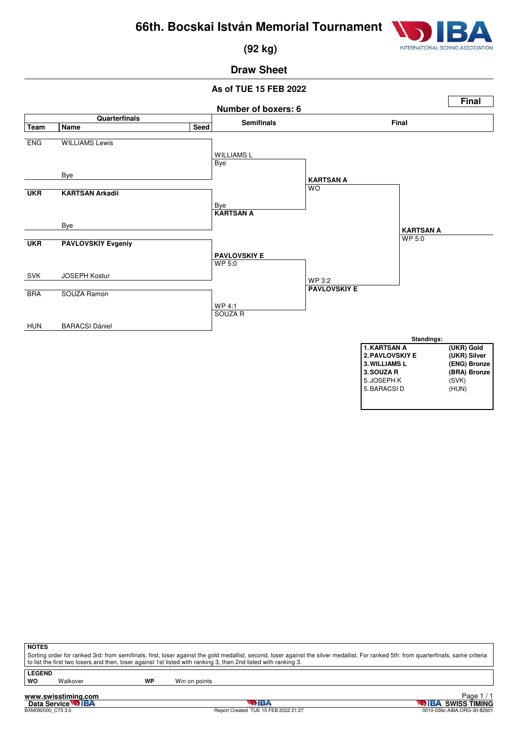# 66th. Bocskai István Memorial Tournament

## (92 kg)

### Draw Sheet

**As of TUE 15 FEB 2022**

**Final**

**Number of boxers: 6**

| Team | Name | Seed | Semifinals | Final | |
|---|---|---|---|---|---|
| ENG | WILLIAMS Lewis | | WILLIAMS L / Bye | | |
| | Bye | | | KARTSAN A / WO | |
| **UKR** | **KARTSAN Arkadii** | | Bye / **KARTSAN A** | | |
| | Bye | | | | **KARTSAN A** / WP 5:0 |
| **UKR** | **PAVLOVSKIY Evgeniy** | | **PAVLOVSKIY E** / WP 5:0 | | |
| SVK | JOSEPH Kostur | | | WP 3:2 / **PAVLOVSKIY E** | |
| BRA | SOUZA Ramon | | WP 4:1 / SOUZA R | | |
| HUN | BARACSI Dániel | | | | |

**Standings:**

| | |
|---|---|
| **1. KARTSAN A** | **(UKR) Gold** |
| **2. PAVLOVSKIY E** | **(UKR) Silver** |
| **3. WILLIAMS L** | **(ENG) Bronze** |
| **3. SOUZA R** | **(BRA) Bronze** |
| 5. JOSEPH K | (SVK) |
| 5. BARACSI D | (HUN) |

**NOTES**

Sorting order for ranked 3rd: from semifinals, first, loser against the gold medallist, second, loser against the silver medallist. For ranked 5th: from quarterfinals, same criteria to list the first two losers and then, loser against 1st listed with ranking 3, then 2nd listed with ranking 3.

**LEGEND**

| | | | |
|---|---|---|---|
| **WO** | Walkover | **WP** | Win on points |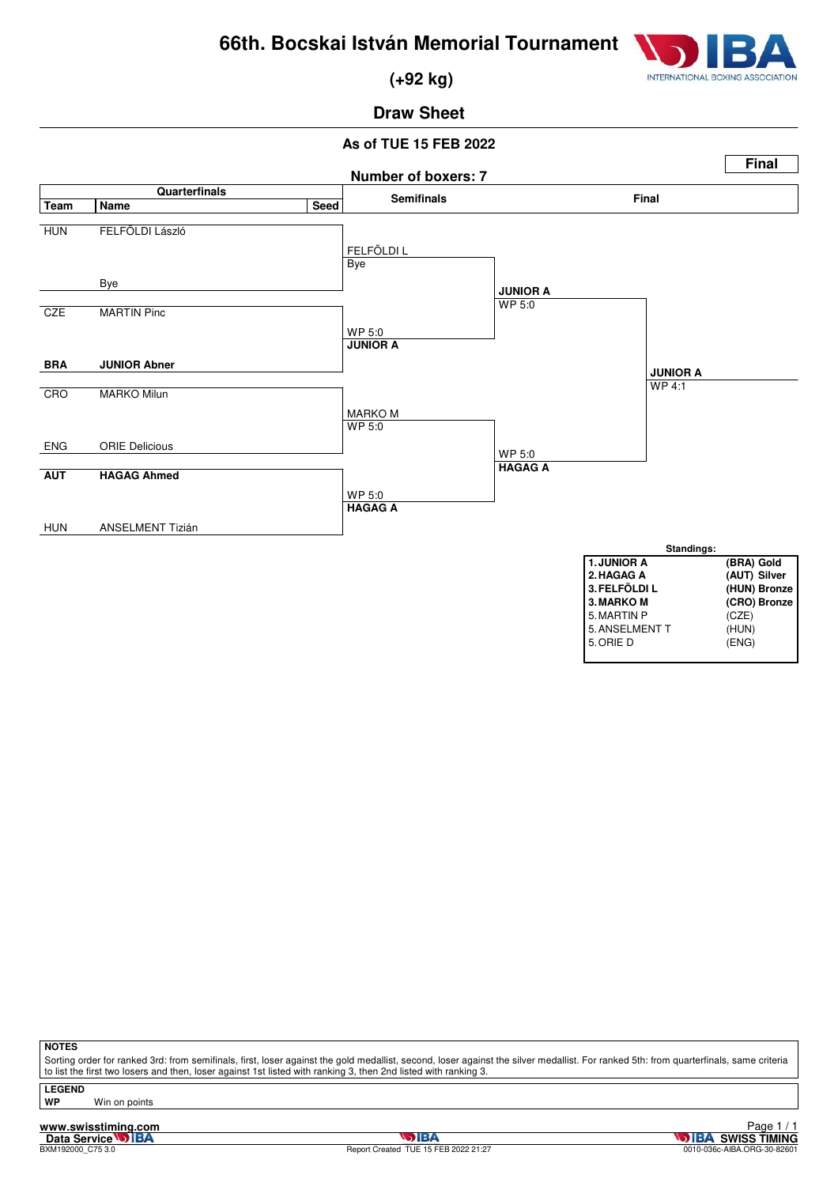# 66th. Bocskai István Memorial Tournament

## (+92 kg)

## Draw Sheet

### As of TUE 15 FEB 2022

**Final**

Number of boxers: 7

| Team | Name | Seed | Semifinals | Final | |
|---|---|---|---|---|---|
| HUN | FELFÖLDI László | | FELFÖLDI L Bye | | |
| | Bye | | | JUNIOR A WP 5:0 | |
| CZE | MARTIN Pinc | | WP 5:0 **JUNIOR A** | | |
| **BRA** | **JUNIOR Abner** | | | | **JUNIOR A** WP 4:1 |
| CRO | MARKO Milun | | MARKO M WP 5:0 | | |
| ENG | ORIE Delicious | | | WP 5:0 **HAGAG A** | |
| **AUT** | **HAGAG Ahmed** | | WP 5:0 **HAGAG A** | | |
| HUN | ANSELMENT Tizián | | | | |

**Standings:**

| | | |
|---|---|---|
| **1.** | **JUNIOR A** | **(BRA) Gold** |
| **2.** | **HAGAG A** | **(AUT) Silver** |
| **3.** | **FELFÖLDI L** | **(HUN) Bronze** |
| **3.** | **MARKO M** | **(CRO) Bronze** |
| 5. | MARTIN P | (CZE) |
| 5. | ANSELMENT T | (HUN) |
| 5. | ORIE D | (ENG) |

**NOTES**

Sorting order for ranked 3rd: from semifinals, first, loser against the gold medallist, second, loser against the silver medallist. For ranked 5th: from quarterfinals, same criteria to list the first two losers and then, loser against 1st listed with ranking 3, then 2nd listed with ranking 3.

**LEGEND**

**WP** Win on points

www.swisstiming.com

Data Service IBA

BXM192000_C75 3.0

Report Created TUE 15 FEB 2022 21:27

IBA SWISS TIMING

0010-036c-AIBA.ORG-30-82601